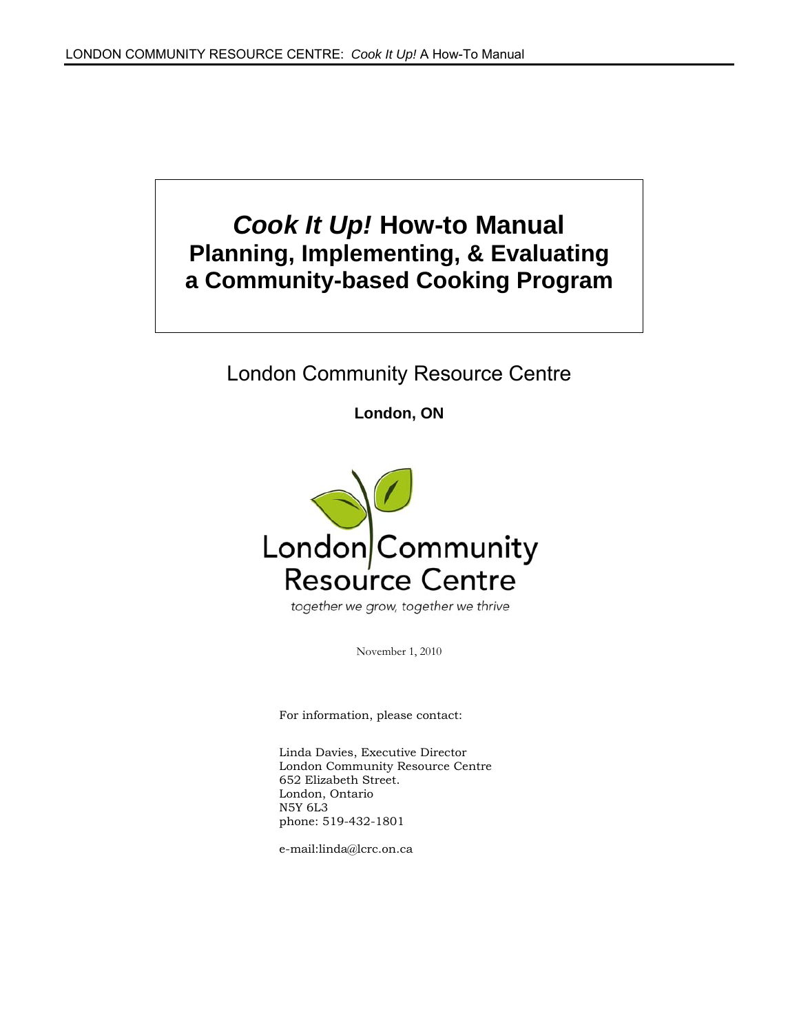# *Cook It Up!* How-to Manual
## Planning, Implementing, & Evaluating a Community-based Cooking Program

London Community Resource Centre

**London, ON**

London Community Resource Centre

*together we grow, together we thrive*

November 1, 2010

For information, please contact:

Linda Davies, Executive Director
London Community Resource Centre
652 Elizabeth Street.
London, Ontario
N5Y 6L3
phone: 519-432-1801

e-mail:linda@lcrc.on.ca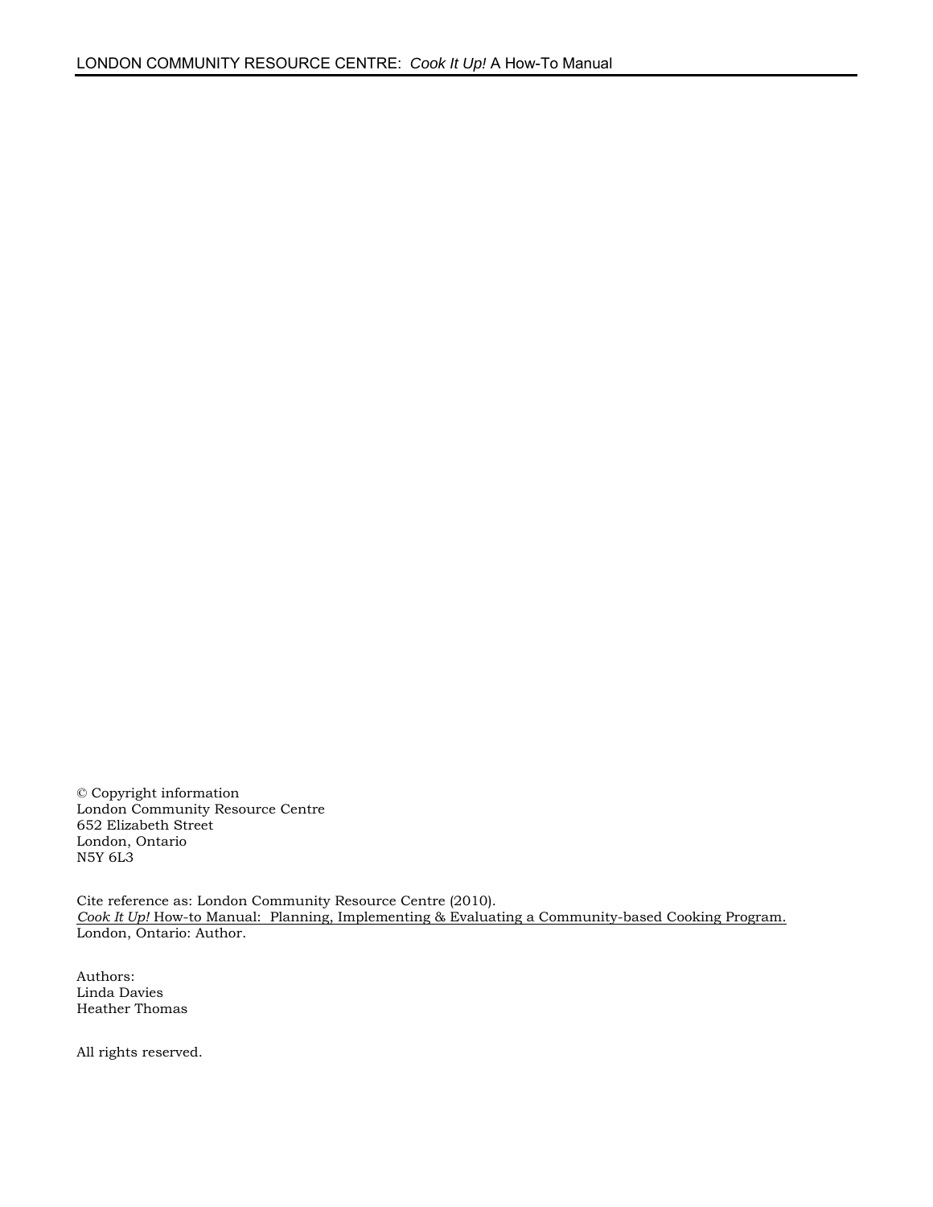© Copyright information
London Community Resource Centre
652 Elizabeth Street
London, Ontario
N5Y 6L3

Cite reference as: London Community Resource Centre (2010).
*Cook It Up!* How-to Manual: Planning, Implementing & Evaluating a Community-based Cooking Program.
London, Ontario: Author.

Authors:
Linda Davies
Heather Thomas

All rights reserved.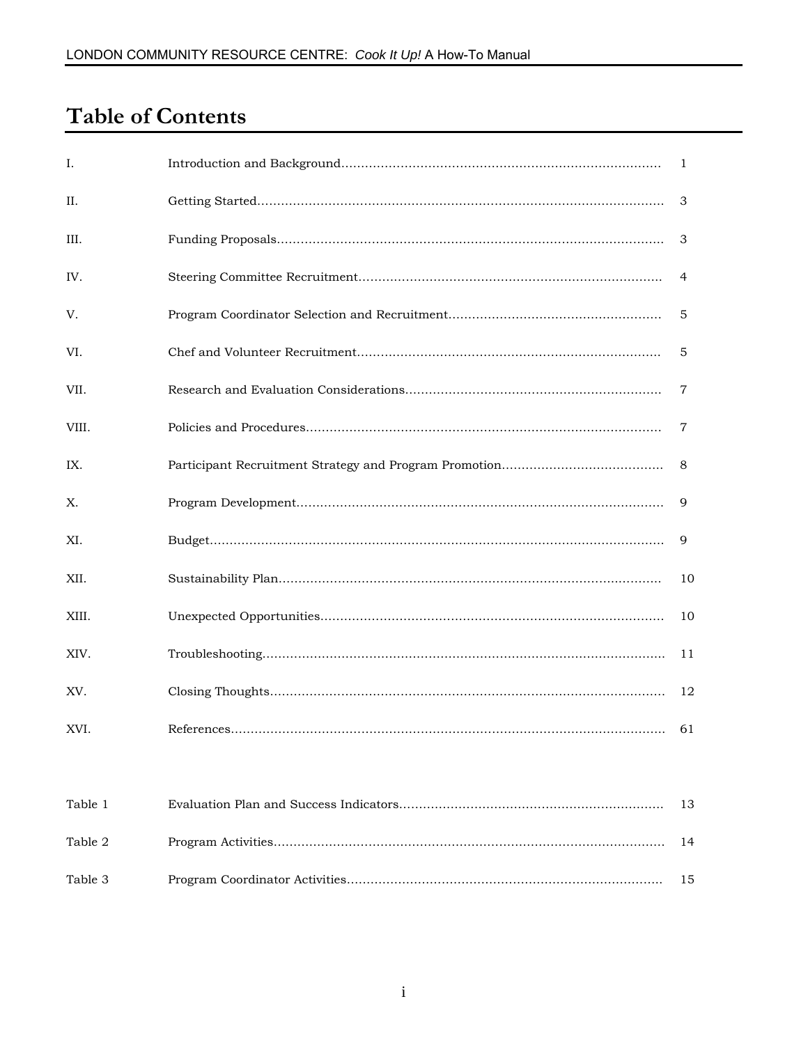# Table of Contents

| | | |
|---|---|---|
| I. | Introduction and Background | 1 |
| II. | Getting Started | 3 |
| III. | Funding Proposals | 3 |
| IV. | Steering Committee Recruitment | 4 |
| V. | Program Coordinator Selection and Recruitment | 5 |
| VI. | Chef and Volunteer Recruitment | 5 |
| VII. | Research and Evaluation Considerations | 7 |
| VIII. | Policies and Procedures | 7 |
| IX. | Participant Recruitment Strategy and Program Promotion | 8 |
| X. | Program Development | 9 |
| XI. | Budget | 9 |
| XII. | Sustainability Plan | 10 |
| XIII. | Unexpected Opportunities | 10 |
| XIV. | Troubleshooting | 11 |
| XV. | Closing Thoughts | 12 |
| XVI. | References | 61 |

| | | |
|---|---|---|
| Table 1 | Evaluation Plan and Success Indicators | 13 |
| Table 2 | Program Activities | 14 |
| Table 3 | Program Coordinator Activities | 15 |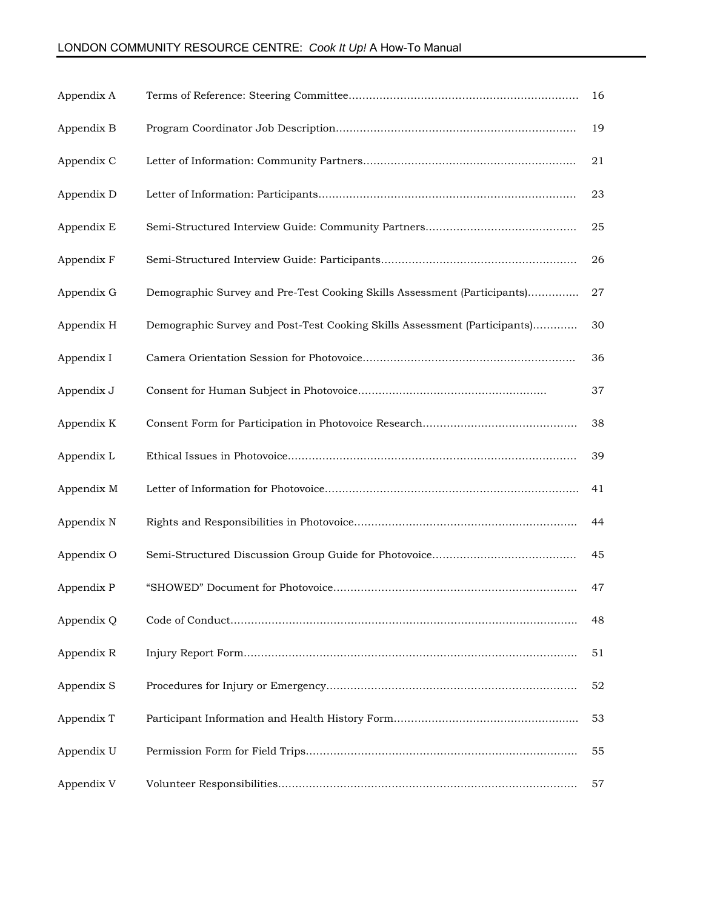| | | |
|---|---|---|
| Appendix A | Terms of Reference: Steering Committee | 16 |
| Appendix B | Program Coordinator Job Description | 19 |
| Appendix C | Letter of Information: Community Partners | 21 |
| Appendix D | Letter of Information: Participants | 23 |
| Appendix E | Semi-Structured Interview Guide: Community Partners | 25 |
| Appendix F | Semi-Structured Interview Guide: Participants | 26 |
| Appendix G | Demographic Survey and Pre-Test Cooking Skills Assessment (Participants) | 27 |
| Appendix H | Demographic Survey and Post-Test Cooking Skills Assessment (Participants) | 30 |
| Appendix I | Camera Orientation Session for Photovoice | 36 |
| Appendix J | Consent for Human Subject in Photovoice | 37 |
| Appendix K | Consent Form for Participation in Photovoice Research | 38 |
| Appendix L | Ethical Issues in Photovoice | 39 |
| Appendix M | Letter of Information for Photovoice | 41 |
| Appendix N | Rights and Responsibilities in Photovoice | 44 |
| Appendix O | Semi-Structured Discussion Group Guide for Photovoice | 45 |
| Appendix P | "SHOWED" Document for Photovoice | 47 |
| Appendix Q | Code of Conduct | 48 |
| Appendix R | Injury Report Form | 51 |
| Appendix S | Procedures for Injury or Emergency | 52 |
| Appendix T | Participant Information and Health History Form | 53 |
| Appendix U | Permission Form for Field Trips | 55 |
| Appendix V | Volunteer Responsibilities | 57 |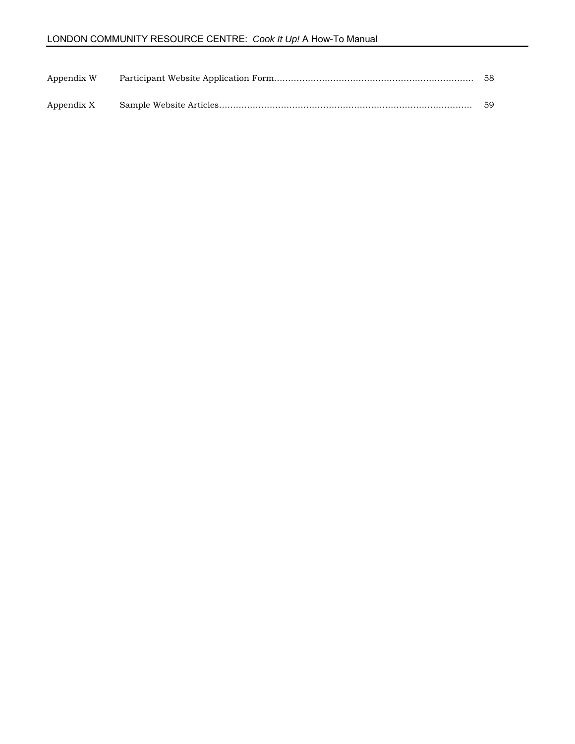| | | |
|---|---|---|
| Appendix W | Participant Website Application Form | 58 |
| Appendix X | Sample Website Articles | 59 |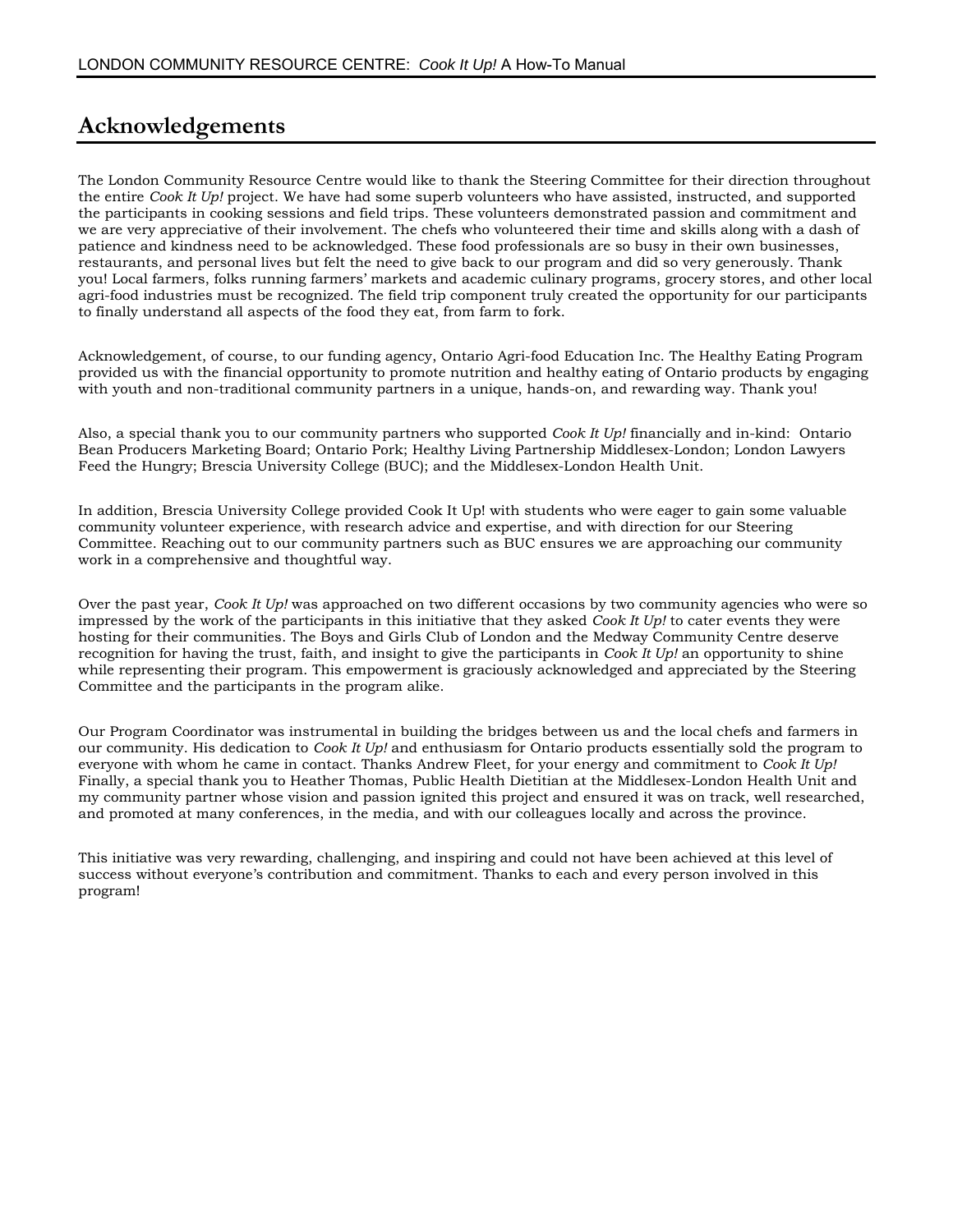# Acknowledgements

The London Community Resource Centre would like to thank the Steering Committee for their direction throughout the entire *Cook It Up!* project. We have had some superb volunteers who have assisted, instructed, and supported the participants in cooking sessions and field trips. These volunteers demonstrated passion and commitment and we are very appreciative of their involvement. The chefs who volunteered their time and skills along with a dash of patience and kindness need to be acknowledged. These food professionals are so busy in their own businesses, restaurants, and personal lives but felt the need to give back to our program and did so very generously. Thank you! Local farmers, folks running farmers' markets and academic culinary programs, grocery stores, and other local agri-food industries must be recognized. The field trip component truly created the opportunity for our participants to finally understand all aspects of the food they eat, from farm to fork.

Acknowledgement, of course, to our funding agency, Ontario Agri-food Education Inc. The Healthy Eating Program provided us with the financial opportunity to promote nutrition and healthy eating of Ontario products by engaging with youth and non-traditional community partners in a unique, hands-on, and rewarding way. Thank you!

Also, a special thank you to our community partners who supported *Cook It Up!* financially and in-kind: Ontario Bean Producers Marketing Board; Ontario Pork; Healthy Living Partnership Middlesex-London; London Lawyers Feed the Hungry; Brescia University College (BUC); and the Middlesex-London Health Unit.

In addition, Brescia University College provided Cook It Up! with students who were eager to gain some valuable community volunteer experience, with research advice and expertise, and with direction for our Steering Committee. Reaching out to our community partners such as BUC ensures we are approaching our community work in a comprehensive and thoughtful way.

Over the past year, *Cook It Up!* was approached on two different occasions by two community agencies who were so impressed by the work of the participants in this initiative that they asked *Cook It Up!* to cater events they were hosting for their communities. The Boys and Girls Club of London and the Medway Community Centre deserve recognition for having the trust, faith, and insight to give the participants in *Cook It Up!* an opportunity to shine while representing their program. This empowerment is graciously acknowledged and appreciated by the Steering Committee and the participants in the program alike.

Our Program Coordinator was instrumental in building the bridges between us and the local chefs and farmers in our community. His dedication to *Cook It Up!* and enthusiasm for Ontario products essentially sold the program to everyone with whom he came in contact. Thanks Andrew Fleet, for your energy and commitment to *Cook It Up!* Finally, a special thank you to Heather Thomas, Public Health Dietitian at the Middlesex-London Health Unit and my community partner whose vision and passion ignited this project and ensured it was on track, well researched, and promoted at many conferences, in the media, and with our colleagues locally and across the province.

This initiative was very rewarding, challenging, and inspiring and could not have been achieved at this level of success without everyone's contribution and commitment. Thanks to each and every person involved in this program!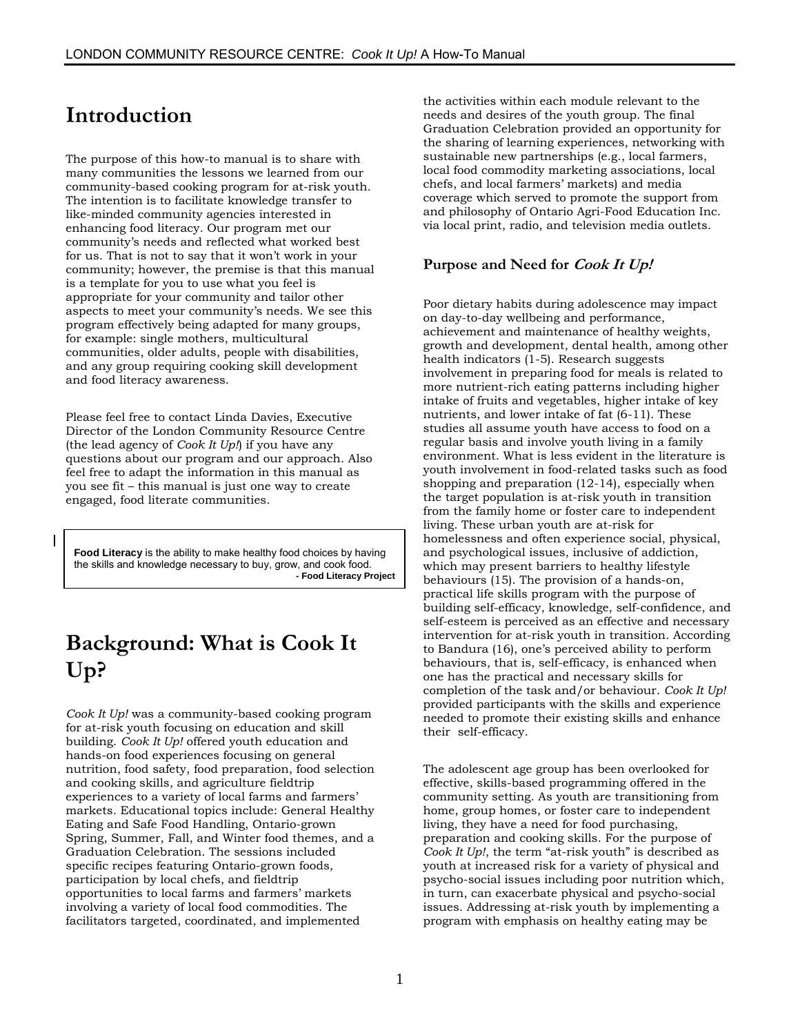# Introduction

The purpose of this how-to manual is to share with many communities the lessons we learned from our community-based cooking program for at-risk youth. The intention is to facilitate knowledge transfer to like-minded community agencies interested in enhancing food literacy. Our program met our community's needs and reflected what worked best for us. That is not to say that it won't work in your community; however, the premise is that this manual is a template for you to use what you feel is appropriate for your community and tailor other aspects to meet your community's needs. We see this program effectively being adapted for many groups, for example: single mothers, multicultural communities, older adults, people with disabilities, and any group requiring cooking skill development and food literacy awareness.

Please feel free to contact Linda Davies, Executive Director of the London Community Resource Centre (the lead agency of *Cook It Up!*) if you have any questions about our program and our approach. Also feel free to adapt the information in this manual as you see fit – this manual is just one way to create engaged, food literate communities.

> **Food Literacy** is the ability to make healthy food choices by having the skills and knowledge necessary to buy, grow, and cook food.
> **- Food Literacy Project**

# Background: What is Cook It Up?

*Cook It Up!* was a community-based cooking program for at-risk youth focusing on education and skill building. *Cook It Up!* offered youth education and hands-on food experiences focusing on general nutrition, food safety, food preparation, food selection and cooking skills, and agriculture fieldtrip experiences to a variety of local farms and farmers' markets. Educational topics include: General Healthy Eating and Safe Food Handling, Ontario-grown Spring, Summer, Fall, and Winter food themes, and a Graduation Celebration. The sessions included specific recipes featuring Ontario-grown foods, participation by local chefs, and fieldtrip opportunities to local farms and farmers' markets involving a variety of local food commodities. The facilitators targeted, coordinated, and implemented the activities within each module relevant to the needs and desires of the youth group. The final Graduation Celebration provided an opportunity for the sharing of learning experiences, networking with sustainable new partnerships (e.g., local farmers, local food commodity marketing associations, local chefs, and local farmers' markets) and media coverage which served to promote the support from and philosophy of Ontario Agri-Food Education Inc. via local print, radio, and television media outlets.

### Purpose and Need for *Cook It Up!*

Poor dietary habits during adolescence may impact on day-to-day wellbeing and performance, achievement and maintenance of healthy weights, growth and development, dental health, among other health indicators (1-5). Research suggests involvement in preparing food for meals is related to more nutrient-rich eating patterns including higher intake of fruits and vegetables, higher intake of key nutrients, and lower intake of fat (6-11). These studies all assume youth have access to food on a regular basis and involve youth living in a family environment. What is less evident in the literature is youth involvement in food-related tasks such as food shopping and preparation (12-14), especially when the target population is at-risk youth in transition from the family home or foster care to independent living. These urban youth are at-risk for homelessness and often experience social, physical, and psychological issues, inclusive of addiction, which may present barriers to healthy lifestyle behaviours (15). The provision of a hands-on, practical life skills program with the purpose of building self-efficacy, knowledge, self-confidence, and self-esteem is perceived as an effective and necessary intervention for at-risk youth in transition. According to Bandura (16), one's perceived ability to perform behaviours, that is, self-efficacy, is enhanced when one has the practical and necessary skills for completion of the task and/or behaviour. *Cook It Up!* provided participants with the skills and experience needed to promote their existing skills and enhance their self-efficacy.

The adolescent age group has been overlooked for effective, skills-based programming offered in the community setting. As youth are transitioning from home, group homes, or foster care to independent living, they have a need for food purchasing, preparation and cooking skills. For the purpose of *Cook It Up!*, the term "at-risk youth" is described as youth at increased risk for a variety of physical and psycho-social issues including poor nutrition which, in turn, can exacerbate physical and psycho-social issues. Addressing at-risk youth by implementing a program with emphasis on healthy eating may be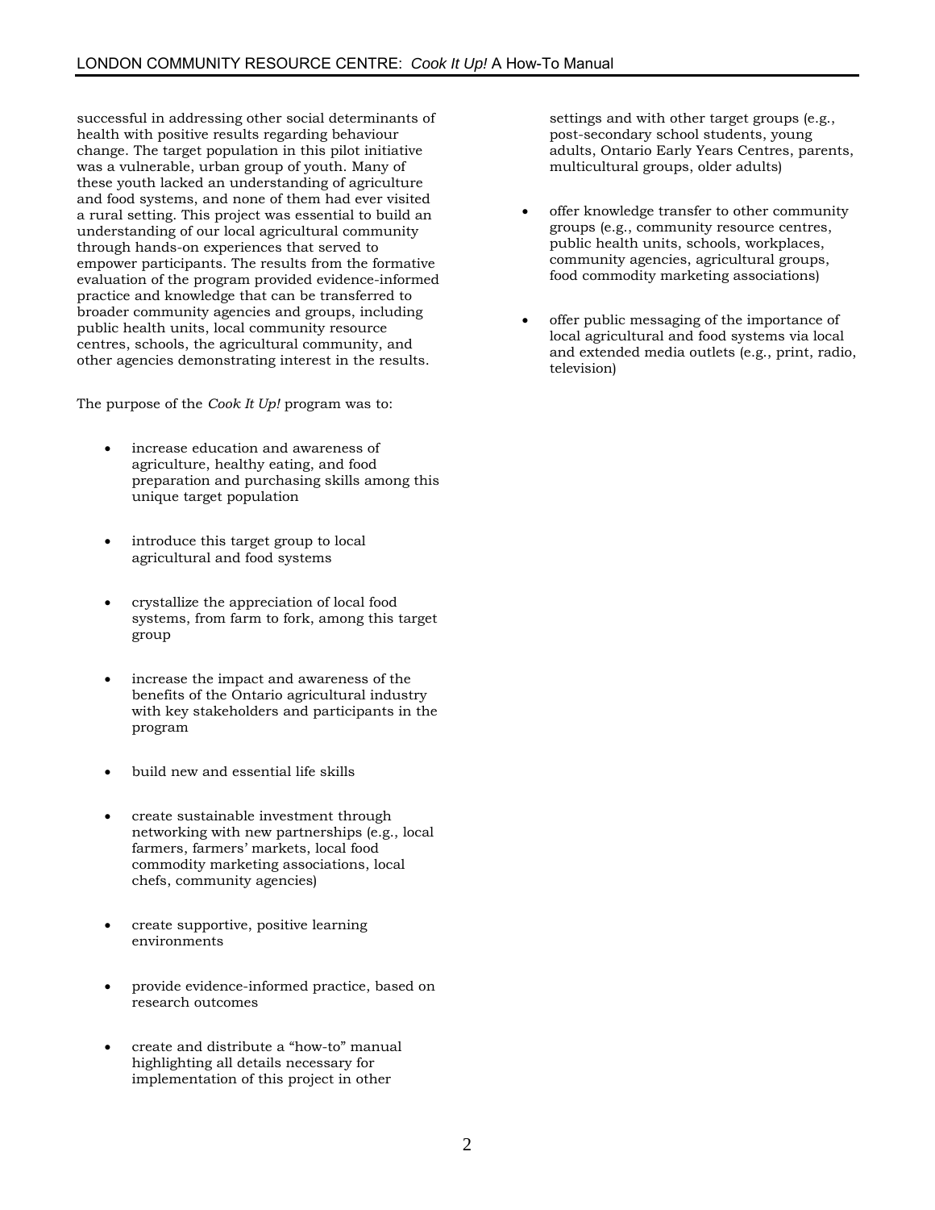successful in addressing other social determinants of health with positive results regarding behaviour change. The target population in this pilot initiative was a vulnerable, urban group of youth. Many of these youth lacked an understanding of agriculture and food systems, and none of them had ever visited a rural setting. This project was essential to build an understanding of our local agricultural community through hands-on experiences that served to empower participants. The results from the formative evaluation of the program provided evidence-informed practice and knowledge that can be transferred to broader community agencies and groups, including public health units, local community resource centres, schools, the agricultural community, and other agencies demonstrating interest in the results.

The purpose of the *Cook It Up!* program was to:

- increase education and awareness of agriculture, healthy eating, and food preparation and purchasing skills among this unique target population
- introduce this target group to local agricultural and food systems
- crystallize the appreciation of local food systems, from farm to fork, among this target group
- increase the impact and awareness of the benefits of the Ontario agricultural industry with key stakeholders and participants in the program
- build new and essential life skills
- create sustainable investment through networking with new partnerships (e.g., local farmers, farmers' markets, local food commodity marketing associations, local chefs, community agencies)
- create supportive, positive learning environments
- provide evidence-informed practice, based on research outcomes
- create and distribute a "how-to" manual highlighting all details necessary for implementation of this project in other settings and with other target groups (e.g., post-secondary school students, young adults, Ontario Early Years Centres, parents, multicultural groups, older adults)
- offer knowledge transfer to other community groups (e.g., community resource centres, public health units, schools, workplaces, community agencies, agricultural groups, food commodity marketing associations)
- offer public messaging of the importance of local agricultural and food systems via local and extended media outlets (e.g., print, radio, television)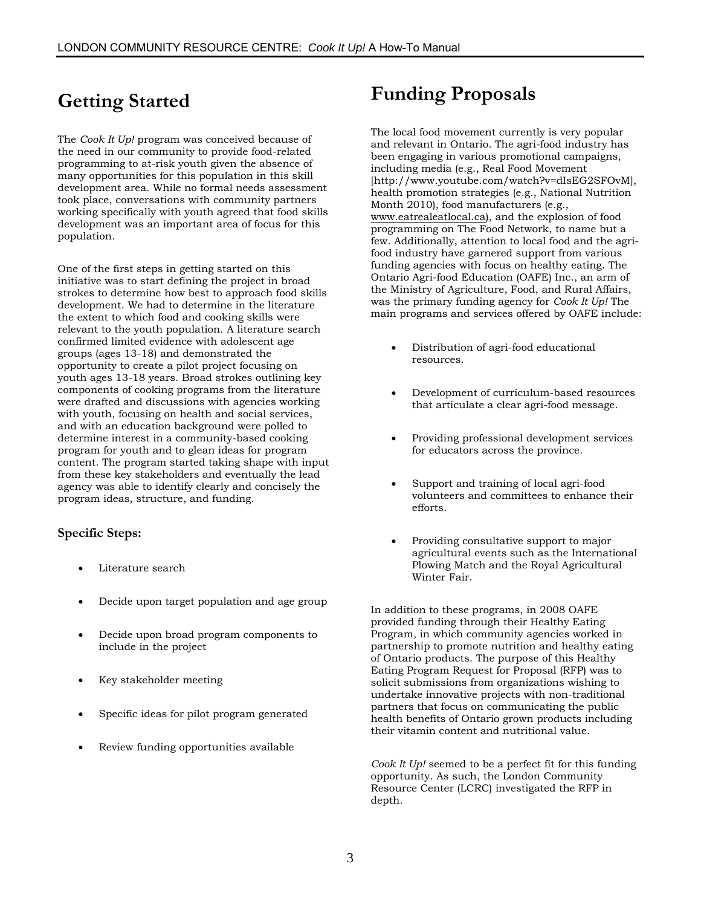# Getting Started

The *Cook It Up!* program was conceived because of the need in our community to provide food-related programming to at-risk youth given the absence of many opportunities for this population in this skill development area. While no formal needs assessment took place, conversations with community partners working specifically with youth agreed that food skills development was an important area of focus for this population.

One of the first steps in getting started on this initiative was to start defining the project in broad strokes to determine how best to approach food skills development. We had to determine in the literature the extent to which food and cooking skills were relevant to the youth population. A literature search confirmed limited evidence with adolescent age groups (ages 13-18) and demonstrated the opportunity to create a pilot project focusing on youth ages 13-18 years. Broad strokes outlining key components of cooking programs from the literature were drafted and discussions with agencies working with youth, focusing on health and social services, and with an education background were polled to determine interest in a community-based cooking program for youth and to glean ideas for program content. The program started taking shape with input from these key stakeholders and eventually the lead agency was able to identify clearly and concisely the program ideas, structure, and funding.

### Specific Steps:

- Literature search
- Decide upon target population and age group
- Decide upon broad program components to include in the project
- Key stakeholder meeting
- Specific ideas for pilot program generated
- Review funding opportunities available

# Funding Proposals

The local food movement currently is very popular and relevant in Ontario. The agri-food industry has been engaging in various promotional campaigns, including media (e.g., Real Food Movement [http://www.youtube.com/watch?v=dIsEG2SFOvM], health promotion strategies (e.g., National Nutrition Month 2010), food manufacturers (e.g., www.eatrealeatlocal.ca), and the explosion of food programming on The Food Network, to name but a few. Additionally, attention to local food and the agri-food industry have garnered support from various funding agencies with focus on healthy eating. The Ontario Agri-food Education (OAFE) Inc., an arm of the Ministry of Agriculture, Food, and Rural Affairs, was the primary funding agency for *Cook It Up!* The main programs and services offered by OAFE include:

- Distribution of agri-food educational resources.
- Development of curriculum-based resources that articulate a clear agri-food message.
- Providing professional development services for educators across the province.
- Support and training of local agri-food volunteers and committees to enhance their efforts.
- Providing consultative support to major agricultural events such as the International Plowing Match and the Royal Agricultural Winter Fair.

In addition to these programs, in 2008 OAFE provided funding through their Healthy Eating Program, in which community agencies worked in partnership to promote nutrition and healthy eating of Ontario products. The purpose of this Healthy Eating Program Request for Proposal (RFP) was to solicit submissions from organizations wishing to undertake innovative projects with non-traditional partners that focus on communicating the public health benefits of Ontario grown products including their vitamin content and nutritional value.

*Cook It Up!* seemed to be a perfect fit for this funding opportunity. As such, the London Community Resource Center (LCRC) investigated the RFP in depth.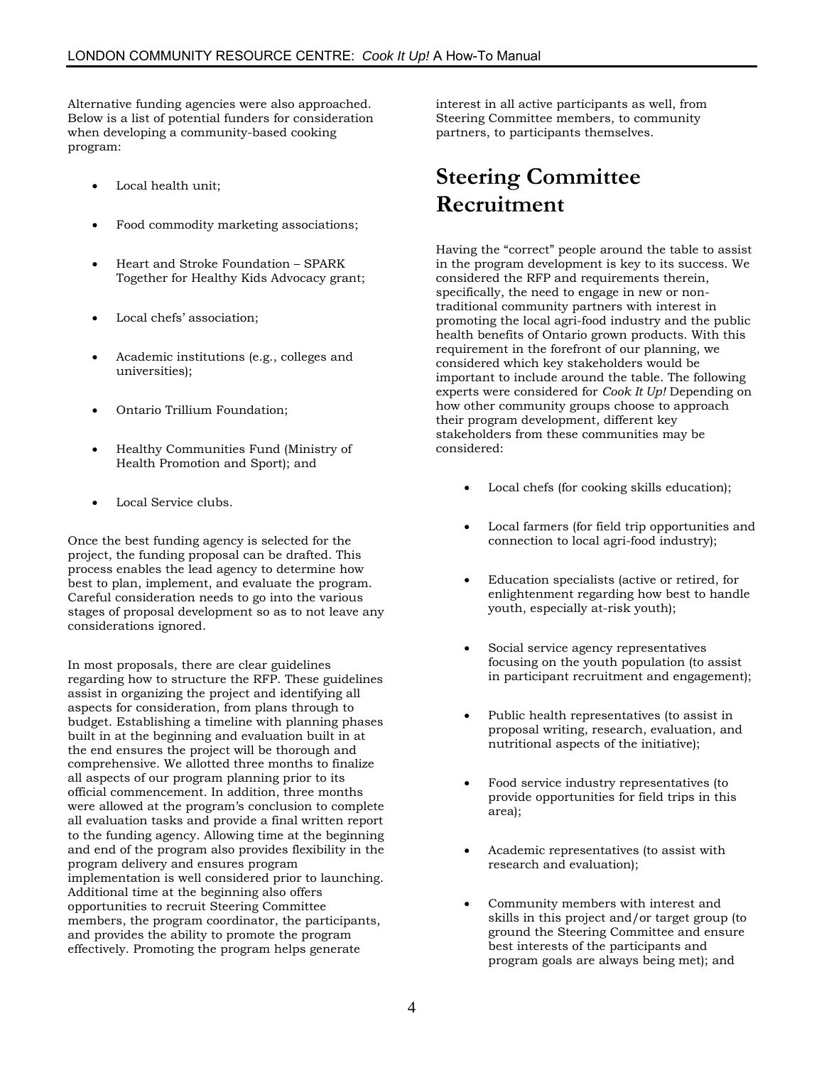Alternative funding agencies were also approached. Below is a list of potential funders for consideration when developing a community-based cooking program:

- Local health unit;
- Food commodity marketing associations;
- Heart and Stroke Foundation – SPARK Together for Healthy Kids Advocacy grant;
- Local chefs' association;
- Academic institutions (e.g., colleges and universities);
- Ontario Trillium Foundation;
- Healthy Communities Fund (Ministry of Health Promotion and Sport); and
- Local Service clubs.

Once the best funding agency is selected for the project, the funding proposal can be drafted. This process enables the lead agency to determine how best to plan, implement, and evaluate the program. Careful consideration needs to go into the various stages of proposal development so as to not leave any considerations ignored.

In most proposals, there are clear guidelines regarding how to structure the RFP. These guidelines assist in organizing the project and identifying all aspects for consideration, from plans through to budget. Establishing a timeline with planning phases built in at the beginning and evaluation built in at the end ensures the project will be thorough and comprehensive. We allotted three months to finalize all aspects of our program planning prior to its official commencement. In addition, three months were allowed at the program's conclusion to complete all evaluation tasks and provide a final written report to the funding agency. Allowing time at the beginning and end of the program also provides flexibility in the program delivery and ensures program implementation is well considered prior to launching. Additional time at the beginning also offers opportunities to recruit Steering Committee members, the program coordinator, the participants, and provides the ability to promote the program effectively. Promoting the program helps generate interest in all active participants as well, from Steering Committee members, to community partners, to participants themselves.

# Steering Committee Recruitment

Having the "correct" people around the table to assist in the program development is key to its success. We considered the RFP and requirements therein, specifically, the need to engage in new or non-traditional community partners with interest in promoting the local agri-food industry and the public health benefits of Ontario grown products. With this requirement in the forefront of our planning, we considered which key stakeholders would be important to include around the table. The following experts were considered for *Cook It Up!* Depending on how other community groups choose to approach their program development, different key stakeholders from these communities may be considered:

- Local chefs (for cooking skills education);
- Local farmers (for field trip opportunities and connection to local agri-food industry);
- Education specialists (active or retired, for enlightenment regarding how best to handle youth, especially at-risk youth);
- Social service agency representatives focusing on the youth population (to assist in participant recruitment and engagement);
- Public health representatives (to assist in proposal writing, research, evaluation, and nutritional aspects of the initiative);
- Food service industry representatives (to provide opportunities for field trips in this area);
- Academic representatives (to assist with research and evaluation);
- Community members with interest and skills in this project and/or target group (to ground the Steering Committee and ensure best interests of the participants and program goals are always being met); and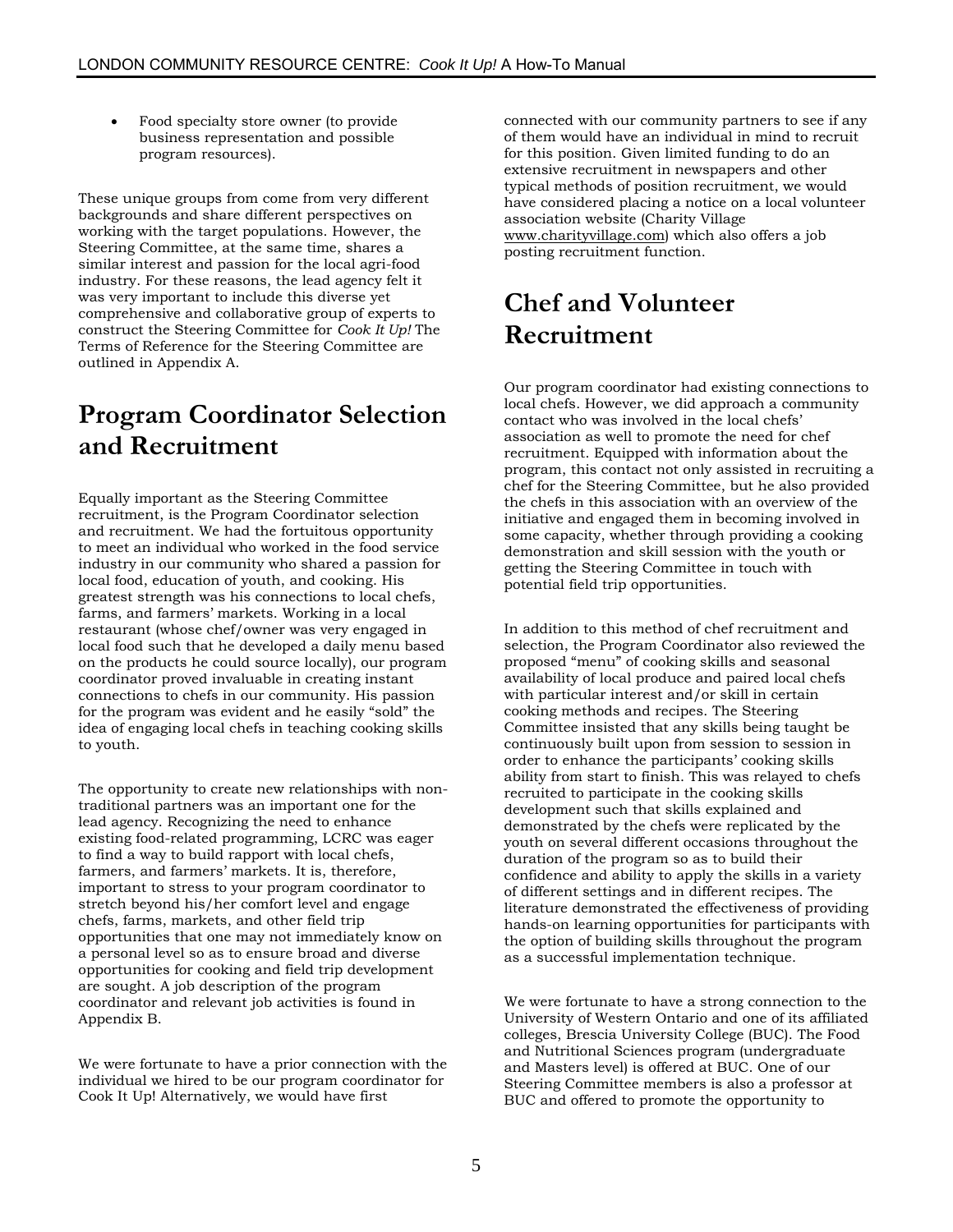- Food specialty store owner (to provide business representation and possible program resources).

These unique groups from come from very different backgrounds and share different perspectives on working with the target populations. However, the Steering Committee, at the same time, shares a similar interest and passion for the local agri-food industry. For these reasons, the lead agency felt it was very important to include this diverse yet comprehensive and collaborative group of experts to construct the Steering Committee for *Cook It Up!* The Terms of Reference for the Steering Committee are outlined in Appendix A.

# Program Coordinator Selection and Recruitment

Equally important as the Steering Committee recruitment, is the Program Coordinator selection and recruitment. We had the fortuitous opportunity to meet an individual who worked in the food service industry in our community who shared a passion for local food, education of youth, and cooking. His greatest strength was his connections to local chefs, farms, and farmers' markets. Working in a local restaurant (whose chef/owner was very engaged in local food such that he developed a daily menu based on the products he could source locally), our program coordinator proved invaluable in creating instant connections to chefs in our community. His passion for the program was evident and he easily "sold" the idea of engaging local chefs in teaching cooking skills to youth.

The opportunity to create new relationships with non-traditional partners was an important one for the lead agency. Recognizing the need to enhance existing food-related programming, LCRC was eager to find a way to build rapport with local chefs, farmers, and farmers' markets. It is, therefore, important to stress to your program coordinator to stretch beyond his/her comfort level and engage chefs, farms, markets, and other field trip opportunities that one may not immediately know on a personal level so as to ensure broad and diverse opportunities for cooking and field trip development are sought. A job description of the program coordinator and relevant job activities is found in Appendix B.

We were fortunate to have a prior connection with the individual we hired to be our program coordinator for Cook It Up! Alternatively, we would have first connected with our community partners to see if any of them would have an individual in mind to recruit for this position. Given limited funding to do an extensive recruitment in newspapers and other typical methods of position recruitment, we would have considered placing a notice on a local volunteer association website (Charity Village www.charityvillage.com) which also offers a job posting recruitment function.

# Chef and Volunteer Recruitment

Our program coordinator had existing connections to local chefs. However, we did approach a community contact who was involved in the local chefs' association as well to promote the need for chef recruitment. Equipped with information about the program, this contact not only assisted in recruiting a chef for the Steering Committee, but he also provided the chefs in this association with an overview of the initiative and engaged them in becoming involved in some capacity, whether through providing a cooking demonstration and skill session with the youth or getting the Steering Committee in touch with potential field trip opportunities.

In addition to this method of chef recruitment and selection, the Program Coordinator also reviewed the proposed "menu" of cooking skills and seasonal availability of local produce and paired local chefs with particular interest and/or skill in certain cooking methods and recipes. The Steering Committee insisted that any skills being taught be continuously built upon from session to session in order to enhance the participants' cooking skills ability from start to finish. This was relayed to chefs recruited to participate in the cooking skills development such that skills explained and demonstrated by the chefs were replicated by the youth on several different occasions throughout the duration of the program so as to build their confidence and ability to apply the skills in a variety of different settings and in different recipes. The literature demonstrated the effectiveness of providing hands-on learning opportunities for participants with the option of building skills throughout the program as a successful implementation technique.

We were fortunate to have a strong connection to the University of Western Ontario and one of its affiliated colleges, Brescia University College (BUC). The Food and Nutritional Sciences program (undergraduate and Masters level) is offered at BUC. One of our Steering Committee members is also a professor at BUC and offered to promote the opportunity to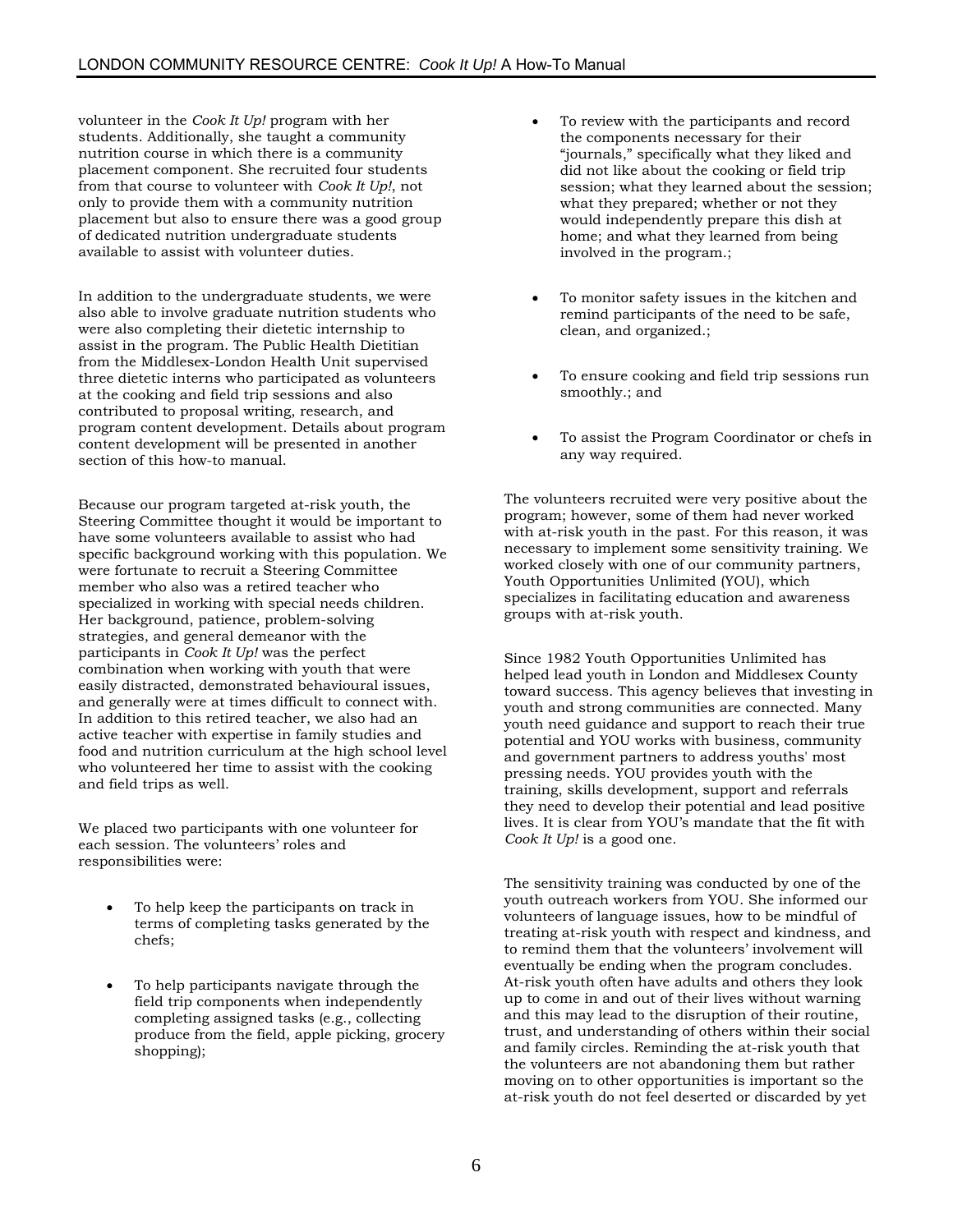volunteer in the *Cook It Up!* program with her students. Additionally, she taught a community nutrition course in which there is a community placement component. She recruited four students from that course to volunteer with *Cook It Up!*, not only to provide them with a community nutrition placement but also to ensure there was a good group of dedicated nutrition undergraduate students available to assist with volunteer duties.

In addition to the undergraduate students, we were also able to involve graduate nutrition students who were also completing their dietetic internship to assist in the program. The Public Health Dietitian from the Middlesex-London Health Unit supervised three dietetic interns who participated as volunteers at the cooking and field trip sessions and also contributed to proposal writing, research, and program content development. Details about program content development will be presented in another section of this how-to manual.

Because our program targeted at-risk youth, the Steering Committee thought it would be important to have some volunteers available to assist who had specific background working with this population. We were fortunate to recruit a Steering Committee member who also was a retired teacher who specialized in working with special needs children. Her background, patience, problem-solving strategies, and general demeanor with the participants in *Cook It Up!* was the perfect combination when working with youth that were easily distracted, demonstrated behavioural issues, and generally were at times difficult to connect with. In addition to this retired teacher, we also had an active teacher with expertise in family studies and food and nutrition curriculum at the high school level who volunteered her time to assist with the cooking and field trips as well.

We placed two participants with one volunteer for each session. The volunteers' roles and responsibilities were:

- To help keep the participants on track in terms of completing tasks generated by the chefs;
- To help participants navigate through the field trip components when independently completing assigned tasks (e.g., collecting produce from the field, apple picking, grocery shopping);
- To review with the participants and record the components necessary for their "journals," specifically what they liked and did not like about the cooking or field trip session; what they learned about the session; what they prepared; whether or not they would independently prepare this dish at home; and what they learned from being involved in the program.;
- To monitor safety issues in the kitchen and remind participants of the need to be safe, clean, and organized.;
- To ensure cooking and field trip sessions run smoothly.; and
- To assist the Program Coordinator or chefs in any way required.

The volunteers recruited were very positive about the program; however, some of them had never worked with at-risk youth in the past. For this reason, it was necessary to implement some sensitivity training. We worked closely with one of our community partners, Youth Opportunities Unlimited (YOU), which specializes in facilitating education and awareness groups with at-risk youth.

Since 1982 Youth Opportunities Unlimited has helped lead youth in London and Middlesex County toward success. This agency believes that investing in youth and strong communities are connected. Many youth need guidance and support to reach their true potential and YOU works with business, community and government partners to address youths' most pressing needs. YOU provides youth with the training, skills development, support and referrals they need to develop their potential and lead positive lives. It is clear from YOU's mandate that the fit with *Cook It Up!* is a good one.

The sensitivity training was conducted by one of the youth outreach workers from YOU. She informed our volunteers of language issues, how to be mindful of treating at-risk youth with respect and kindness, and to remind them that the volunteers' involvement will eventually be ending when the program concludes. At-risk youth often have adults and others they look up to come in and out of their lives without warning and this may lead to the disruption of their routine, trust, and understanding of others within their social and family circles. Reminding the at-risk youth that the volunteers are not abandoning them but rather moving on to other opportunities is important so the at-risk youth do not feel deserted or discarded by yet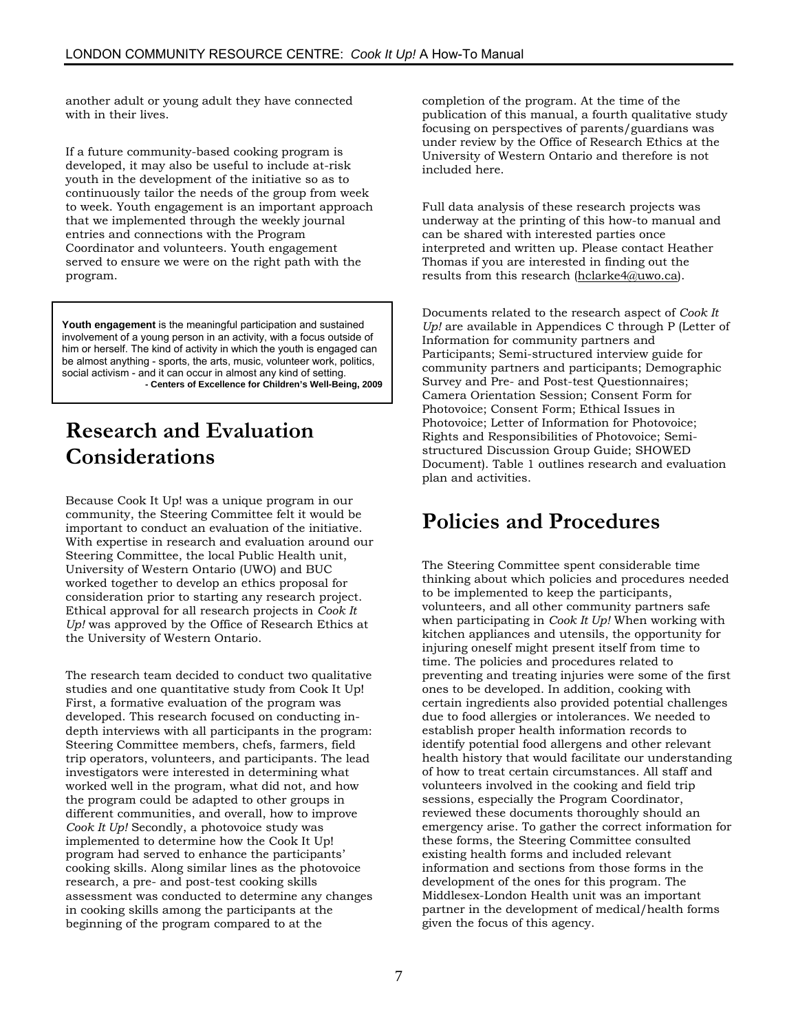another adult or young adult they have connected with in their lives.

If a future community-based cooking program is developed, it may also be useful to include at-risk youth in the development of the initiative so as to continuously tailor the needs of the group from week to week. Youth engagement is an important approach that we implemented through the weekly journal entries and connections with the Program Coordinator and volunteers. Youth engagement served to ensure we were on the right path with the program.

> **Youth engagement** is the meaningful participation and sustained involvement of a young person in an activity, with a focus outside of him or herself. The kind of activity in which the youth is engaged can be almost anything - sports, the arts, music, volunteer work, politics, social activism - and it can occur in almost any kind of setting.
> **- Centers of Excellence for Children's Well-Being, 2009**

# Research and Evaluation Considerations

Because Cook It Up! was a unique program in our community, the Steering Committee felt it would be important to conduct an evaluation of the initiative. With expertise in research and evaluation around our Steering Committee, the local Public Health unit, University of Western Ontario (UWO) and BUC worked together to develop an ethics proposal for consideration prior to starting any research project. Ethical approval for all research projects in *Cook It Up!* was approved by the Office of Research Ethics at the University of Western Ontario.

The research team decided to conduct two qualitative studies and one quantitative study from Cook It Up! First, a formative evaluation of the program was developed. This research focused on conducting in-depth interviews with all participants in the program: Steering Committee members, chefs, farmers, field trip operators, volunteers, and participants. The lead investigators were interested in determining what worked well in the program, what did not, and how the program could be adapted to other groups in different communities, and overall, how to improve *Cook It Up!* Secondly, a photovoice study was implemented to determine how the Cook It Up! program had served to enhance the participants' cooking skills. Along similar lines as the photovoice research, a pre- and post-test cooking skills assessment was conducted to determine any changes in cooking skills among the participants at the beginning of the program compared to at the completion of the program. At the time of the publication of this manual, a fourth qualitative study focusing on perspectives of parents/guardians was under review by the Office of Research Ethics at the University of Western Ontario and therefore is not included here.

Full data analysis of these research projects was underway at the printing of this how-to manual and can be shared with interested parties once interpreted and written up. Please contact Heather Thomas if you are interested in finding out the results from this research (hclarke4@uwo.ca).

Documents related to the research aspect of *Cook It Up!* are available in Appendices C through P (Letter of Information for community partners and Participants; Semi-structured interview guide for community partners and participants; Demographic Survey and Pre- and Post-test Questionnaires; Camera Orientation Session; Consent Form for Photovoice; Consent Form; Ethical Issues in Photovoice; Letter of Information for Photovoice; Rights and Responsibilities of Photovoice; Semi-structured Discussion Group Guide; SHOWED Document). Table 1 outlines research and evaluation plan and activities.

# Policies and Procedures

The Steering Committee spent considerable time thinking about which policies and procedures needed to be implemented to keep the participants, volunteers, and all other community partners safe when participating in *Cook It Up!* When working with kitchen appliances and utensils, the opportunity for injuring oneself might present itself from time to time. The policies and procedures related to preventing and treating injuries were some of the first ones to be developed. In addition, cooking with certain ingredients also provided potential challenges due to food allergies or intolerances. We needed to establish proper health information records to identify potential food allergens and other relevant health history that would facilitate our understanding of how to treat certain circumstances. All staff and volunteers involved in the cooking and field trip sessions, especially the Program Coordinator, reviewed these documents thoroughly should an emergency arise. To gather the correct information for these forms, the Steering Committee consulted existing health forms and included relevant information and sections from those forms in the development of the ones for this program. The Middlesex-London Health unit was an important partner in the development of medical/health forms given the focus of this agency.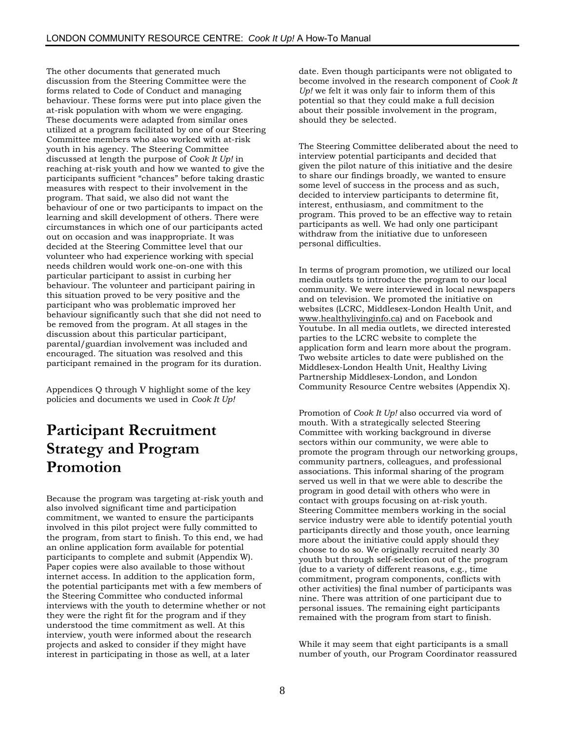The other documents that generated much discussion from the Steering Committee were the forms related to Code of Conduct and managing behaviour. These forms were put into place given the at-risk population with whom we were engaging. These documents were adapted from similar ones utilized at a program facilitated by one of our Steering Committee members who also worked with at-risk youth in his agency. The Steering Committee discussed at length the purpose of *Cook It Up!* in reaching at-risk youth and how we wanted to give the participants sufficient "chances" before taking drastic measures with respect to their involvement in the program. That said, we also did not want the behaviour of one or two participants to impact on the learning and skill development of others. There were circumstances in which one of our participants acted out on occasion and was inappropriate. It was decided at the Steering Committee level that our volunteer who had experience working with special needs children would work one-on-one with this particular participant to assist in curbing her behaviour. The volunteer and participant pairing in this situation proved to be very positive and the participant who was problematic improved her behaviour significantly such that she did not need to be removed from the program. At all stages in the discussion about this particular participant, parental/guardian involvement was included and encouraged. The situation was resolved and this participant remained in the program for its duration.

Appendices Q through V highlight some of the key policies and documents we used in *Cook It Up!*

# Participant Recruitment Strategy and Program Promotion

Because the program was targeting at-risk youth and also involved significant time and participation commitment, we wanted to ensure the participants involved in this pilot project were fully committed to the program, from start to finish. To this end, we had an online application form available for potential participants to complete and submit (Appendix W). Paper copies were also available to those without internet access. In addition to the application form, the potential participants met with a few members of the Steering Committee who conducted informal interviews with the youth to determine whether or not they were the right fit for the program and if they understood the time commitment as well. At this interview, youth were informed about the research projects and asked to consider if they might have interest in participating in those as well, at a later date. Even though participants were not obligated to become involved in the research component of *Cook It Up!* we felt it was only fair to inform them of this potential so that they could make a full decision about their possible involvement in the program, should they be selected.

The Steering Committee deliberated about the need to interview potential participants and decided that given the pilot nature of this initiative and the desire to share our findings broadly, we wanted to ensure some level of success in the process and as such, decided to interview participants to determine fit, interest, enthusiasm, and commitment to the program. This proved to be an effective way to retain participants as well. We had only one participant withdraw from the initiative due to unforeseen personal difficulties.

In terms of program promotion, we utilized our local media outlets to introduce the program to our local community. We were interviewed in local newspapers and on television. We promoted the initiative on websites (LCRC, Middlesex-London Health Unit, and www.healthylivinginfo.ca) and on Facebook and Youtube. In all media outlets, we directed interested parties to the LCRC website to complete the application form and learn more about the program. Two website articles to date were published on the Middlesex-London Health Unit, Healthy Living Partnership Middlesex-London, and London Community Resource Centre websites (Appendix X).

Promotion of *Cook It Up!* also occurred via word of mouth. With a strategically selected Steering Committee with working background in diverse sectors within our community, we were able to promote the program through our networking groups, community partners, colleagues, and professional associations. This informal sharing of the program served us well in that we were able to describe the program in good detail with others who were in contact with groups focusing on at-risk youth. Steering Committee members working in the social service industry were able to identify potential youth participants directly and those youth, once learning more about the initiative could apply should they choose to do so. We originally recruited nearly 30 youth but through self-selection out of the program (due to a variety of different reasons, e.g., time commitment, program components, conflicts with other activities) the final number of participants was nine. There was attrition of one participant due to personal issues. The remaining eight participants remained with the program from start to finish.

While it may seem that eight participants is a small number of youth, our Program Coordinator reassured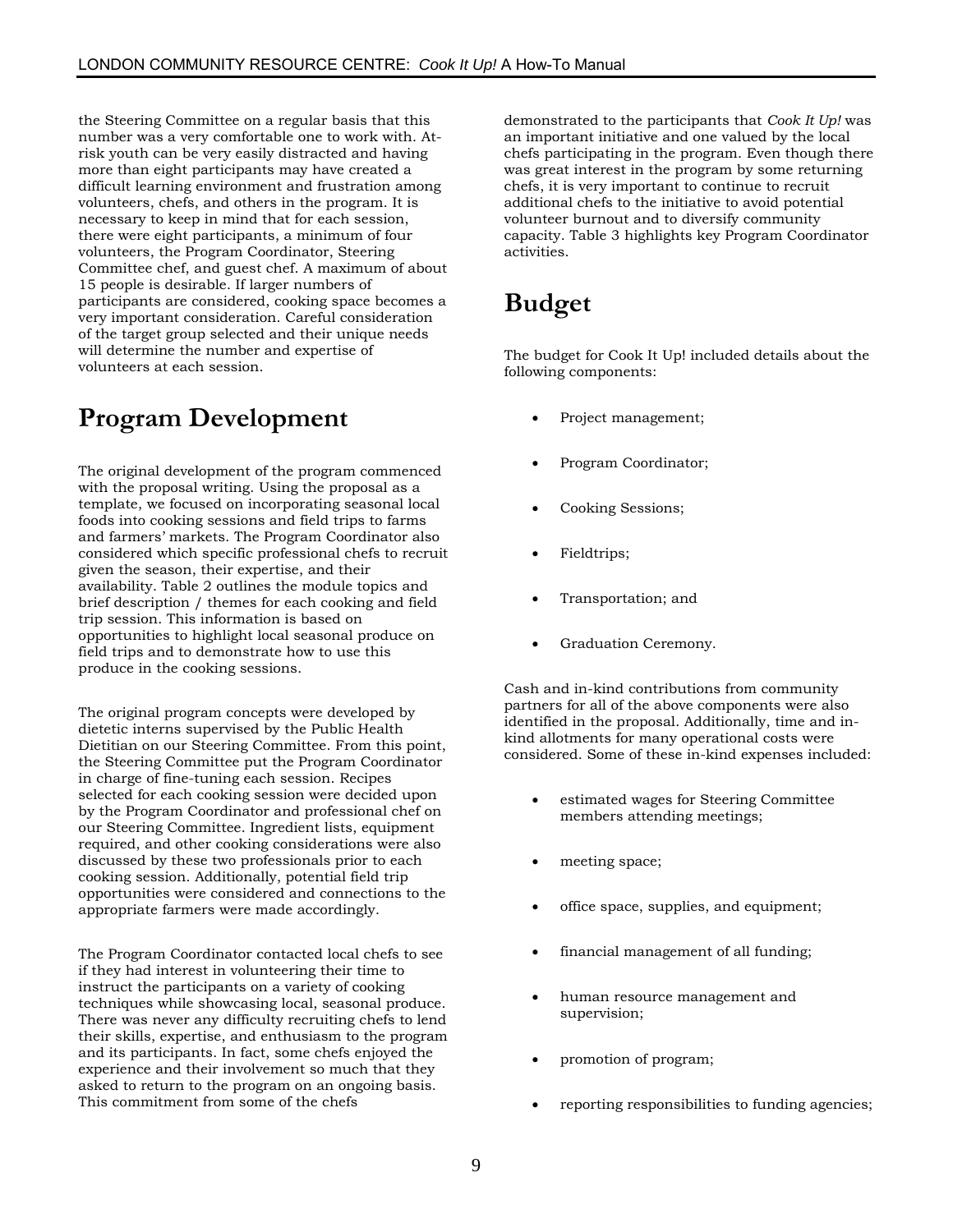the Steering Committee on a regular basis that this number was a very comfortable one to work with. At-risk youth can be very easily distracted and having more than eight participants may have created a difficult learning environment and frustration among volunteers, chefs, and others in the program. It is necessary to keep in mind that for each session, there were eight participants, a minimum of four volunteers, the Program Coordinator, Steering Committee chef, and guest chef. A maximum of about 15 people is desirable. If larger numbers of participants are considered, cooking space becomes a very important consideration. Careful consideration of the target group selected and their unique needs will determine the number and expertise of volunteers at each session.

# Program Development

The original development of the program commenced with the proposal writing. Using the proposal as a template, we focused on incorporating seasonal local foods into cooking sessions and field trips to farms and farmers' markets. The Program Coordinator also considered which specific professional chefs to recruit given the season, their expertise, and their availability. Table 2 outlines the module topics and brief description / themes for each cooking and field trip session. This information is based on opportunities to highlight local seasonal produce on field trips and to demonstrate how to use this produce in the cooking sessions.

The original program concepts were developed by dietetic interns supervised by the Public Health Dietitian on our Steering Committee. From this point, the Steering Committee put the Program Coordinator in charge of fine-tuning each session. Recipes selected for each cooking session were decided upon by the Program Coordinator and professional chef on our Steering Committee. Ingredient lists, equipment required, and other cooking considerations were also discussed by these two professionals prior to each cooking session. Additionally, potential field trip opportunities were considered and connections to the appropriate farmers were made accordingly.

The Program Coordinator contacted local chefs to see if they had interest in volunteering their time to instruct the participants on a variety of cooking techniques while showcasing local, seasonal produce. There was never any difficulty recruiting chefs to lend their skills, expertise, and enthusiasm to the program and its participants. In fact, some chefs enjoyed the experience and their involvement so much that they asked to return to the program on an ongoing basis. This commitment from some of the chefs demonstrated to the participants that *Cook It Up!* was an important initiative and one valued by the local chefs participating in the program. Even though there was great interest in the program by some returning chefs, it is very important to continue to recruit additional chefs to the initiative to avoid potential volunteer burnout and to diversify community capacity. Table 3 highlights key Program Coordinator activities.

# Budget

The budget for Cook It Up! included details about the following components:

- Project management;
- Program Coordinator;
- Cooking Sessions;
- Fieldtrips;
- Transportation; and
- Graduation Ceremony.

Cash and in-kind contributions from community partners for all of the above components were also identified in the proposal. Additionally, time and in-kind allotments for many operational costs were considered. Some of these in-kind expenses included:

- estimated wages for Steering Committee members attending meetings;
- meeting space;
- office space, supplies, and equipment;
- financial management of all funding;
- human resource management and supervision;
- promotion of program;
- reporting responsibilities to funding agencies;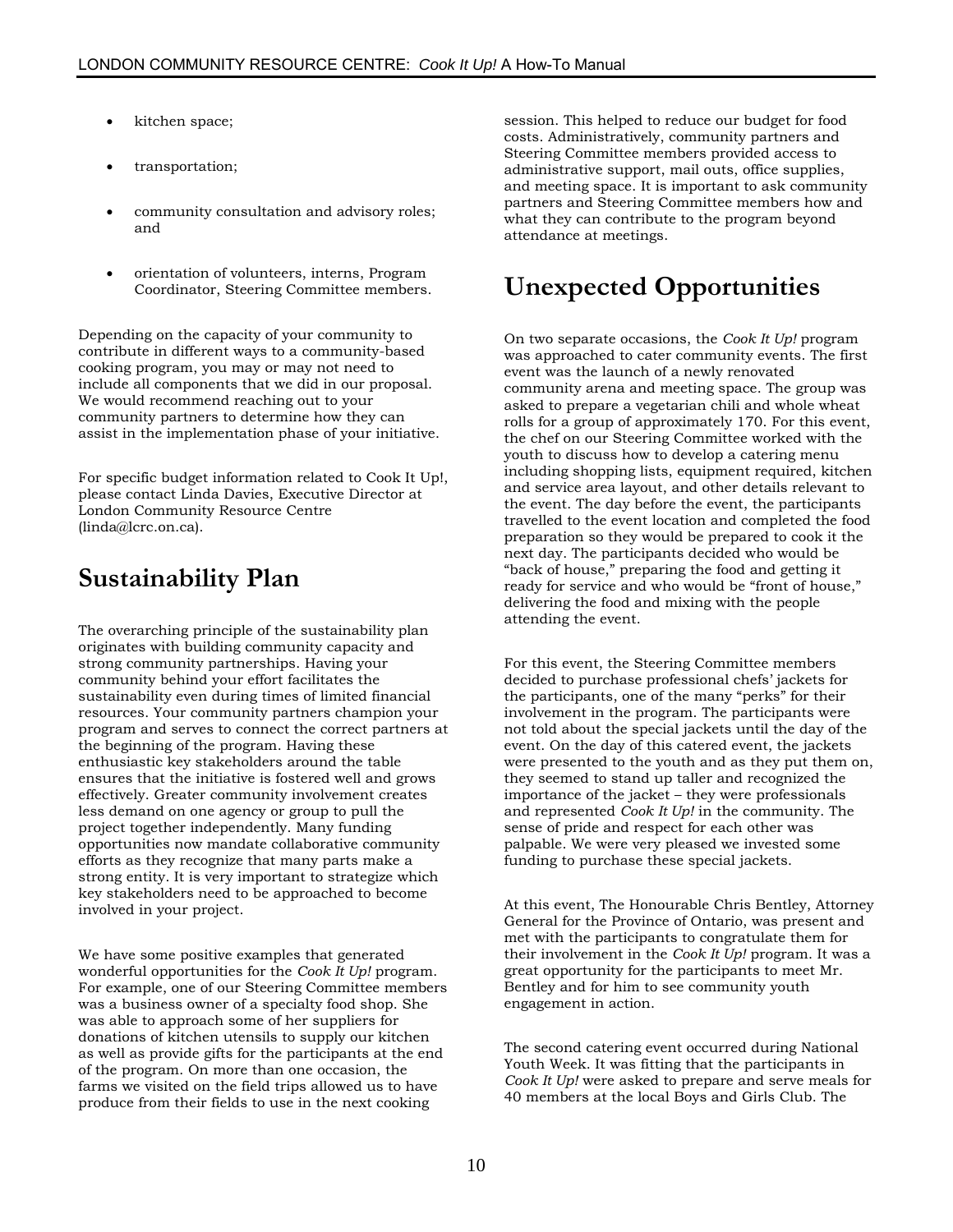- kitchen space;
- transportation;
- community consultation and advisory roles; and
- orientation of volunteers, interns, Program Coordinator, Steering Committee members.

Depending on the capacity of your community to contribute in different ways to a community-based cooking program, you may or may not need to include all components that we did in our proposal. We would recommend reaching out to your community partners to determine how they can assist in the implementation phase of your initiative.

For specific budget information related to Cook It Up!, please contact Linda Davies, Executive Director at London Community Resource Centre (linda@lcrc.on.ca).

## Sustainability Plan

The overarching principle of the sustainability plan originates with building community capacity and strong community partnerships. Having your community behind your effort facilitates the sustainability even during times of limited financial resources. Your community partners champion your program and serves to connect the correct partners at the beginning of the program. Having these enthusiastic key stakeholders around the table ensures that the initiative is fostered well and grows effectively. Greater community involvement creates less demand on one agency or group to pull the project together independently. Many funding opportunities now mandate collaborative community efforts as they recognize that many parts make a strong entity. It is very important to strategize which key stakeholders need to be approached to become involved in your project.

We have some positive examples that generated wonderful opportunities for the *Cook It Up!* program. For example, one of our Steering Committee members was a business owner of a specialty food shop. She was able to approach some of her suppliers for donations of kitchen utensils to supply our kitchen as well as provide gifts for the participants at the end of the program. On more than one occasion, the farms we visited on the field trips allowed us to have produce from their fields to use in the next cooking session. This helped to reduce our budget for food costs. Administratively, community partners and Steering Committee members provided access to administrative support, mail outs, office supplies, and meeting space. It is important to ask community partners and Steering Committee members how and what they can contribute to the program beyond attendance at meetings.

## Unexpected Opportunities

On two separate occasions, the *Cook It Up!* program was approached to cater community events. The first event was the launch of a newly renovated community arena and meeting space. The group was asked to prepare a vegetarian chili and whole wheat rolls for a group of approximately 170. For this event, the chef on our Steering Committee worked with the youth to discuss how to develop a catering menu including shopping lists, equipment required, kitchen and service area layout, and other details relevant to the event. The day before the event, the participants travelled to the event location and completed the food preparation so they would be prepared to cook it the next day. The participants decided who would be "back of house," preparing the food and getting it ready for service and who would be "front of house," delivering the food and mixing with the people attending the event.

For this event, the Steering Committee members decided to purchase professional chefs' jackets for the participants, one of the many "perks" for their involvement in the program. The participants were not told about the special jackets until the day of the event. On the day of this catered event, the jackets were presented to the youth and as they put them on, they seemed to stand up taller and recognized the importance of the jacket – they were professionals and represented *Cook It Up!* in the community. The sense of pride and respect for each other was palpable. We were very pleased we invested some funding to purchase these special jackets.

At this event, The Honourable Chris Bentley, Attorney General for the Province of Ontario, was present and met with the participants to congratulate them for their involvement in the *Cook It Up!* program. It was a great opportunity for the participants to meet Mr. Bentley and for him to see community youth engagement in action.

The second catering event occurred during National Youth Week. It was fitting that the participants in *Cook It Up!* were asked to prepare and serve meals for 40 members at the local Boys and Girls Club. The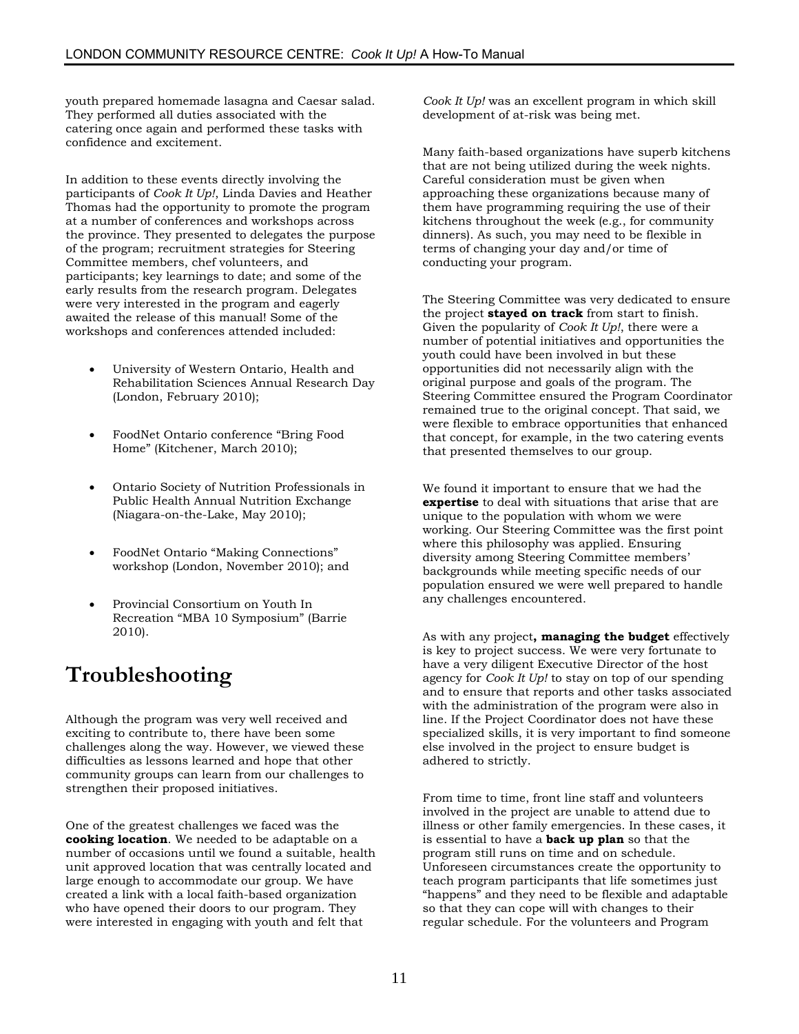youth prepared homemade lasagna and Caesar salad. They performed all duties associated with the catering once again and performed these tasks with confidence and excitement.

In addition to these events directly involving the participants of *Cook It Up!*, Linda Davies and Heather Thomas had the opportunity to promote the program at a number of conferences and workshops across the province. They presented to delegates the purpose of the program; recruitment strategies for Steering Committee members, chef volunteers, and participants; key learnings to date; and some of the early results from the research program. Delegates were very interested in the program and eagerly awaited the release of this manual! Some of the workshops and conferences attended included:

- University of Western Ontario, Health and Rehabilitation Sciences Annual Research Day (London, February 2010);
- FoodNet Ontario conference "Bring Food Home" (Kitchener, March 2010);
- Ontario Society of Nutrition Professionals in Public Health Annual Nutrition Exchange (Niagara-on-the-Lake, May 2010);
- FoodNet Ontario "Making Connections" workshop (London, November 2010); and
- Provincial Consortium on Youth In Recreation "MBA 10 Symposium" (Barrie 2010).

# Troubleshooting

Although the program was very well received and exciting to contribute to, there have been some challenges along the way. However, we viewed these difficulties as lessons learned and hope that other community groups can learn from our challenges to strengthen their proposed initiatives.

One of the greatest challenges we faced was the **cooking location**. We needed to be adaptable on a number of occasions until we found a suitable, health unit approved location that was centrally located and large enough to accommodate our group. We have created a link with a local faith-based organization who have opened their doors to our program. They were interested in engaging with youth and felt that *Cook It Up!* was an excellent program in which skill development of at-risk was being met.

Many faith-based organizations have superb kitchens that are not being utilized during the week nights. Careful consideration must be given when approaching these organizations because many of them have programming requiring the use of their kitchens throughout the week (e.g., for community dinners). As such, you may need to be flexible in terms of changing your day and/or time of conducting your program.

The Steering Committee was very dedicated to ensure the project **stayed on track** from start to finish. Given the popularity of *Cook It Up!*, there were a number of potential initiatives and opportunities the youth could have been involved in but these opportunities did not necessarily align with the original purpose and goals of the program. The Steering Committee ensured the Program Coordinator remained true to the original concept. That said, we were flexible to embrace opportunities that enhanced that concept, for example, in the two catering events that presented themselves to our group.

We found it important to ensure that we had the **expertise** to deal with situations that arise that are unique to the population with whom we were working. Our Steering Committee was the first point where this philosophy was applied. Ensuring diversity among Steering Committee members' backgrounds while meeting specific needs of our population ensured we were well prepared to handle any challenges encountered.

As with any project**, managing the budget** effectively is key to project success. We were very fortunate to have a very diligent Executive Director of the host agency for *Cook It Up!* to stay on top of our spending and to ensure that reports and other tasks associated with the administration of the program were also in line. If the Project Coordinator does not have these specialized skills, it is very important to find someone else involved in the project to ensure budget is adhered to strictly.

From time to time, front line staff and volunteers involved in the project are unable to attend due to illness or other family emergencies. In these cases, it is essential to have a **back up plan** so that the program still runs on time and on schedule. Unforeseen circumstances create the opportunity to teach program participants that life sometimes just "happens" and they need to be flexible and adaptable so that they can cope will with changes to their regular schedule. For the volunteers and Program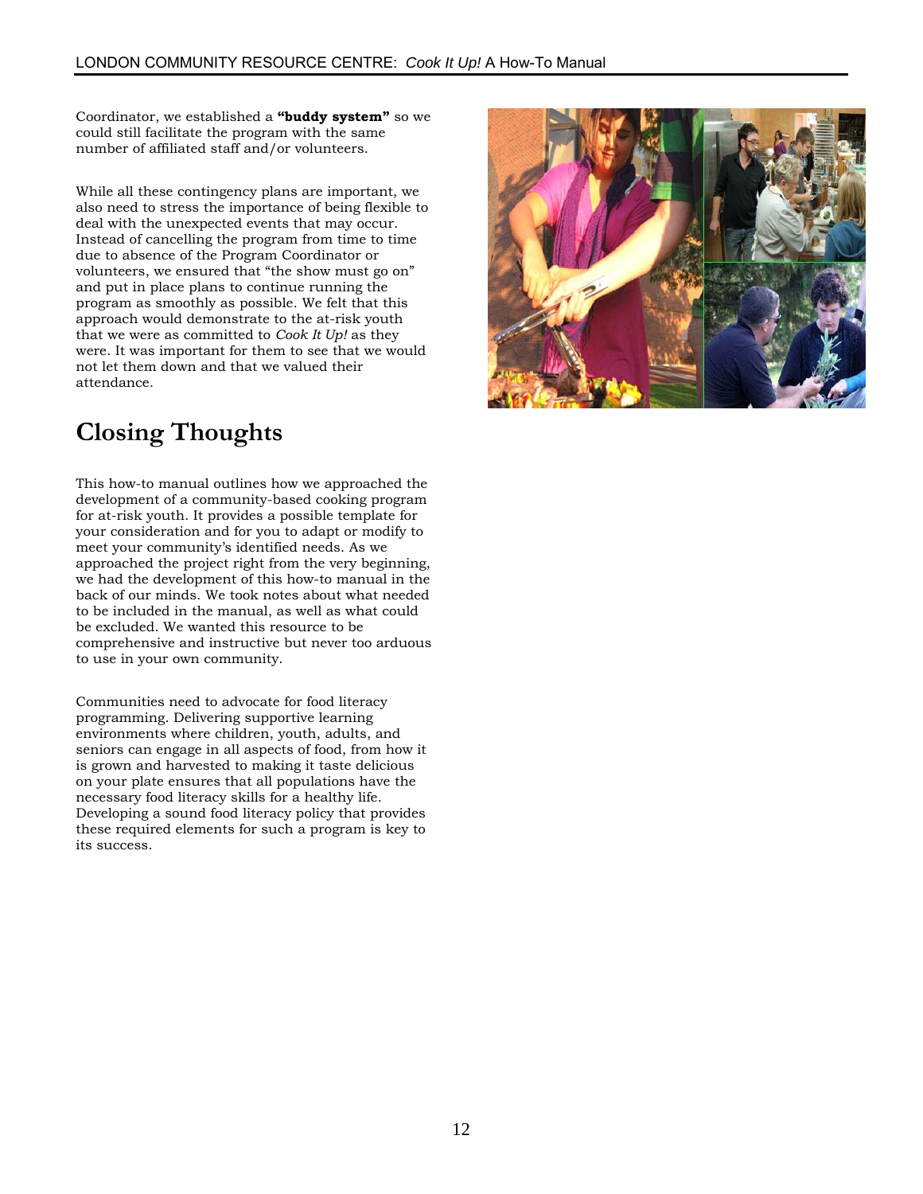Coordinator, we established a **"buddy system"** so we could still facilitate the program with the same number of affiliated staff and/or volunteers.

While all these contingency plans are important, we also need to stress the importance of being flexible to deal with the unexpected events that may occur. Instead of cancelling the program from time to time due to absence of the Program Coordinator or volunteers, we ensured that "the show must go on" and put in place plans to continue running the program as smoothly as possible. We felt that this approach would demonstrate to the at-risk youth that we were as committed to *Cook It Up!* as they were. It was important for them to see that we would not let them down and that we valued their attendance.

# Closing Thoughts

This how-to manual outlines how we approached the development of a community-based cooking program for at-risk youth. It provides a possible template for your consideration and for you to adapt or modify to meet your community's identified needs. As we approached the project right from the very beginning, we had the development of this how-to manual in the back of our minds. We took notes about what needed to be included in the manual, as well as what could be excluded. We wanted this resource to be comprehensive and instructive but never too arduous to use in your own community.

Communities need to advocate for food literacy programming. Delivering supportive learning environments where children, youth, adults, and seniors can engage in all aspects of food, from how it is grown and harvested to making it taste delicious on your plate ensures that all populations have the necessary food literacy skills for a healthy life. Developing a sound food literacy policy that provides these required elements for such a program is key to its success.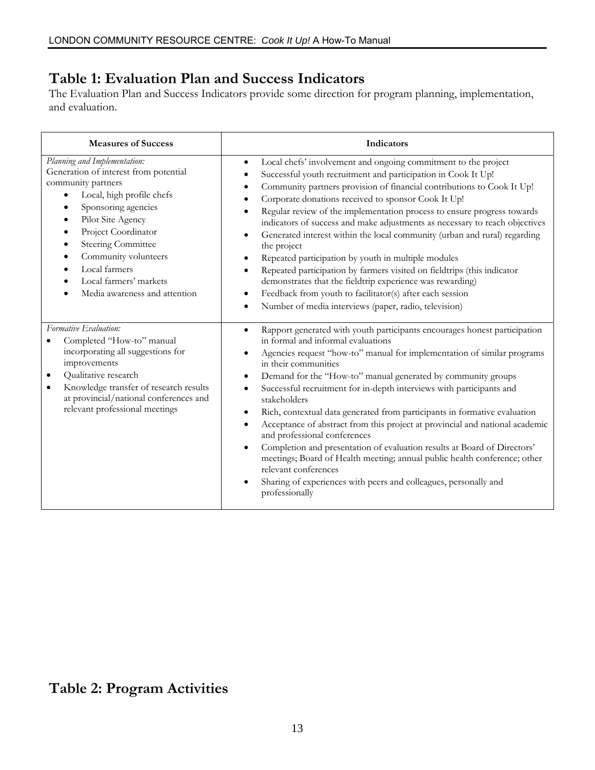## Table 1: Evaluation Plan and Success Indicators

The Evaluation Plan and Success Indicators provide some direction for program planning, implementation, and evaluation.

| Measures of Success | Indicators |
|---|---|
| *Planning and Implementation:*<br>Generation of interest from potential community partners<br>• Local, high profile chefs<br>• Sponsoring agencies<br>• Pilot Site Agency<br>• Project Coordinator<br>• Steering Committee<br>• Community volunteers<br>• Local farmers<br>• Local farmers' markets<br>• Media awareness and attention | • Local chefs' involvement and ongoing commitment to the project<br>• Successful youth recruitment and participation in Cook It Up!<br>• Community partners provision of financial contributions to Cook It Up!<br>• Corporate donations received to sponsor Cook It Up!<br>• Regular review of the implementation process to ensure progress towards indicators of success and make adjustments as necessary to reach objectives<br>• Generated interest within the local community (urban and rural) regarding the project<br>• Repeated participation by youth in multiple modules<br>• Repeated participation by farmers visited on fieldtrips (this indicator demonstrates that the fieldtrip experience was rewarding)<br>• Feedback from youth to facilitator(s) after each session<br>• Number of media interviews (paper, radio, television) |
| *Formative Evaluation:*<br>• Completed "How-to" manual incorporating all suggestions for improvements<br>• Qualitative research<br>• Knowledge transfer of research results at provincial/national conferences and relevant professional meetings | • Rapport generated with youth participants encourages honest participation in formal and informal evaluations<br>• Agencies request "how-to" manual for implementation of similar programs in their communities<br>• Demand for the "How-to" manual generated by community groups<br>• Successful recruitment for in-depth interviews with participants and stakeholders<br>• Rich, contextual data generated from participants in formative evaluation<br>• Acceptance of abstract from this project at provincial and national academic and professional conferences<br>• Completion and presentation of evaluation results at Board of Directors' meetings; Board of Health meeting; annual public health conference; other relevant conferences<br>• Sharing of experiences with peers and colleagues, personally and professionally |

## Table 2: Program Activities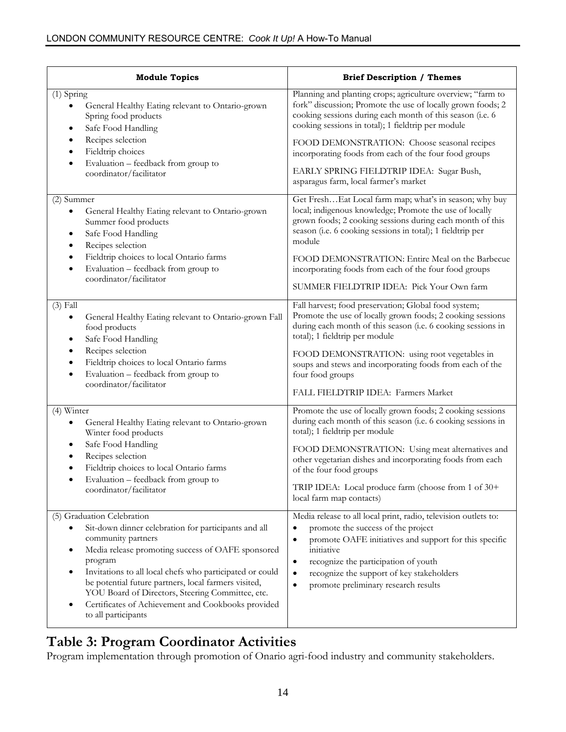| Module Topics | Brief Description / Themes |
|---|---|
| (1) Spring<br>• General Healthy Eating relevant to Ontario-grown Spring food products<br>• Safe Food Handling<br>• Recipes selection<br>• Fieldtrip choices<br>• Evaluation – feedback from group to coordinator/facilitator | Planning and planting crops; agriculture overview; "farm to fork" discussion; Promote the use of locally grown foods; 2 cooking sessions during each month of this season (i.e. 6 cooking sessions in total); 1 fieldtrip per module<br><br>FOOD DEMONSTRATION: Choose seasonal recipes incorporating foods from each of the four food groups<br><br>EARLY SPRING FIELDTRIP IDEA: Sugar Bush, asparagus farm, local farmer's market |
| (2) Summer<br>• General Healthy Eating relevant to Ontario-grown Summer food products<br>• Safe Food Handling<br>• Recipes selection<br>• Fieldtrip choices to local Ontario farms<br>• Evaluation – feedback from group to coordinator/facilitator | Get Fresh…Eat Local farm map; what's in season; why buy local; indigenous knowledge; Promote the use of locally grown foods; 2 cooking sessions during each month of this season (i.e. 6 cooking sessions in total); 1 fieldtrip per module<br><br>FOOD DEMONSTRATION: Entire Meal on the Barbecue incorporating foods from each of the four food groups<br><br>SUMMER FIELDTRIP IDEA: Pick Your Own farm |
| (3) Fall<br>• General Healthy Eating relevant to Ontario-grown Fall food products<br>• Safe Food Handling<br>• Recipes selection<br>• Fieldtrip choices to local Ontario farms<br>• Evaluation – feedback from group to coordinator/facilitator | Fall harvest; food preservation; Global food system; Promote the use of locally grown foods; 2 cooking sessions during each month of this season (i.e. 6 cooking sessions in total); 1 fieldtrip per module<br><br>FOOD DEMONSTRATION: using root vegetables in soups and stews and incorporating foods from each of the four food groups<br><br>FALL FIELDTRIP IDEA: Farmers Market |
| (4) Winter<br>• General Healthy Eating relevant to Ontario-grown Winter food products<br>• Safe Food Handling<br>• Recipes selection<br>• Fieldtrip choices to local Ontario farms<br>• Evaluation – feedback from group to coordinator/facilitator | Promote the use of locally grown foods; 2 cooking sessions during each month of this season (i.e. 6 cooking sessions in total); 1 fieldtrip per module<br><br>FOOD DEMONSTRATION: Using meat alternatives and other vegetarian dishes and incorporating foods from each of the four food groups<br><br>TRIP IDEA: Local produce farm (choose from 1 of 30+ local farm map contacts) |
| (5) Graduation Celebration<br>• Sit-down dinner celebration for participants and all community partners<br>• Media release promoting success of OAFE sponsored program<br>• Invitations to all local chefs who participated or could be potential future partners, local farmers visited, YOU Board of Directors, Steering Committee, etc.<br>• Certificates of Achievement and Cookbooks provided to all participants | Media release to all local print, radio, television outlets to:<br>• promote the success of the project<br>• promote OAFE initiatives and support for this specific initiative<br>• recognize the participation of youth<br>• recognize the support of key stakeholders<br>• promote preliminary research results |

## Table 3: Program Coordinator Activities

Program implementation through promotion of Onario agri-food industry and community stakeholders.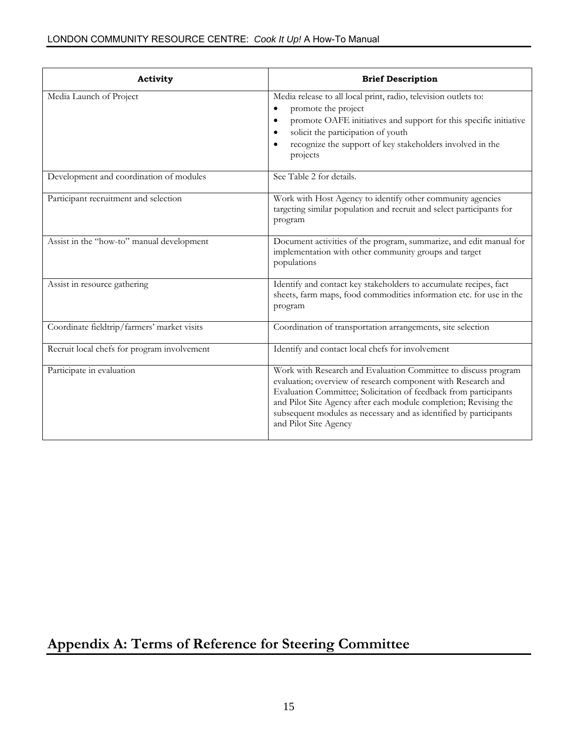| Activity | Brief Description |
|---|---|
| Media Launch of Project | Media release to all local print, radio, television outlets to:<br>• promote the project<br>• promote OAFE initiatives and support for this specific initiative<br>• solicit the participation of youth<br>• recognize the support of key stakeholders involved in the projects |
| Development and coordination of modules | See Table 2 for details. |
| Participant recruitment and selection | Work with Host Agency to identify other community agencies targeting similar population and recruit and select participants for program |
| Assist in the "how-to" manual development | Document activities of the program, summarize, and edit manual for implementation with other community groups and target populations |
| Assist in resource gathering | Identify and contact key stakeholders to accumulate recipes, fact sheets, farm maps, food commodities information etc. for use in the program |
| Coordinate fieldtrip/farmers' market visits | Coordination of transportation arrangements, site selection |
| Recruit local chefs for program involvement | Identify and contact local chefs for involvement |
| Participate in evaluation | Work with Research and Evaluation Committee to discuss program evaluation; overview of research component with Research and Evaluation Committee; Solicitation of feedback from participants and Pilot Site Agency after each module completion; Revising the subsequent modules as necessary and as identified by participants and Pilot Site Agency |

## Appendix A: Terms of Reference for Steering Committee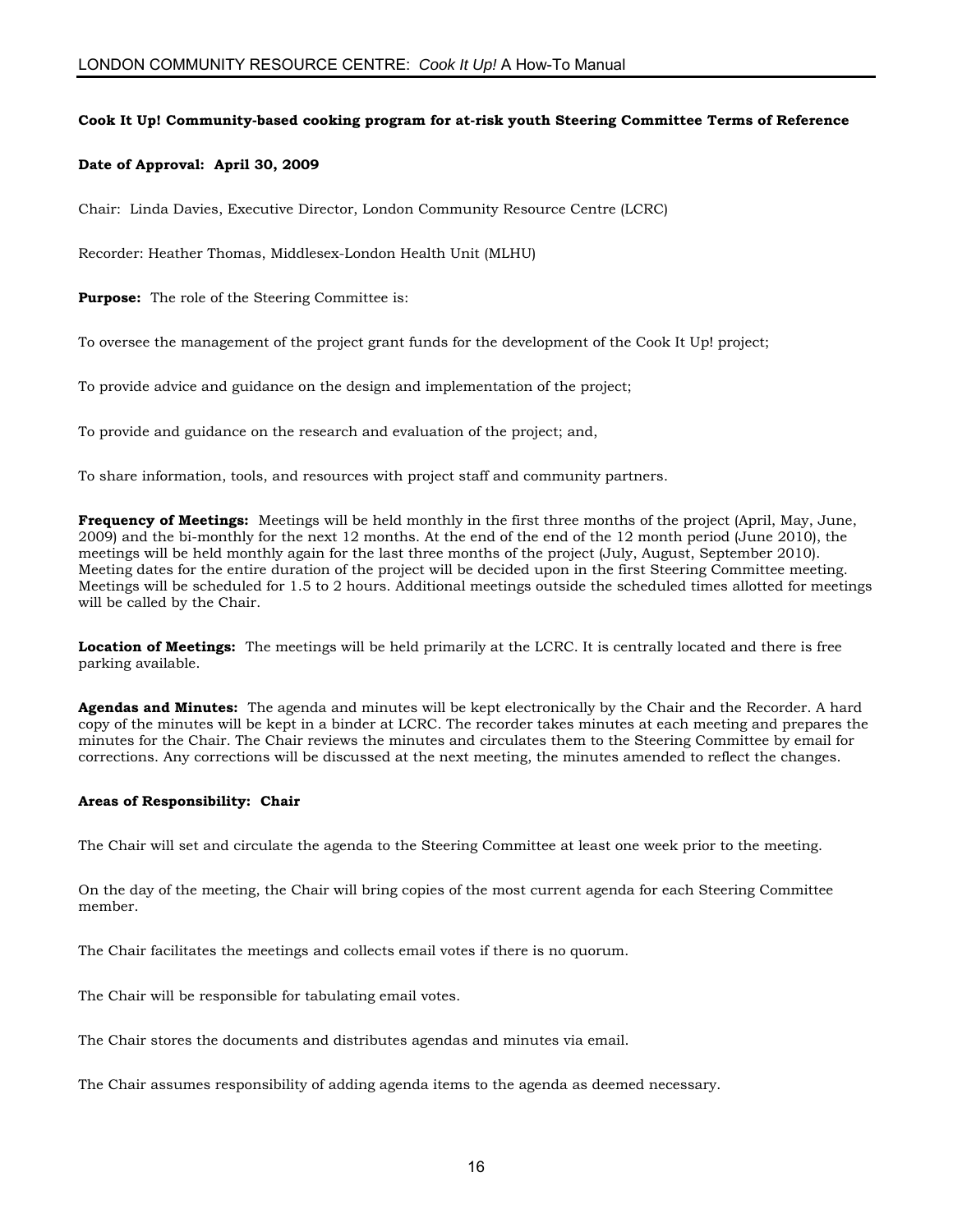**Cook It Up! Community-based cooking program for at-risk youth Steering Committee Terms of Reference**

**Date of Approval: April 30, 2009**

Chair: Linda Davies, Executive Director, London Community Resource Centre (LCRC)

Recorder: Heather Thomas, Middlesex-London Health Unit (MLHU)

**Purpose:** The role of the Steering Committee is:

To oversee the management of the project grant funds for the development of the Cook It Up! project;

To provide advice and guidance on the design and implementation of the project;

To provide and guidance on the research and evaluation of the project; and,

To share information, tools, and resources with project staff and community partners.

**Frequency of Meetings:** Meetings will be held monthly in the first three months of the project (April, May, June, 2009) and the bi-monthly for the next 12 months. At the end of the end of the 12 month period (June 2010), the meetings will be held monthly again for the last three months of the project (July, August, September 2010). Meeting dates for the entire duration of the project will be decided upon in the first Steering Committee meeting. Meetings will be scheduled for 1.5 to 2 hours. Additional meetings outside the scheduled times allotted for meetings will be called by the Chair.

**Location of Meetings:** The meetings will be held primarily at the LCRC. It is centrally located and there is free parking available.

**Agendas and Minutes:** The agenda and minutes will be kept electronically by the Chair and the Recorder. A hard copy of the minutes will be kept in a binder at LCRC. The recorder takes minutes at each meeting and prepares the minutes for the Chair. The Chair reviews the minutes and circulates them to the Steering Committee by email for corrections. Any corrections will be discussed at the next meeting, the minutes amended to reflect the changes.

**Areas of Responsibility: Chair**

The Chair will set and circulate the agenda to the Steering Committee at least one week prior to the meeting.

On the day of the meeting, the Chair will bring copies of the most current agenda for each Steering Committee member.

The Chair facilitates the meetings and collects email votes if there is no quorum.

The Chair will be responsible for tabulating email votes.

The Chair stores the documents and distributes agendas and minutes via email.

The Chair assumes responsibility of adding agenda items to the agenda as deemed necessary.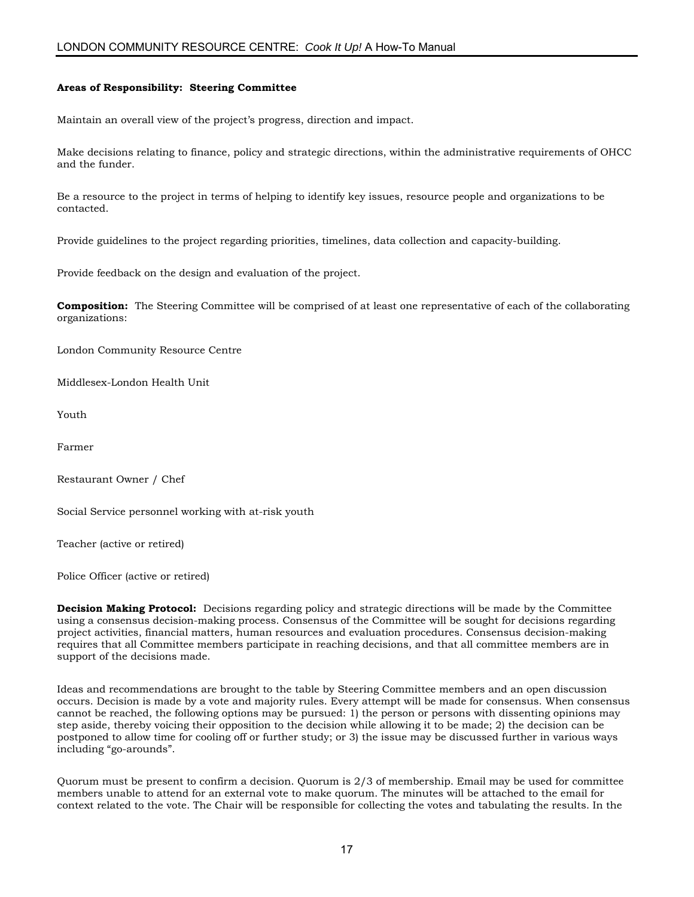**Areas of Responsibility: Steering Committee**

Maintain an overall view of the project's progress, direction and impact.

Make decisions relating to finance, policy and strategic directions, within the administrative requirements of OHCC and the funder.

Be a resource to the project in terms of helping to identify key issues, resource people and organizations to be contacted.

Provide guidelines to the project regarding priorities, timelines, data collection and capacity-building.

Provide feedback on the design and evaluation of the project.

**Composition:** The Steering Committee will be comprised of at least one representative of each of the collaborating organizations:

London Community Resource Centre

Middlesex-London Health Unit

Youth

Farmer

Restaurant Owner / Chef

Social Service personnel working with at-risk youth

Teacher (active or retired)

Police Officer (active or retired)

**Decision Making Protocol:** Decisions regarding policy and strategic directions will be made by the Committee using a consensus decision-making process. Consensus of the Committee will be sought for decisions regarding project activities, financial matters, human resources and evaluation procedures. Consensus decision-making requires that all Committee members participate in reaching decisions, and that all committee members are in support of the decisions made.

Ideas and recommendations are brought to the table by Steering Committee members and an open discussion occurs. Decision is made by a vote and majority rules. Every attempt will be made for consensus. When consensus cannot be reached, the following options may be pursued: 1) the person or persons with dissenting opinions may step aside, thereby voicing their opposition to the decision while allowing it to be made; 2) the decision can be postponed to allow time for cooling off or further study; or 3) the issue may be discussed further in various ways including "go-arounds".

Quorum must be present to confirm a decision. Quorum is 2/3 of membership. Email may be used for committee members unable to attend for an external vote to make quorum. The minutes will be attached to the email for context related to the vote. The Chair will be responsible for collecting the votes and tabulating the results. In the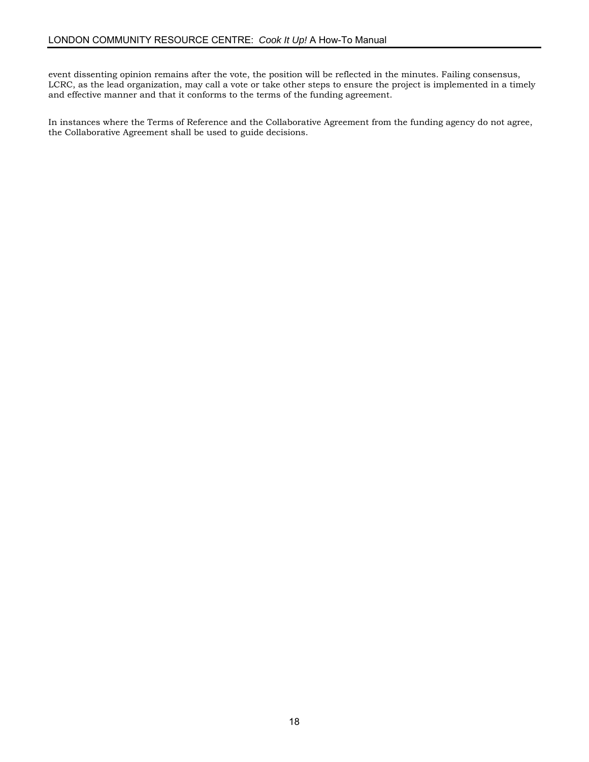event dissenting opinion remains after the vote, the position will be reflected in the minutes. Failing consensus, LCRC, as the lead organization, may call a vote or take other steps to ensure the project is implemented in a timely and effective manner and that it conforms to the terms of the funding agreement.

In instances where the Terms of Reference and the Collaborative Agreement from the funding agency do not agree, the Collaborative Agreement shall be used to guide decisions.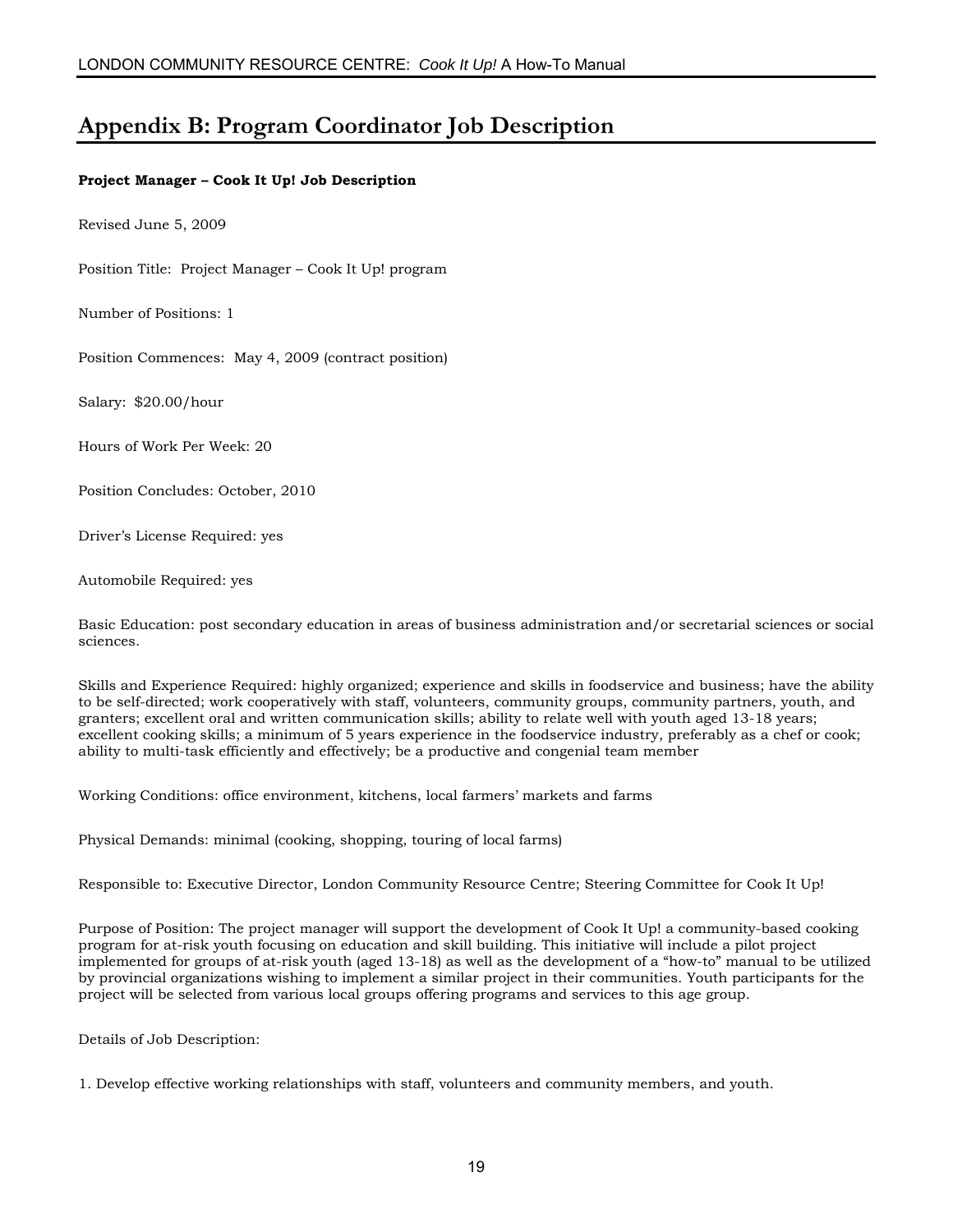# Appendix B: Program Coordinator Job Description

**Project Manager – Cook It Up! Job Description**

Revised June 5, 2009

Position Title: Project Manager – Cook It Up! program

Number of Positions: 1

Position Commences: May 4, 2009 (contract position)

Salary: $20.00/hour

Hours of Work Per Week: 20

Position Concludes: October, 2010

Driver's License Required: yes

Automobile Required: yes

Basic Education: post secondary education in areas of business administration and/or secretarial sciences or social sciences.

Skills and Experience Required: highly organized; experience and skills in foodservice and business; have the ability to be self-directed; work cooperatively with staff, volunteers, community groups, community partners, youth, and granters; excellent oral and written communication skills; ability to relate well with youth aged 13-18 years; excellent cooking skills; a minimum of 5 years experience in the foodservice industry, preferably as a chef or cook; ability to multi-task efficiently and effectively; be a productive and congenial team member

Working Conditions: office environment, kitchens, local farmers' markets and farms

Physical Demands: minimal (cooking, shopping, touring of local farms)

Responsible to: Executive Director, London Community Resource Centre; Steering Committee for Cook It Up!

Purpose of Position: The project manager will support the development of Cook It Up! a community-based cooking program for at-risk youth focusing on education and skill building. This initiative will include a pilot project implemented for groups of at-risk youth (aged 13-18) as well as the development of a "how-to" manual to be utilized by provincial organizations wishing to implement a similar project in their communities. Youth participants for the project will be selected from various local groups offering programs and services to this age group.

Details of Job Description:

1. Develop effective working relationships with staff, volunteers and community members, and youth.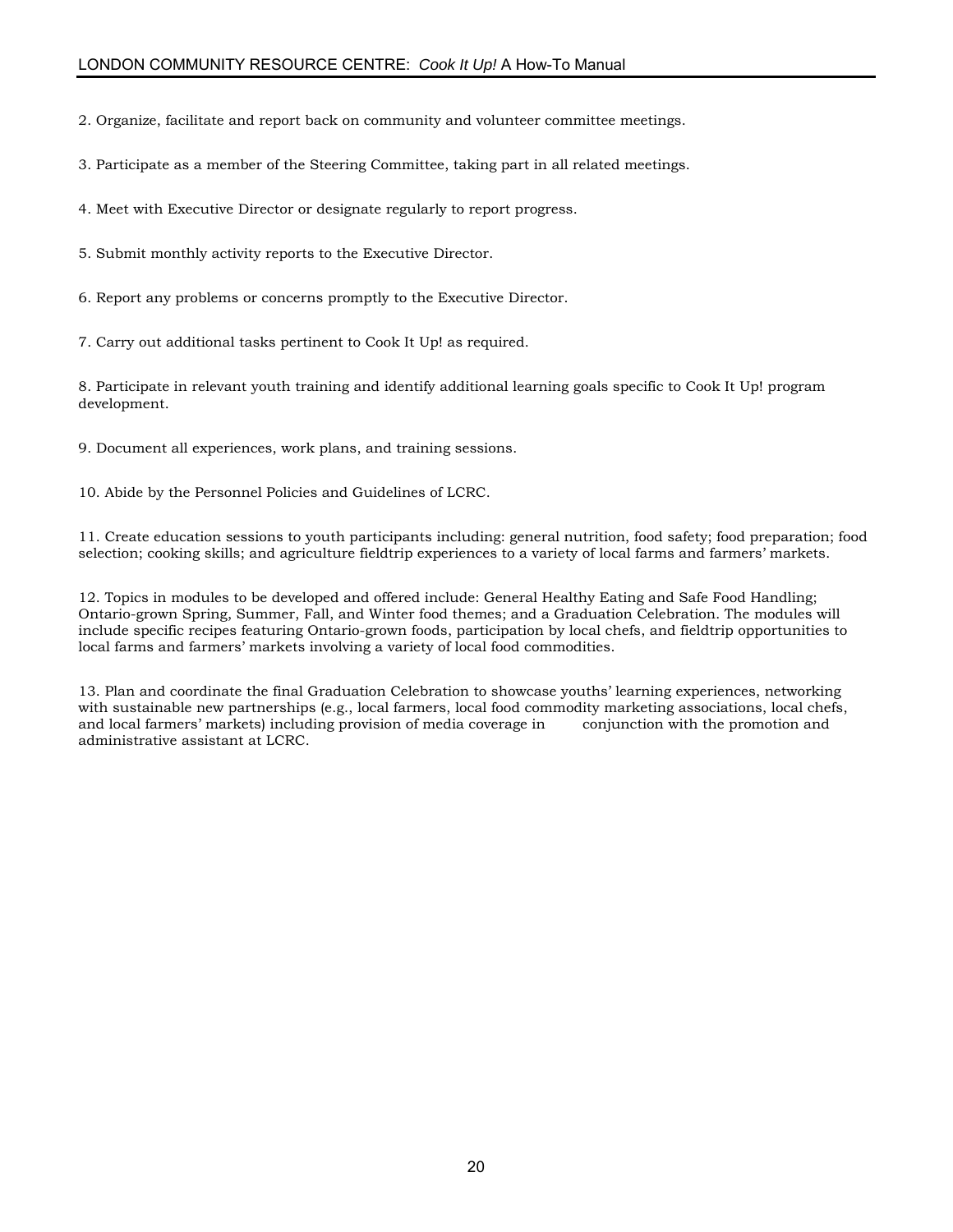2. Organize, facilitate and report back on community and volunteer committee meetings.

3. Participate as a member of the Steering Committee, taking part in all related meetings.

4. Meet with Executive Director or designate regularly to report progress.

5. Submit monthly activity reports to the Executive Director.

6. Report any problems or concerns promptly to the Executive Director.

7. Carry out additional tasks pertinent to Cook It Up! as required.

8. Participate in relevant youth training and identify additional learning goals specific to Cook It Up! program development.

9. Document all experiences, work plans, and training sessions.

10. Abide by the Personnel Policies and Guidelines of LCRC.

11. Create education sessions to youth participants including: general nutrition, food safety; food preparation; food selection; cooking skills; and agriculture fieldtrip experiences to a variety of local farms and farmers' markets.

12. Topics in modules to be developed and offered include: General Healthy Eating and Safe Food Handling; Ontario-grown Spring, Summer, Fall, and Winter food themes; and a Graduation Celebration. The modules will include specific recipes featuring Ontario-grown foods, participation by local chefs, and fieldtrip opportunities to local farms and farmers' markets involving a variety of local food commodities.

13. Plan and coordinate the final Graduation Celebration to showcase youths' learning experiences, networking with sustainable new partnerships (e.g., local farmers, local food commodity marketing associations, local chefs, and local farmers' markets) including provision of media coverage in conjunction with the promotion and administrative assistant at LCRC.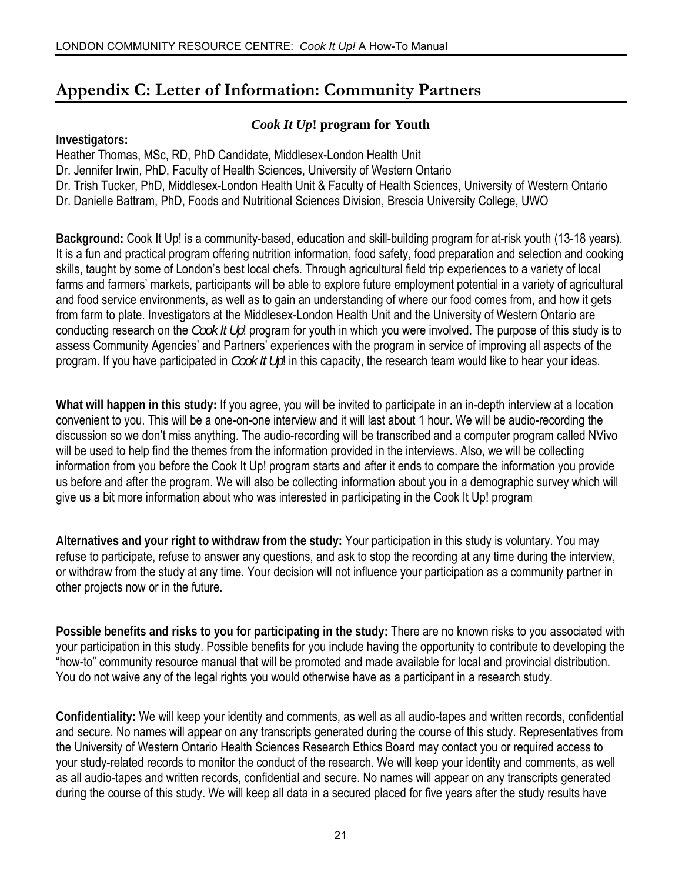## Appendix C: Letter of Information: Community Partners

### *Cook It Up!* program for Youth

**Investigators:**

Heather Thomas, MSc, RD, PhD Candidate, Middlesex-London Health Unit
Dr. Jennifer Irwin, PhD, Faculty of Health Sciences, University of Western Ontario
Dr. Trish Tucker, PhD, Middlesex-London Health Unit & Faculty of Health Sciences, University of Western Ontario
Dr. Danielle Battram, PhD, Foods and Nutritional Sciences Division, Brescia University College, UWO

**Background:** Cook It Up! is a community-based, education and skill-building program for at-risk youth (13-18 years). It is a fun and practical program offering nutrition information, food safety, food preparation and selection and cooking skills, taught by some of London's best local chefs. Through agricultural field trip experiences to a variety of local farms and farmers' markets, participants will be able to explore future employment potential in a variety of agricultural and food service environments, as well as to gain an understanding of where our food comes from, and how it gets from farm to plate. Investigators at the Middlesex-London Health Unit and the University of Western Ontario are conducting research on the *Cook It Up*! program for youth in which you were involved. The purpose of this study is to assess Community Agencies' and Partners' experiences with the program in service of improving all aspects of the program. If you have participated in *Cook It Up*! in this capacity, the research team would like to hear your ideas.

**What will happen in this study:** If you agree, you will be invited to participate in an in-depth interview at a location convenient to you. This will be a one-on-one interview and it will last about 1 hour. We will be audio-recording the discussion so we don't miss anything. The audio-recording will be transcribed and a computer program called NVivo will be used to help find the themes from the information provided in the interviews. Also, we will be collecting information from you before the Cook It Up! program starts and after it ends to compare the information you provide us before and after the program. We will also be collecting information about you in a demographic survey which will give us a bit more information about who was interested in participating in the Cook It Up! program

**Alternatives and your right to withdraw from the study:** Your participation in this study is voluntary. You may refuse to participate, refuse to answer any questions, and ask to stop the recording at any time during the interview, or withdraw from the study at any time. Your decision will not influence your participation as a community partner in other projects now or in the future.

**Possible benefits and risks to you for participating in the study:** There are no known risks to you associated with your participation in this study. Possible benefits for you include having the opportunity to contribute to developing the "how-to" community resource manual that will be promoted and made available for local and provincial distribution. You do not waive any of the legal rights you would otherwise have as a participant in a research study.

**Confidentiality:** We will keep your identity and comments, as well as all audio-tapes and written records, confidential and secure. No names will appear on any transcripts generated during the course of this study. Representatives from the University of Western Ontario Health Sciences Research Ethics Board may contact you or required access to your study-related records to monitor the conduct of the research. We will keep your identity and comments, as well as all audio-tapes and written records, confidential and secure. No names will appear on any transcripts generated during the course of this study. We will keep all data in a secured placed for five years after the study results have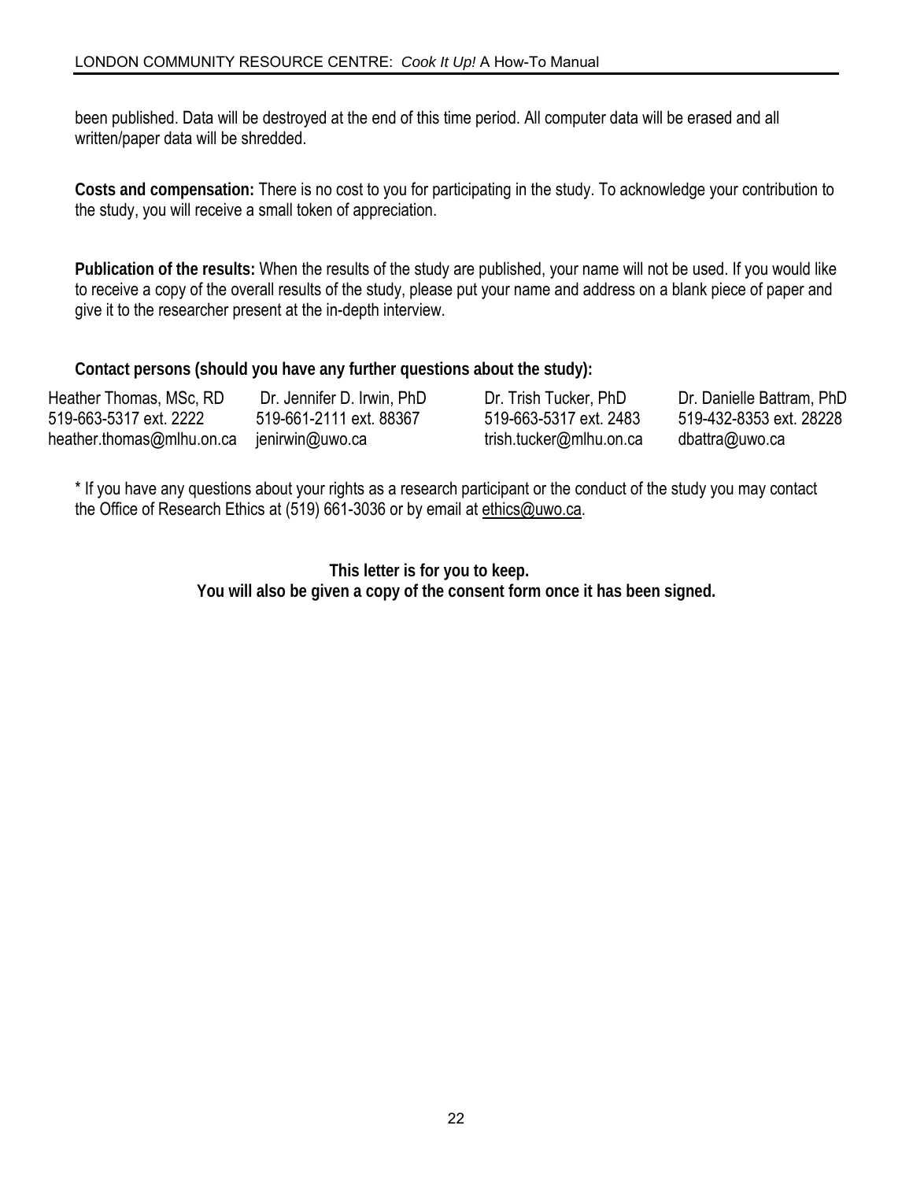been published. Data will be destroyed at the end of this time period. All computer data will be erased and all written/paper data will be shredded.

**Costs and compensation:** There is no cost to you for participating in the study. To acknowledge your contribution to the study, you will receive a small token of appreciation.

**Publication of the results:** When the results of the study are published, your name will not be used. If you would like to receive a copy of the overall results of the study, please put your name and address on a blank piece of paper and give it to the researcher present at the in-depth interview.

**Contact persons (should you have any further questions about the study):**

| Heather Thomas, MSc, RD | Dr. Jennifer D. Irwin, PhD | Dr. Trish Tucker, PhD | Dr. Danielle Battram, PhD |
|---|---|---|---|
| 519-663-5317 ext. 2222 | 519-661-2111 ext. 88367 | 519-663-5317 ext. 2483 | 519-432-8353 ext. 28228 |
| heather.thomas@mlhu.on.ca | jenirwin@uwo.ca | trish.tucker@mlhu.on.ca | dbattra@uwo.ca |

* If you have any questions about your rights as a research participant or the conduct of the study you may contact the Office of Research Ethics at (519) 661-3036 or by email at ethics@uwo.ca.

**This letter is for you to keep.**
**You will also be given a copy of the consent form once it has been signed.**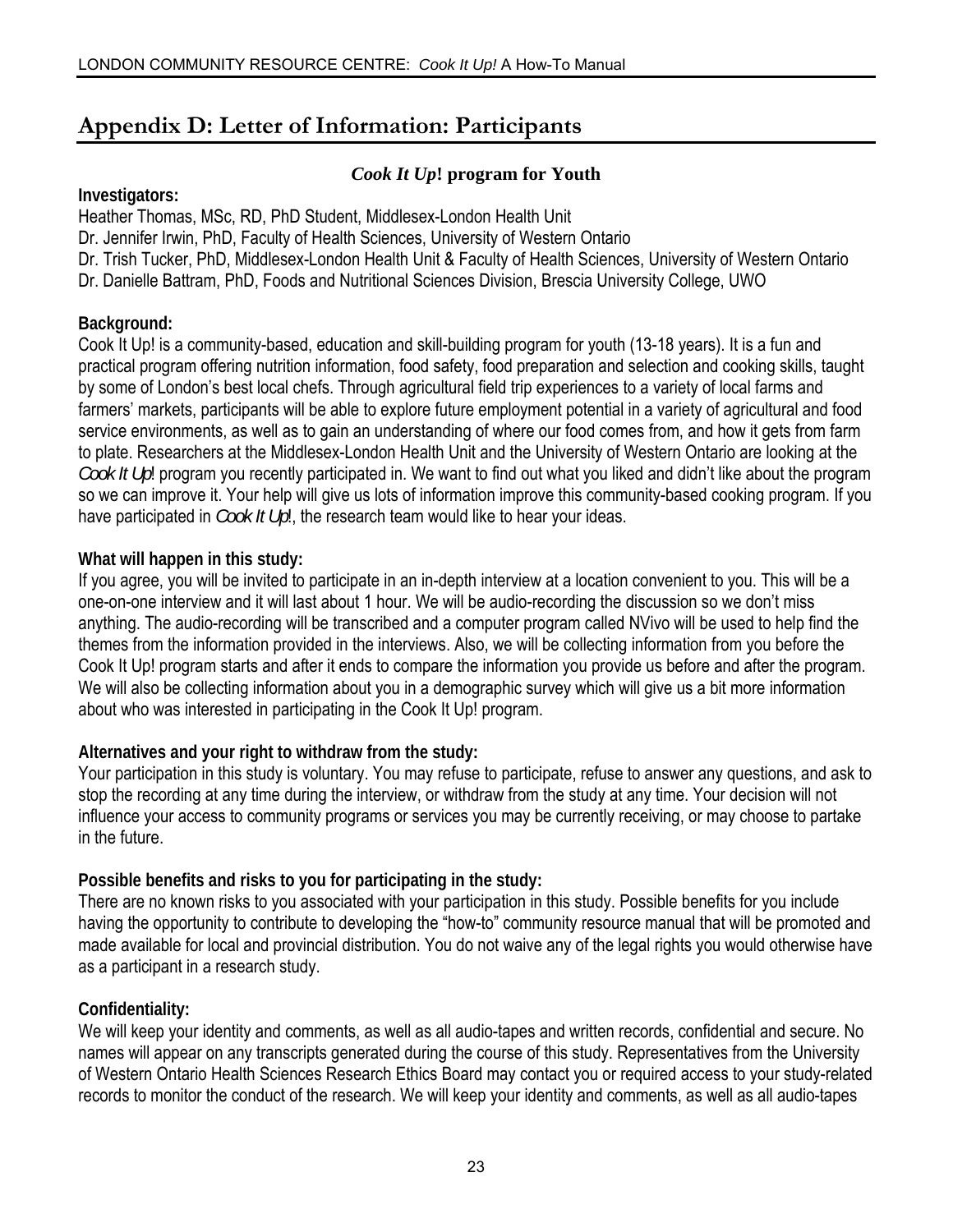# Appendix D: Letter of Information: Participants

***Cook It Up*! program for Youth**

**Investigators:**

Heather Thomas, MSc, RD, PhD Student, Middlesex-London Health Unit
Dr. Jennifer Irwin, PhD, Faculty of Health Sciences, University of Western Ontario
Dr. Trish Tucker, PhD, Middlesex-London Health Unit & Faculty of Health Sciences, University of Western Ontario
Dr. Danielle Battram, PhD, Foods and Nutritional Sciences Division, Brescia University College, UWO

**Background:**

Cook It Up! is a community-based, education and skill-building program for youth (13-18 years). It is a fun and practical program offering nutrition information, food safety, food preparation and selection and cooking skills, taught by some of London's best local chefs. Through agricultural field trip experiences to a variety of local farms and farmers' markets, participants will be able to explore future employment potential in a variety of agricultural and food service environments, as well as to gain an understanding of where our food comes from, and how it gets from farm to plate. Researchers at the Middlesex-London Health Unit and the University of Western Ontario are looking at the *Cook It Up*! program you recently participated in. We want to find out what you liked and didn't like about the program so we can improve it. Your help will give us lots of information improve this community-based cooking program. If you have participated in *Cook It Up*!, the research team would like to hear your ideas.

**What will happen in this study:**

If you agree, you will be invited to participate in an in-depth interview at a location convenient to you. This will be a one-on-one interview and it will last about 1 hour. We will be audio-recording the discussion so we don't miss anything. The audio-recording will be transcribed and a computer program called NVivo will be used to help find the themes from the information provided in the interviews. Also, we will be collecting information from you before the Cook It Up! program starts and after it ends to compare the information you provide us before and after the program. We will also be collecting information about you in a demographic survey which will give us a bit more information about who was interested in participating in the Cook It Up! program.

**Alternatives and your right to withdraw from the study:**

Your participation in this study is voluntary. You may refuse to participate, refuse to answer any questions, and ask to stop the recording at any time during the interview, or withdraw from the study at any time. Your decision will not influence your access to community programs or services you may be currently receiving, or may choose to partake in the future.

**Possible benefits and risks to you for participating in the study:**

There are no known risks to you associated with your participation in this study. Possible benefits for you include having the opportunity to contribute to developing the "how-to" community resource manual that will be promoted and made available for local and provincial distribution. You do not waive any of the legal rights you would otherwise have as a participant in a research study.

**Confidentiality:**

We will keep your identity and comments, as well as all audio-tapes and written records, confidential and secure. No names will appear on any transcripts generated during the course of this study. Representatives from the University of Western Ontario Health Sciences Research Ethics Board may contact you or required access to your study-related records to monitor the conduct of the research. We will keep your identity and comments, as well as all audio-tapes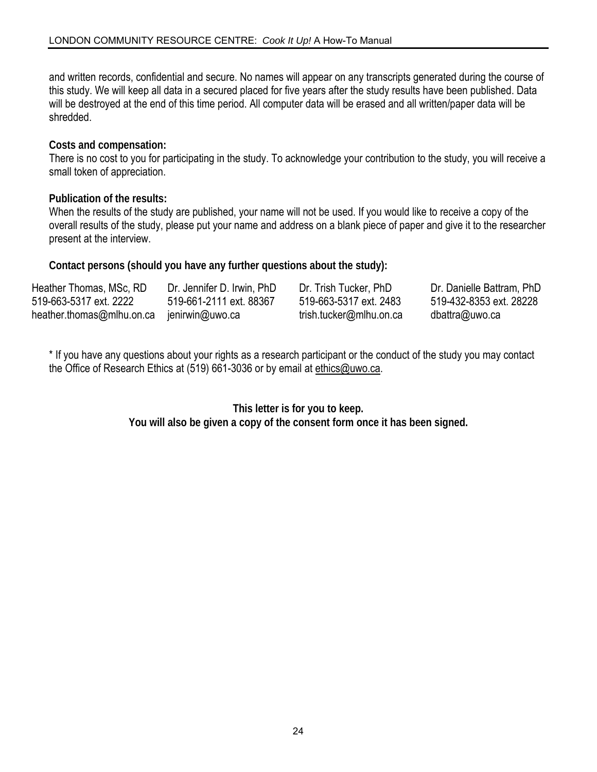and written records, confidential and secure. No names will appear on any transcripts generated during the course of this study. We will keep all data in a secured placed for five years after the study results have been published. Data will be destroyed at the end of this time period. All computer data will be erased and all written/paper data will be shredded.

**Costs and compensation:**
There is no cost to you for participating in the study. To acknowledge your contribution to the study, you will receive a small token of appreciation.

**Publication of the results:**
When the results of the study are published, your name will not be used. If you would like to receive a copy of the overall results of the study, please put your name and address on a blank piece of paper and give it to the researcher present at the interview.

**Contact persons (should you have any further questions about the study):**

| | | | |
|---|---|---|---|
| Heather Thomas, MSc, RD | Dr. Jennifer D. Irwin, PhD | Dr. Trish Tucker, PhD | Dr. Danielle Battram, PhD |
| 519-663-5317 ext. 2222 | 519-661-2111 ext. 88367 | 519-663-5317 ext. 2483 | 519-432-8353 ext. 28228 |
| heather.thomas@mlhu.on.ca | jenirwin@uwo.ca | trish.tucker@mlhu.on.ca | dbattra@uwo.ca |

* If you have any questions about your rights as a research participant or the conduct of the study you may contact the Office of Research Ethics at (519) 661-3036 or by email at ethics@uwo.ca.

**This letter is for you to keep.**
**You will also be given a copy of the consent form once it has been signed.**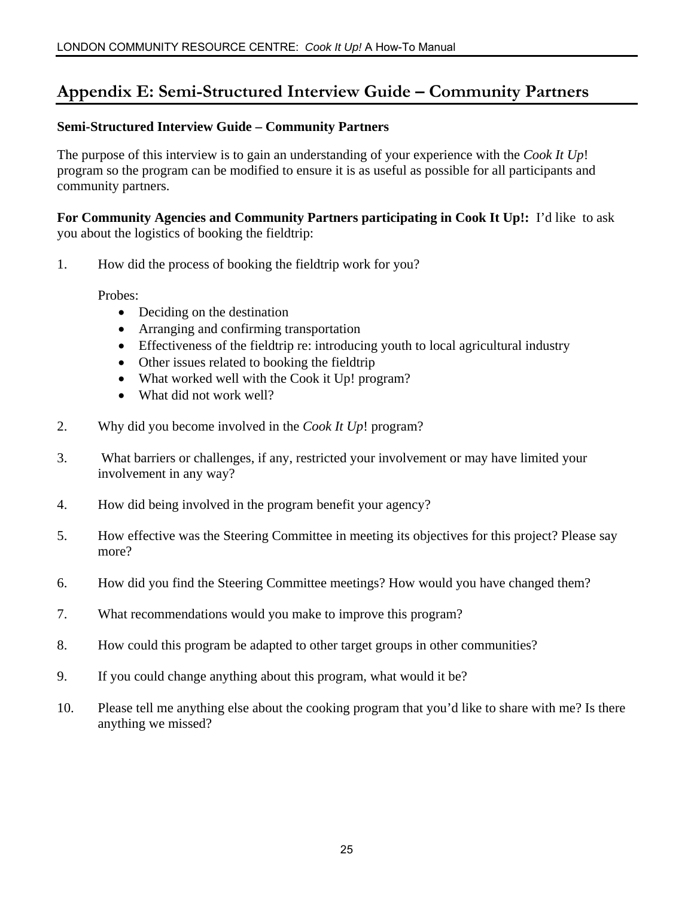# Appendix E: Semi-Structured Interview Guide – Community Partners

**Semi-Structured Interview Guide – Community Partners**

The purpose of this interview is to gain an understanding of your experience with the *Cook It Up*! program so the program can be modified to ensure it is as useful as possible for all participants and community partners.

**For Community Agencies and Community Partners participating in Cook It Up!:** I'd like to ask you about the logistics of booking the fieldtrip:

1. How did the process of booking the fieldtrip work for you?

   Probes:
   - Deciding on the destination
   - Arranging and confirming transportation
   - Effectiveness of the fieldtrip re: introducing youth to local agricultural industry
   - Other issues related to booking the fieldtrip
   - What worked well with the Cook it Up! program?
   - What did not work well?

2. Why did you become involved in the *Cook It Up*! program?

3. What barriers or challenges, if any, restricted your involvement or may have limited your involvement in any way?

4. How did being involved in the program benefit your agency?

5. How effective was the Steering Committee in meeting its objectives for this project? Please say more?

6. How did you find the Steering Committee meetings? How would you have changed them?

7. What recommendations would you make to improve this program?

8. How could this program be adapted to other target groups in other communities?

9. If you could change anything about this program, what would it be?

10. Please tell me anything else about the cooking program that you'd like to share with me? Is there anything we missed?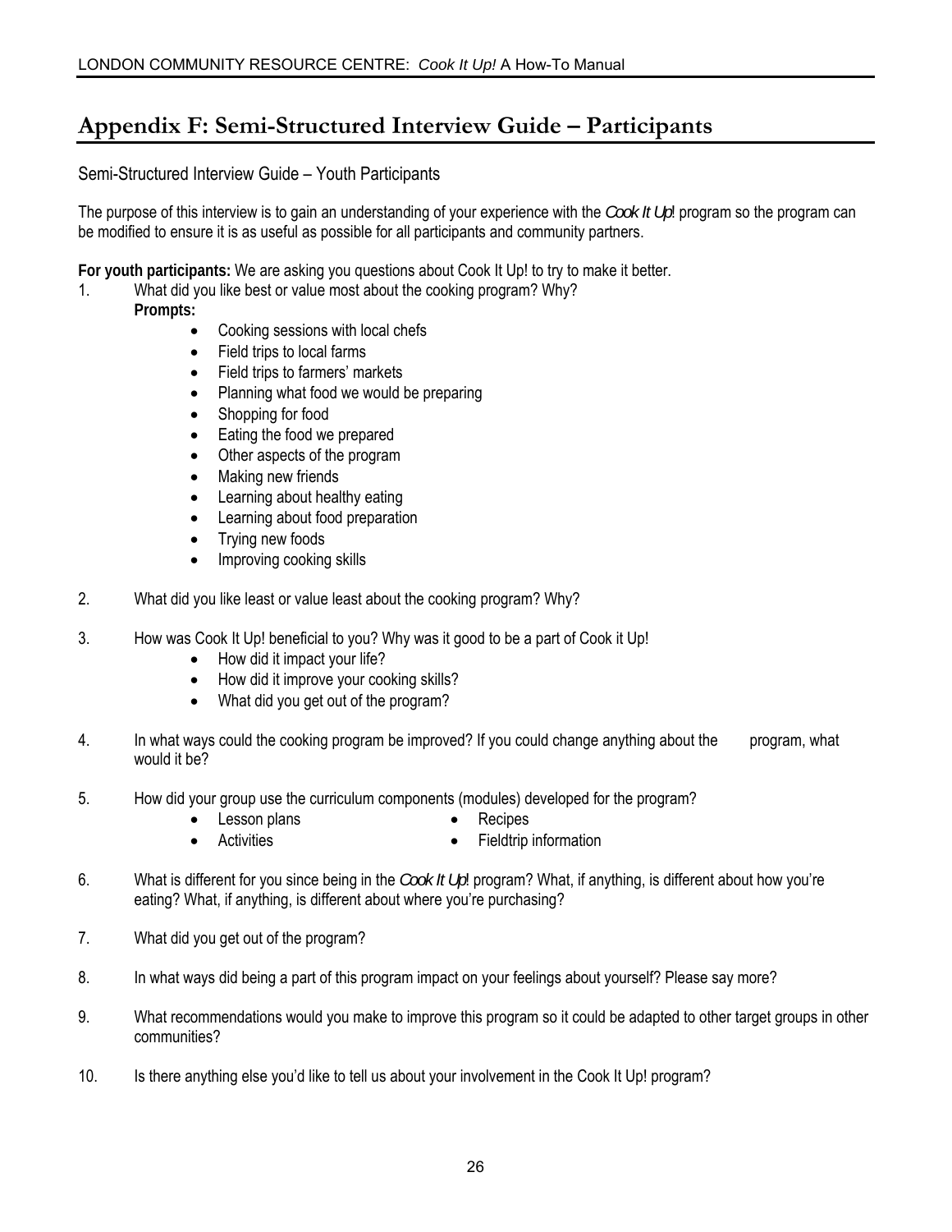## Appendix F: Semi-Structured Interview Guide – Participants

Semi-Structured Interview Guide – Youth Participants

The purpose of this interview is to gain an understanding of your experience with the *Cook It Up*! program so the program can be modified to ensure it is as useful as possible for all participants and community partners.

**For youth participants:** We are asking you questions about Cook It Up! to try to make it better.

1. What did you like best or value most about the cooking program? Why?
   **Prompts:**
   - Cooking sessions with local chefs
   - Field trips to local farms
   - Field trips to farmers' markets
   - Planning what food we would be preparing
   - Shopping for food
   - Eating the food we prepared
   - Other aspects of the program
   - Making new friends
   - Learning about healthy eating
   - Learning about food preparation
   - Trying new foods
   - Improving cooking skills

2. What did you like least or value least about the cooking program? Why?

3. How was Cook It Up! beneficial to you? Why was it good to be a part of Cook it Up!
   - How did it impact your life?
   - How did it improve your cooking skills?
   - What did you get out of the program?

4. In what ways could the cooking program be improved? If you could change anything about the program, what would it be?

5. How did your group use the curriculum components (modules) developed for the program?
   - Lesson plans
   - Recipes
   - Activities
   - Fieldtrip information

6. What is different for you since being in the *Cook It Up*! program? What, if anything, is different about how you're eating? What, if anything, is different about where you're purchasing?

7. What did you get out of the program?

8. In what ways did being a part of this program impact on your feelings about yourself? Please say more?

9. What recommendations would you make to improve this program so it could be adapted to other target groups in other communities?

10. Is there anything else you'd like to tell us about your involvement in the Cook It Up! program?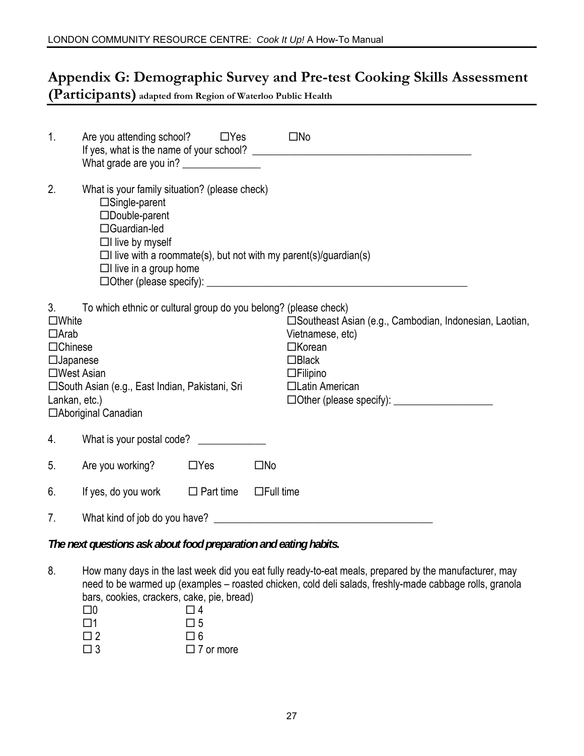## Appendix G: Demographic Survey and Pre-test Cooking Skills Assessment (Participants) adapted from Region of Waterloo Public Health

1. Are you attending school? ☐Yes ☐No
   If yes, what is the name of your school? ___________________________
   What grade are you in? _______________

2. What is your family situation? (please check)
   - ☐Single-parent
   - ☐Double-parent
   - ☐Guardian-led
   - ☐I live by myself
   - ☐I live with a roommate(s), but not with my parent(s)/guardian(s)
   - ☐I live in a group home
   - ☐Other (please specify): ___________________________

3. To which ethnic or cultural group do you belong? (please check)
   - ☐White
   - ☐Arab
   - ☐Chinese
   - ☐Japanese
   - ☐West Asian
   - ☐South Asian (e.g., East Indian, Pakistani, Sri Lankan, etc.)
   - ☐Aboriginal Canadian
   - ☐Southeast Asian (e.g., Cambodian, Indonesian, Laotian, Vietnamese, etc)
   - ☐Korean
   - ☐Black
   - ☐Filipino
   - ☐Latin American
   - ☐Other (please specify): ___________________

4. What is your postal code? _____________

5. Are you working? ☐Yes ☐No

6. If yes, do you work ☐ Part time ☐Full time

7. What kind of job do you have? ___________________________

***The next questions ask about food preparation and eating habits.***

8. How many days in the last week did you eat fully ready-to-eat meals, prepared by the manufacturer, may need to be warmed up (examples – roasted chicken, cold deli salads, freshly-made cabbage rolls, granola bars, cookies, crackers, cake, pie, bread)
   - ☐0
   - ☐1
   - ☐ 2
   - ☐ 3
   - ☐ 4
   - ☐ 5
   - ☐ 6
   - ☐ 7 or more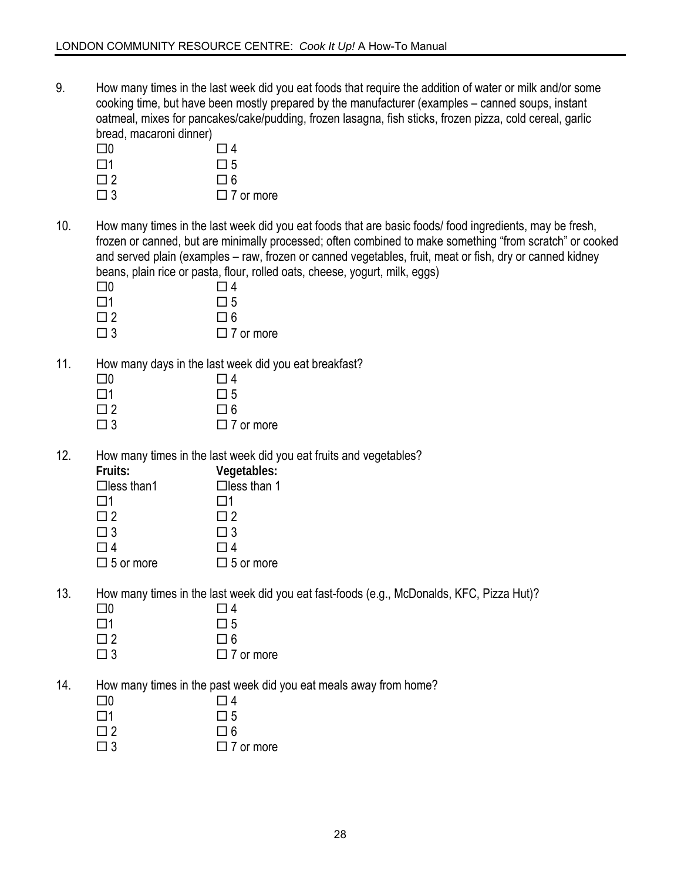9. How many times in the last week did you eat foods that require the addition of water or milk and/or some cooking time, but have been mostly prepared by the manufacturer (examples – canned soups, instant oatmeal, mixes for pancakes/cake/pudding, frozen lasagna, fish sticks, frozen pizza, cold cereal, garlic bread, macaroni dinner)

   ☐0 ☐4
   ☐1 ☐5
   ☐ 2 ☐ 6
   ☐ 3 ☐ 7 or more

10. How many times in the last week did you eat foods that are basic foods/ food ingredients, may be fresh, frozen or canned, but are minimally processed; often combined to make something "from scratch" or cooked and served plain (examples – raw, frozen or canned vegetables, fruit, meat or fish, dry or canned kidney beans, plain rice or pasta, flour, rolled oats, cheese, yogurt, milk, eggs)

    ☐0 ☐4
    ☐1 ☐5
    ☐ 2 ☐ 6
    ☐ 3 ☐ 7 or more

11. How many days in the last week did you eat breakfast?

    ☐0 ☐4
    ☐1 ☐5
    ☐ 2 ☐ 6
    ☐ 3 ☐ 7 or more

12. How many times in the last week did you eat fruits and vegetables?

    | **Fruits:** | **Vegetables:** |
    |---|---|
    | ☐less than1 | ☐less than 1 |
    | ☐1 | ☐1 |
    | ☐ 2 | ☐ 2 |
    | ☐ 3 | ☐ 3 |
    | ☐ 4 | ☐ 4 |
    | ☐ 5 or more | ☐ 5 or more |

13. How many times in the last week did you eat fast-foods (e.g., McDonalds, KFC, Pizza Hut)?

    ☐0 ☐4
    ☐1 ☐5
    ☐ 2 ☐ 6
    ☐ 3 ☐ 7 or more

14. How many times in the past week did you eat meals away from home?

    ☐0 ☐4
    ☐1 ☐5
    ☐ 2 ☐ 6
    ☐ 3 ☐ 7 or more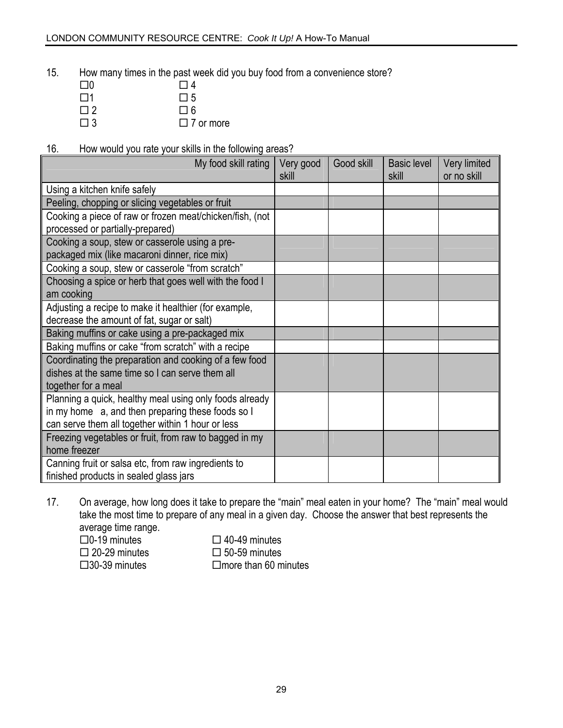15. How many times in the past week did you buy food from a convenience store?

☐0 ☐ 4
☐1 ☐ 5
☐ 2 ☐ 6
☐ 3 ☐ 7 or more

16. How would you rate your skills in the following areas?

| My food skill rating | Very good skill | Good skill | Basic level skill | Very limited or no skill |
|---|---|---|---|---|
| Using a kitchen knife safely | | | | |
| Peeling, chopping or slicing vegetables or fruit | | | | |
| Cooking a piece of raw or frozen meat/chicken/fish, (not processed or partially-prepared) | | | | |
| Cooking a soup, stew or casserole using a pre-packaged mix (like macaroni dinner, rice mix) | | | | |
| Cooking a soup, stew or casserole "from scratch" | | | | |
| Choosing a spice or herb that goes well with the food I am cooking | | | | |
| Adjusting a recipe to make it healthier (for example, decrease the amount of fat, sugar or salt) | | | | |
| Baking muffins or cake using a pre-packaged mix | | | | |
| Baking muffins or cake "from scratch" with a recipe | | | | |
| Coordinating the preparation and cooking of a few food dishes at the same time so I can serve them all together for a meal | | | | |
| Planning a quick, healthy meal using only foods already in my home a, and then preparing these foods so I can serve them all together within 1 hour or less | | | | |
| Freezing vegetables or fruit, from raw to bagged in my home freezer | | | | |
| Canning fruit or salsa etc, from raw ingredients to finished products in sealed glass jars | | | | |

17. On average, how long does it take to prepare the "main" meal eaten in your home? The "main" meal would take the most time to prepare of any meal in a given day. Choose the answer that best represents the average time range.

☐0-19 minutes ☐ 40-49 minutes
☐ 20-29 minutes ☐ 50-59 minutes
☐30-39 minutes ☐more than 60 minutes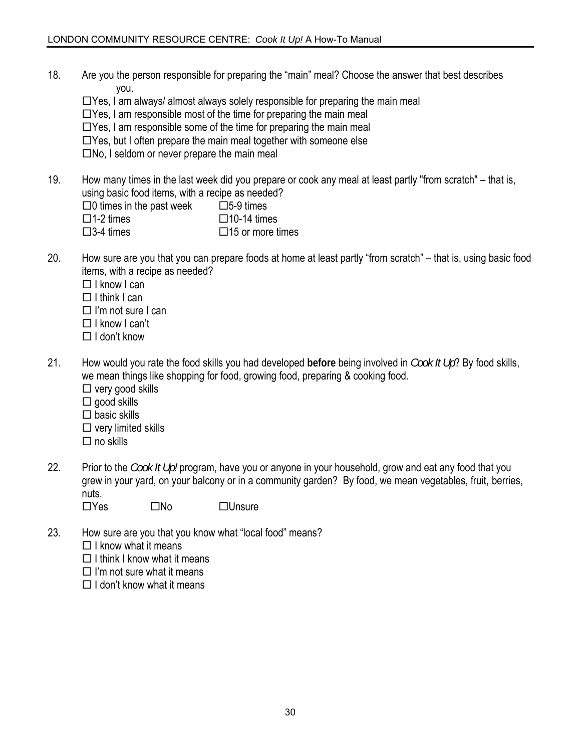18. Are you the person responsible for preparing the "main" meal? Choose the answer that best describes you.

☐Yes, I am always/ almost always solely responsible for preparing the main meal
☐Yes, I am responsible most of the time for preparing the main meal
☐Yes, I am responsible some of the time for preparing the main meal
☐Yes, but I often prepare the main meal together with someone else
☐No, I seldom or never prepare the main meal

19. How many times in the last week did you prepare or cook any meal at least partly "from scratch" – that is, using basic food items, with a recipe as needed?

☐0 times in the past week ☐5-9 times
☐1-2 times ☐10-14 times
☐3-4 times ☐15 or more times

20. How sure are you that you can prepare foods at home at least partly "from scratch" – that is, using basic food items, with a recipe as needed?

☐ I know I can
☐ I think I can
☐ I'm not sure I can
☐ I know I can't
☐ I don't know

21. How would you rate the food skills you had developed **before** being involved in *Cook It Up*? By food skills, we mean things like shopping for food, growing food, preparing & cooking food.

☐ very good skills
☐ good skills
☐ basic skills
☐ very limited skills
☐ no skills

22. Prior to the *Cook It Up!* program, have you or anyone in your household, grow and eat any food that you grew in your yard, on your balcony or in a community garden? By food, we mean vegetables, fruit, berries, nuts.

☐Yes ☐No ☐Unsure

23. How sure are you that you know what "local food" means?

☐ I know what it means
☐ I think I know what it means
☐ I'm not sure what it means
☐ I don't know what it means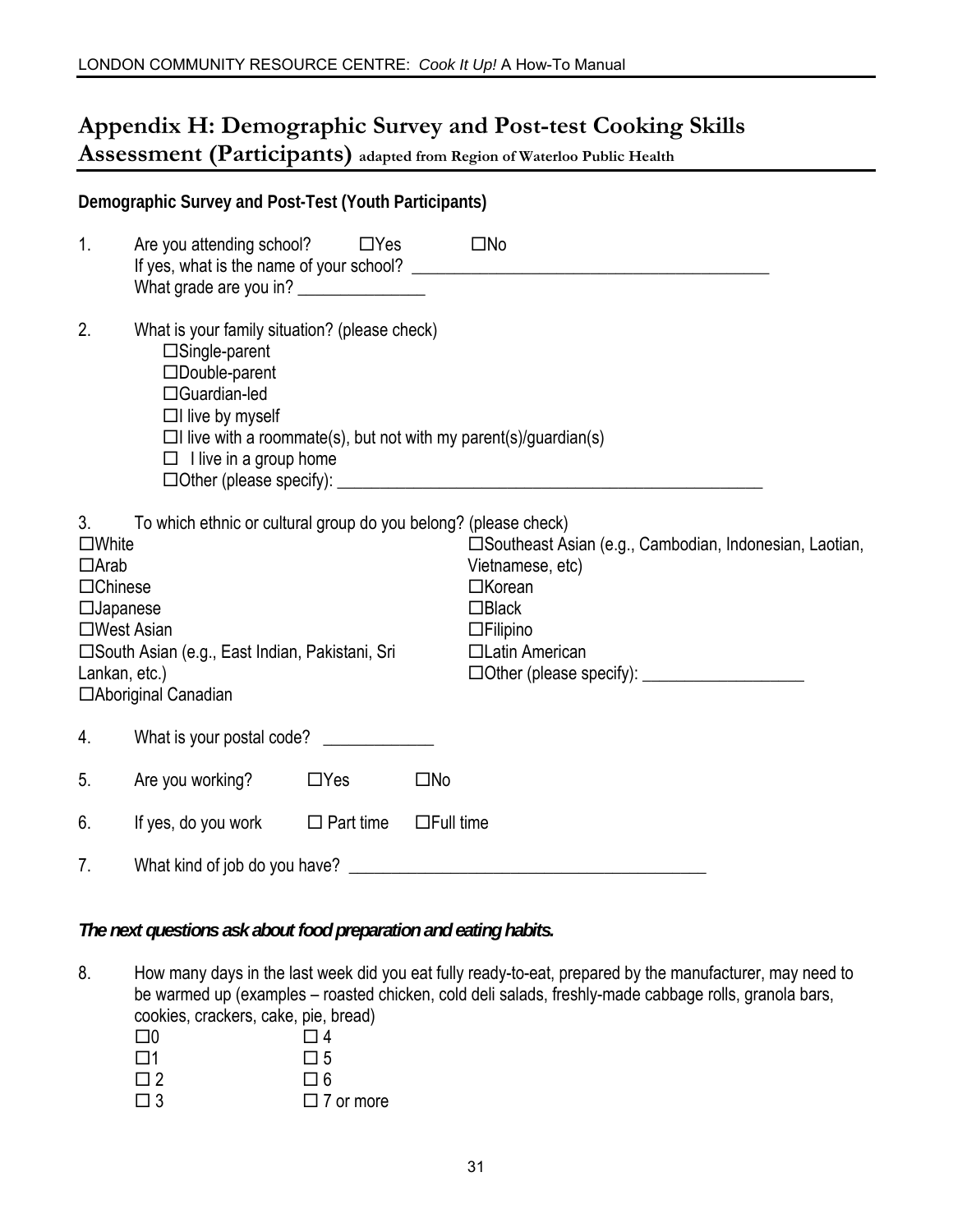## Appendix H: Demographic Survey and Post-test Cooking Skills Assessment (Participants) adapted from Region of Waterloo Public Health

**Demographic Survey and Post-Test (Youth Participants)**

1. Are you attending school? ☐Yes ☐No
   If yes, what is the name of your school? ___________________________________________
   What grade are you in? _______________

2. What is your family situation? (please check)
   - ☐Single-parent
   - ☐Double-parent
   - ☐Guardian-led
   - ☐I live by myself
   - ☐I live with a roommate(s), but not with my parent(s)/guardian(s)
   - ☐ I live in a group home
   - ☐Other (please specify): ___________________________________________________

3. To which ethnic or cultural group do you belong? (please check)
   - ☐White
   - ☐Arab
   - ☐Chinese
   - ☐Japanese
   - ☐West Asian
   - ☐South Asian (e.g., East Indian, Pakistani, Sri Lankan, etc.)
   - ☐Aboriginal Canadian
   - ☐Southeast Asian (e.g., Cambodian, Indonesian, Laotian, Vietnamese, etc)
   - ☐Korean
   - ☐Black
   - ☐Filipino
   - ☐Latin American
   - ☐Other (please specify): ___________________

4. What is your postal code? _____________

5. Are you working? ☐Yes ☐No

6. If yes, do you work ☐ Part time ☐Full time

7. What kind of job do you have? ___________________________________________

***The next questions ask about food preparation and eating habits.***

8. How many days in the last week did you eat fully ready-to-eat, prepared by the manufacturer, may need to be warmed up (examples – roasted chicken, cold deli salads, freshly-made cabbage rolls, granola bars, cookies, crackers, cake, pie, bread)
   - ☐0
   - ☐1
   - ☐ 2
   - ☐ 3
   - ☐ 4
   - ☐ 5
   - ☐ 6
   - ☐ 7 or more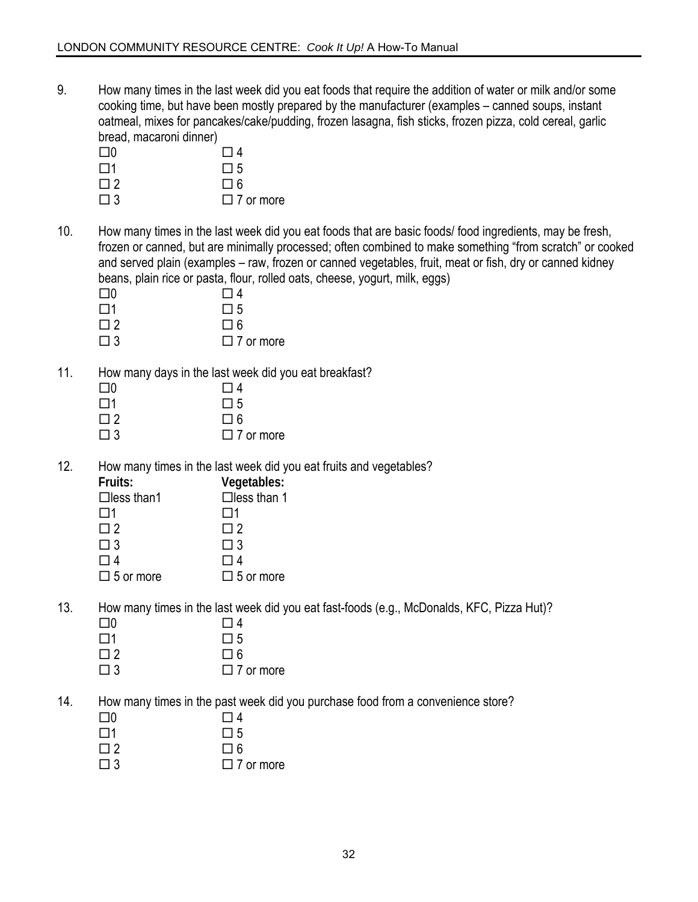9. How many times in the last week did you eat foods that require the addition of water or milk and/or some cooking time, but have been mostly prepared by the manufacturer (examples – canned soups, instant oatmeal, mixes for pancakes/cake/pudding, frozen lasagna, fish sticks, frozen pizza, cold cereal, garlic bread, macaroni dinner)

| | |
|---|---|
| ☐0 | ☐ 4 |
| ☐1 | ☐ 5 |
| ☐ 2 | ☐ 6 |
| ☐ 3 | ☐ 7 or more |

10. How many times in the last week did you eat foods that are basic foods/ food ingredients, may be fresh, frozen or canned, but are minimally processed; often combined to make something "from scratch" or cooked and served plain (examples – raw, frozen or canned vegetables, fruit, meat or fish, dry or canned kidney beans, plain rice or pasta, flour, rolled oats, cheese, yogurt, milk, eggs)

| | |
|---|---|
| ☐0 | ☐ 4 |
| ☐1 | ☐ 5 |
| ☐ 2 | ☐ 6 |
| ☐ 3 | ☐ 7 or more |

11. How many days in the last week did you eat breakfast?

| | |
|---|---|
| ☐0 | ☐ 4 |
| ☐1 | ☐ 5 |
| ☐ 2 | ☐ 6 |
| ☐ 3 | ☐ 7 or more |

12. How many times in the last week did you eat fruits and vegetables?

| **Fruits:** | **Vegetables:** |
|---|---|
| ☐less than1 | ☐less than 1 |
| ☐1 | ☐1 |
| ☐ 2 | ☐ 2 |
| ☐ 3 | ☐ 3 |
| ☐ 4 | ☐ 4 |
| ☐ 5 or more | ☐ 5 or more |

13. How many times in the last week did you eat fast-foods (e.g., McDonalds, KFC, Pizza Hut)?

| | |
|---|---|
| ☐0 | ☐ 4 |
| ☐1 | ☐ 5 |
| ☐ 2 | ☐ 6 |
| ☐ 3 | ☐ 7 or more |

14. How many times in the past week did you purchase food from a convenience store?

| | |
|---|---|
| ☐0 | ☐ 4 |
| ☐1 | ☐ 5 |
| ☐ 2 | ☐ 6 |
| ☐ 3 | ☐ 7 or more |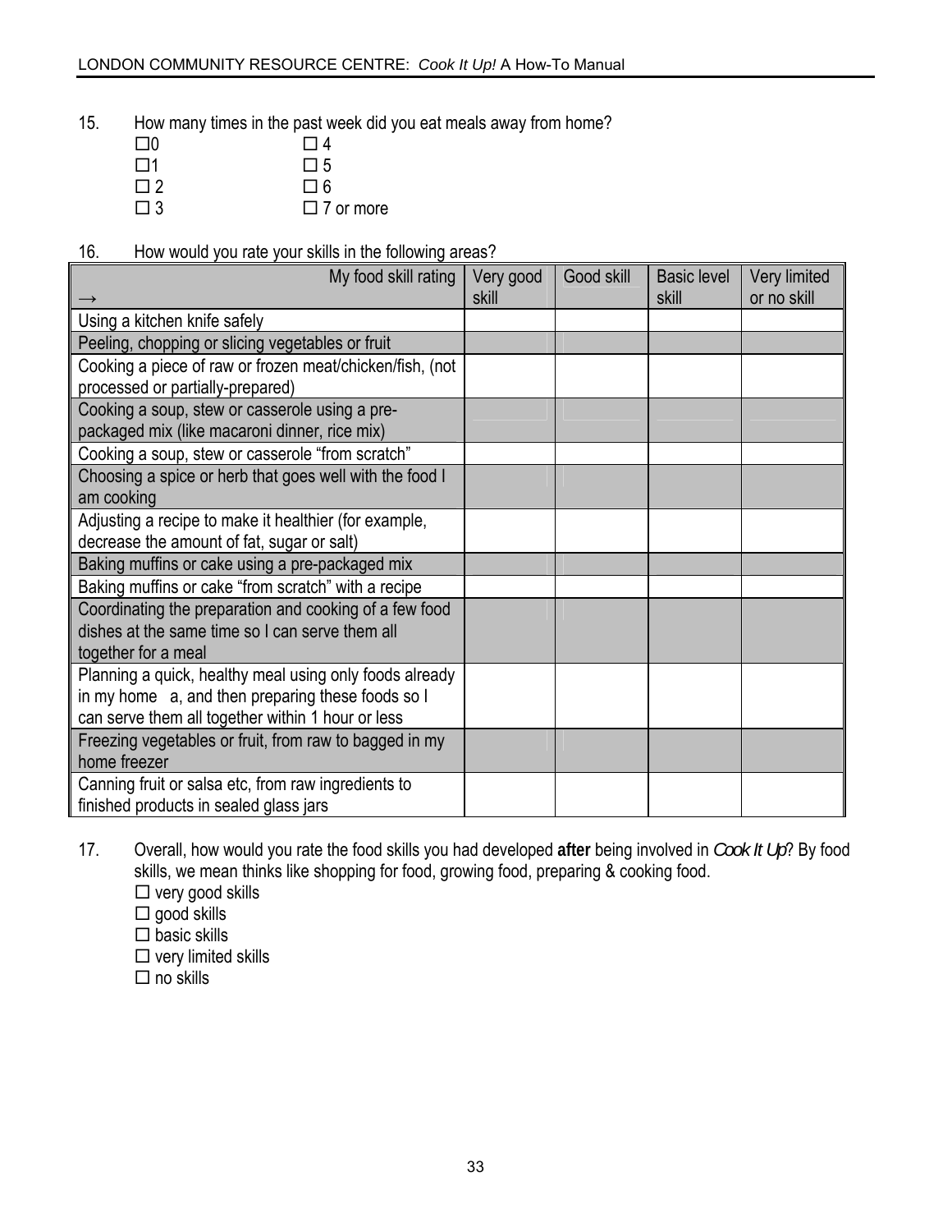15. How many times in the past week did you eat meals away from home?

☐0 ☐ 4
☐1 ☐ 5
☐ 2 ☐ 6
☐ 3 ☐ 7 or more

16. How would you rate your skills in the following areas?

| My food skill rating → | Very good skill | Good skill | Basic level skill | Very limited or no skill |
|---|---|---|---|---|
| Using a kitchen knife safely | | | | |
| Peeling, chopping or slicing vegetables or fruit | | | | |
| Cooking a piece of raw or frozen meat/chicken/fish, (not processed or partially-prepared) | | | | |
| Cooking a soup, stew or casserole using a pre-packaged mix (like macaroni dinner, rice mix) | | | | |
| Cooking a soup, stew or casserole "from scratch" | | | | |
| Choosing a spice or herb that goes well with the food I am cooking | | | | |
| Adjusting a recipe to make it healthier (for example, decrease the amount of fat, sugar or salt) | | | | |
| Baking muffins or cake using a pre-packaged mix | | | | |
| Baking muffins or cake "from scratch" with a recipe | | | | |
| Coordinating the preparation and cooking of a few food dishes at the same time so I can serve them all together for a meal | | | | |
| Planning a quick, healthy meal using only foods already in my home a, and then preparing these foods so I can serve them all together within 1 hour or less | | | | |
| Freezing vegetables or fruit, from raw to bagged in my home freezer | | | | |
| Canning fruit or salsa etc, from raw ingredients to finished products in sealed glass jars | | | | |

17. Overall, how would you rate the food skills you had developed **after** being involved in *Cook It Up*? By food skills, we mean thinks like shopping for food, growing food, preparing & cooking food.

☐ very good skills
☐ good skills
☐ basic skills
☐ very limited skills
☐ no skills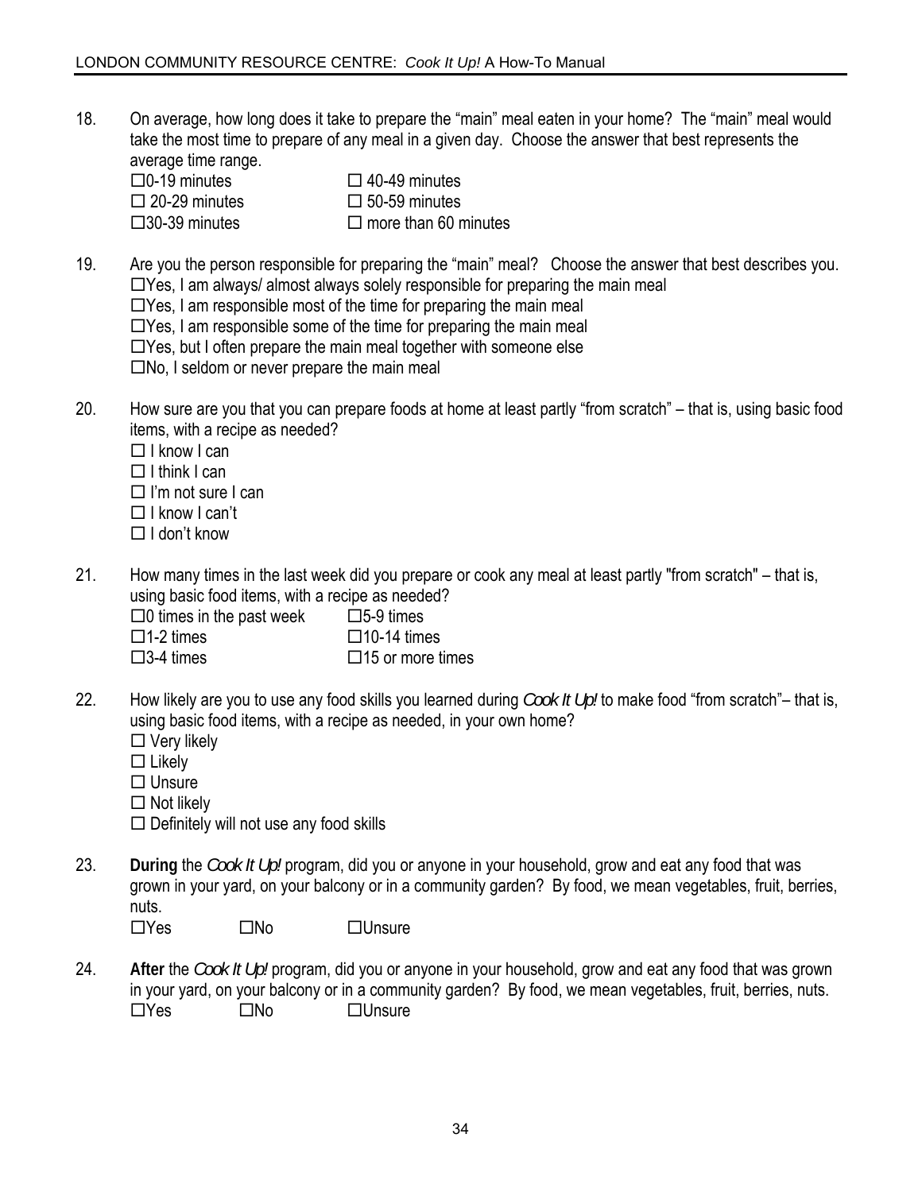18. On average, how long does it take to prepare the "main" meal eaten in your home? The "main" meal would take the most time to prepare of any meal in a given day. Choose the answer that best represents the average time range.

☐0-19 minutes ☐ 40-49 minutes
☐ 20-29 minutes ☐ 50-59 minutes
☐30-39 minutes ☐ more than 60 minutes

19. Are you the person responsible for preparing the "main" meal? Choose the answer that best describes you.

☐Yes, I am always/ almost always solely responsible for preparing the main meal
☐Yes, I am responsible most of the time for preparing the main meal
☐Yes, I am responsible some of the time for preparing the main meal
☐Yes, but I often prepare the main meal together with someone else
☐No, I seldom or never prepare the main meal

20. How sure are you that you can prepare foods at home at least partly "from scratch" – that is, using basic food items, with a recipe as needed?

☐ I know I can
☐ I think I can
☐ I'm not sure I can
☐ I know I can't
☐ I don't know

21. How many times in the last week did you prepare or cook any meal at least partly "from scratch" – that is, using basic food items, with a recipe as needed?

☐0 times in the past week ☐5-9 times
☐1-2 times ☐10-14 times
☐3-4 times ☐15 or more times

22. How likely are you to use any food skills you learned during *Cook It Up!* to make food "from scratch"– that is, using basic food items, with a recipe as needed, in your own home?

☐ Very likely
☐ Likely
☐ Unsure
☐ Not likely
☐ Definitely will not use any food skills

23. **During** the *Cook It Up!* program, did you or anyone in your household, grow and eat any food that was grown in your yard, on your balcony or in a community garden? By food, we mean vegetables, fruit, berries, nuts.

☐Yes ☐No ☐Unsure

24. **After** the *Cook It Up!* program, did you or anyone in your household, grow and eat any food that was grown in your yard, on your balcony or in a community garden? By food, we mean vegetables, fruit, berries, nuts.

☐Yes ☐No ☐Unsure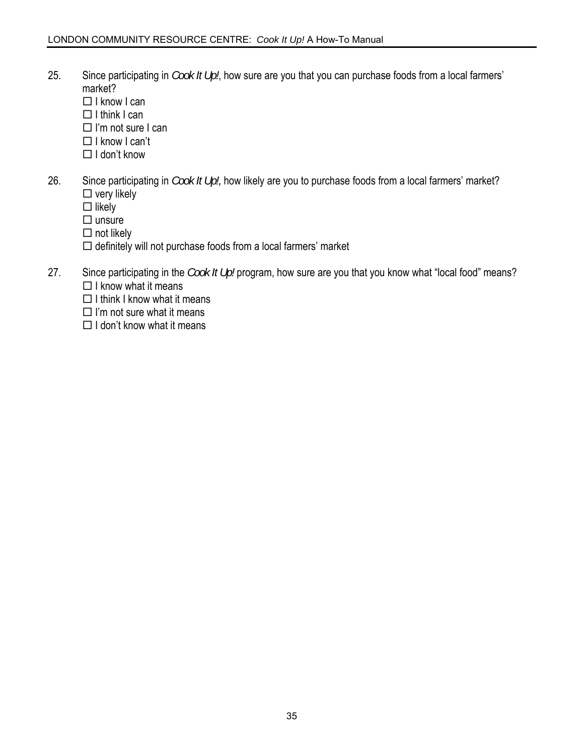25. Since participating in *Cook It Up!*, how sure are you that you can purchase foods from a local farmers' market?
    - ☐ I know I can
    - ☐ I think I can
    - ☐ I'm not sure I can
    - ☐ I know I can't
    - ☐ I don't know

26. Since participating in *Cook It Up!,* how likely are you to purchase foods from a local farmers' market?
    - ☐ very likely
    - ☐ likely
    - ☐ unsure
    - ☐ not likely
    - ☐ definitely will not purchase foods from a local farmers' market

27. Since participating in the *Cook It Up!* program, how sure are you that you know what "local food" means?
    - ☐ I know what it means
    - ☐ I think I know what it means
    - ☐ I'm not sure what it means
    - ☐ I don't know what it means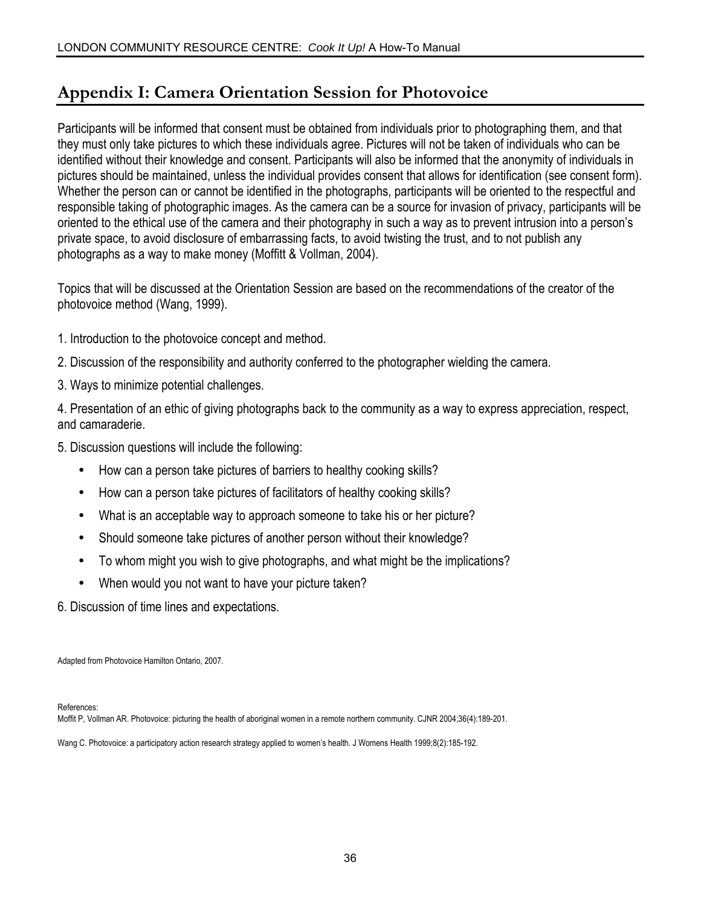# Appendix I: Camera Orientation Session for Photovoice

Participants will be informed that consent must be obtained from individuals prior to photographing them, and that they must only take pictures to which these individuals agree. Pictures will not be taken of individuals who can be identified without their knowledge and consent. Participants will also be informed that the anonymity of individuals in pictures should be maintained, unless the individual provides consent that allows for identification (see consent form). Whether the person can or cannot be identified in the photographs, participants will be oriented to the respectful and responsible taking of photographic images. As the camera can be a source for invasion of privacy, participants will be oriented to the ethical use of the camera and their photography in such a way as to prevent intrusion into a person's private space, to avoid disclosure of embarrassing facts, to avoid twisting the trust, and to not publish any photographs as a way to make money (Moffitt & Vollman, 2004).

Topics that will be discussed at the Orientation Session are based on the recommendations of the creator of the photovoice method (Wang, 1999).

1. Introduction to the photovoice concept and method.
2. Discussion of the responsibility and authority conferred to the photographer wielding the camera.
3. Ways to minimize potential challenges.
4. Presentation of an ethic of giving photographs back to the community as a way to express appreciation, respect, and camaraderie.
5. Discussion questions will include the following:
   - How can a person take pictures of barriers to healthy cooking skills?
   - How can a person take pictures of facilitators of healthy cooking skills?
   - What is an acceptable way to approach someone to take his or her picture?
   - Should someone take pictures of another person without their knowledge?
   - To whom might you wish to give photographs, and what might be the implications?
   - When would you not want to have your picture taken?
6. Discussion of time lines and expectations.

Adapted from Photovoice Hamilton Ontario, 2007.

References:

Moffit P, Vollman AR. Photovoice: picturing the health of aboriginal women in a remote northern community. CJNR 2004;36(4):189-201.

Wang C. Photovoice: a participatory action research strategy applied to women's health. J Womens Health 1999;8(2):185-192.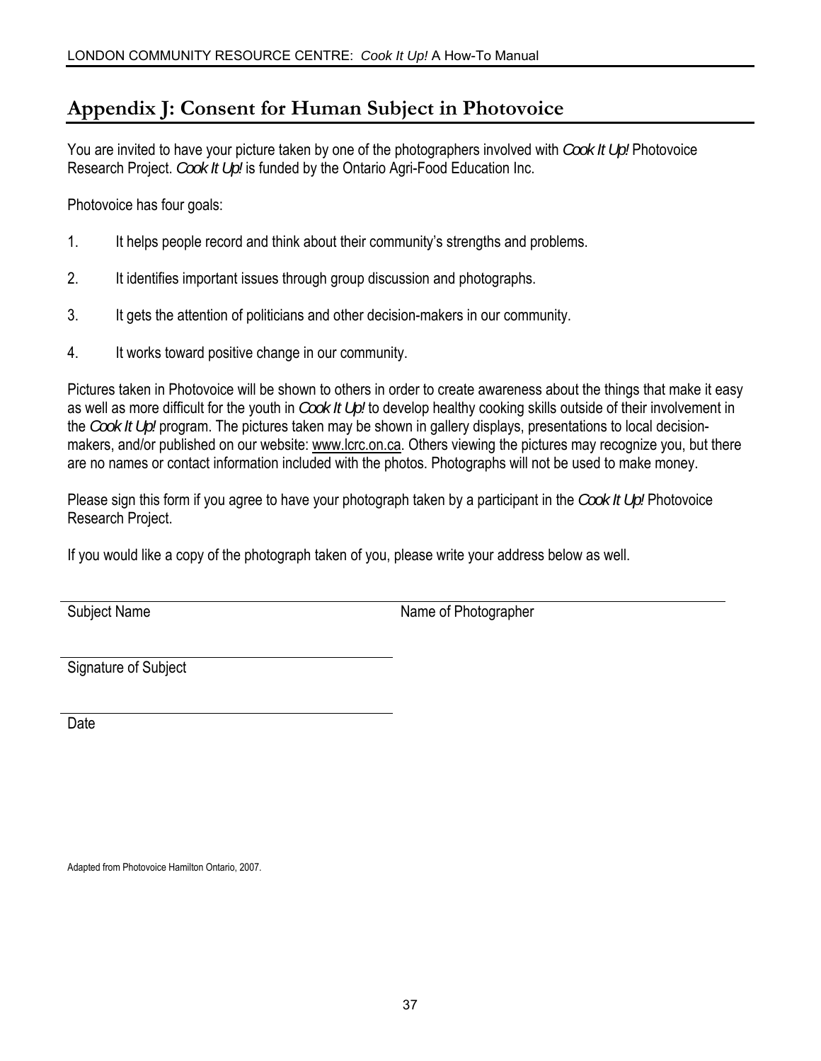## Appendix J: Consent for Human Subject in Photovoice

You are invited to have your picture taken by one of the photographers involved with *Cook It Up!* Photovoice Research Project. *Cook It Up!* is funded by the Ontario Agri-Food Education Inc.

Photovoice has four goals:

1. It helps people record and think about their community's strengths and problems.

2. It identifies important issues through group discussion and photographs.

3. It gets the attention of politicians and other decision-makers in our community.

4. It works toward positive change in our community.

Pictures taken in Photovoice will be shown to others in order to create awareness about the things that make it easy as well as more difficult for the youth in *Cook It Up!* to develop healthy cooking skills outside of their involvement in the *Cook It Up!* program. The pictures taken may be shown in gallery displays, presentations to local decision-makers, and/or published on our website: www.lcrc.on.ca. Others viewing the pictures may recognize you, but there are no names or contact information included with the photos. Photographs will not be used to make money.

Please sign this form if you agree to have your photograph taken by a participant in the *Cook It Up!* Photovoice Research Project.

If you would like a copy of the photograph taken of you, please write your address below as well.

Subject Name _______________ Name of Photographer _______________

Signature of Subject _______________

Date _______________

Adapted from Photovoice Hamilton Ontario, 2007.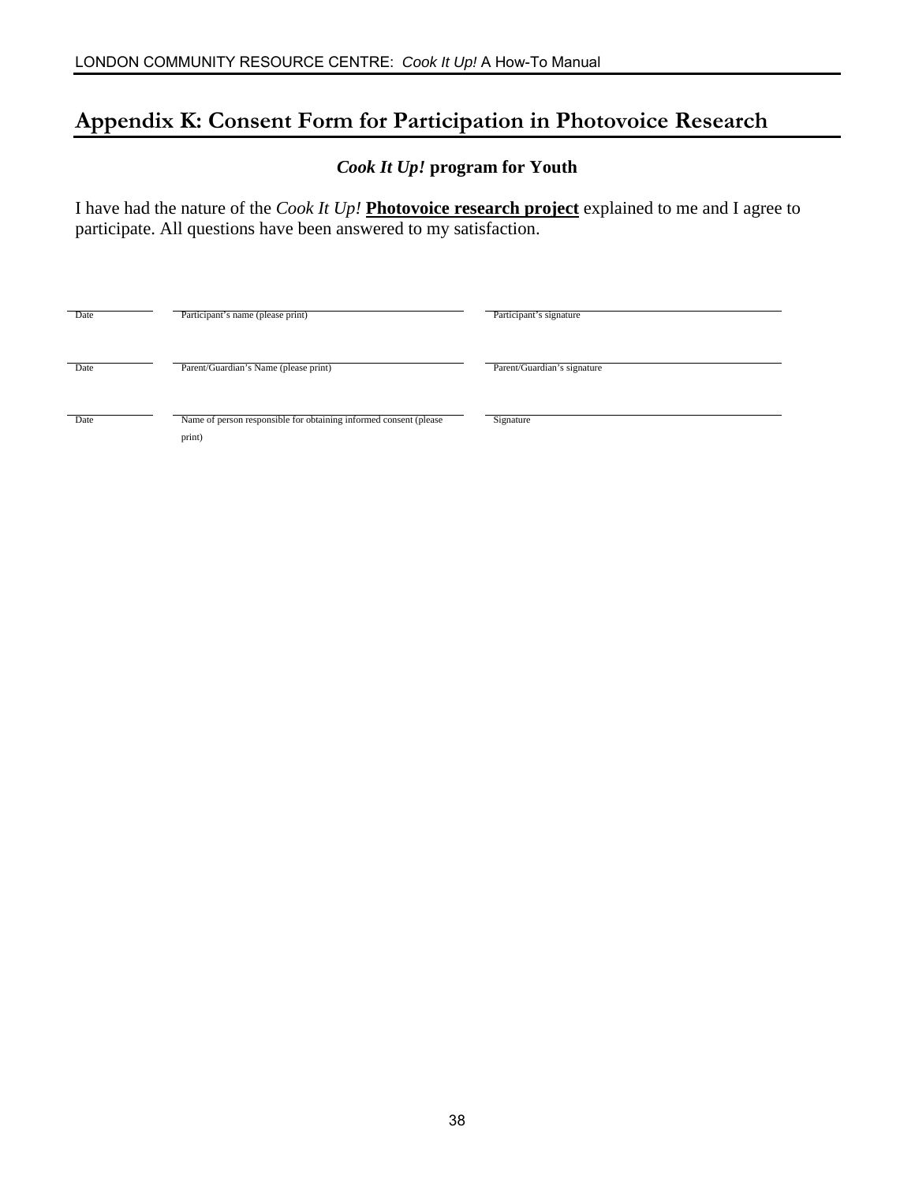# Appendix K: Consent Form for Participation in Photovoice Research

***Cook It Up!* program for Youth**

I have had the nature of the *Cook It Up!* **Photovoice research project** explained to me and I agree to participate. All questions have been answered to my satisfaction.

| | | |
|---|---|---|
| Date | Participant's name (please print) | Participant's signature |
| Date | Parent/Guardian's Name (please print) | Parent/Guardian's signature |
| Date | Name of person responsible for obtaining informed consent (please print) | Signature |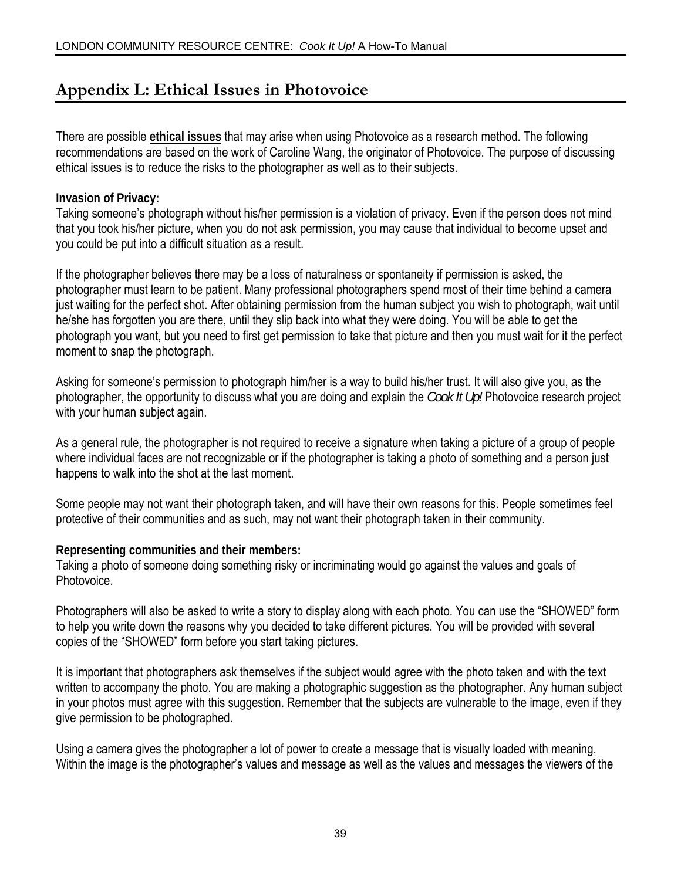## Appendix L: Ethical Issues in Photovoice

There are possible **ethical issues** that may arise when using Photovoice as a research method. The following recommendations are based on the work of Caroline Wang, the originator of Photovoice. The purpose of discussing ethical issues is to reduce the risks to the photographer as well as to their subjects.

**Invasion of Privacy:**
Taking someone's photograph without his/her permission is a violation of privacy. Even if the person does not mind that you took his/her picture, when you do not ask permission, you may cause that individual to become upset and you could be put into a difficult situation as a result.

If the photographer believes there may be a loss of naturalness or spontaneity if permission is asked, the photographer must learn to be patient. Many professional photographers spend most of their time behind a camera just waiting for the perfect shot. After obtaining permission from the human subject you wish to photograph, wait until he/she has forgotten you are there, until they slip back into what they were doing. You will be able to get the photograph you want, but you need to first get permission to take that picture and then you must wait for it the perfect moment to snap the photograph.

Asking for someone's permission to photograph him/her is a way to build his/her trust. It will also give you, as the photographer, the opportunity to discuss what you are doing and explain the *Cook It Up!* Photovoice research project with your human subject again.

As a general rule, the photographer is not required to receive a signature when taking a picture of a group of people where individual faces are not recognizable or if the photographer is taking a photo of something and a person just happens to walk into the shot at the last moment.

Some people may not want their photograph taken, and will have their own reasons for this. People sometimes feel protective of their communities and as such, may not want their photograph taken in their community.

**Representing communities and their members:**
Taking a photo of someone doing something risky or incriminating would go against the values and goals of Photovoice.

Photographers will also be asked to write a story to display along with each photo. You can use the "SHOWED" form to help you write down the reasons why you decided to take different pictures. You will be provided with several copies of the "SHOWED" form before you start taking pictures.

It is important that photographers ask themselves if the subject would agree with the photo taken and with the text written to accompany the photo. You are making a photographic suggestion as the photographer. Any human subject in your photos must agree with this suggestion. Remember that the subjects are vulnerable to the image, even if they give permission to be photographed.

Using a camera gives the photographer a lot of power to create a message that is visually loaded with meaning. Within the image is the photographer's values and message as well as the values and messages the viewers of the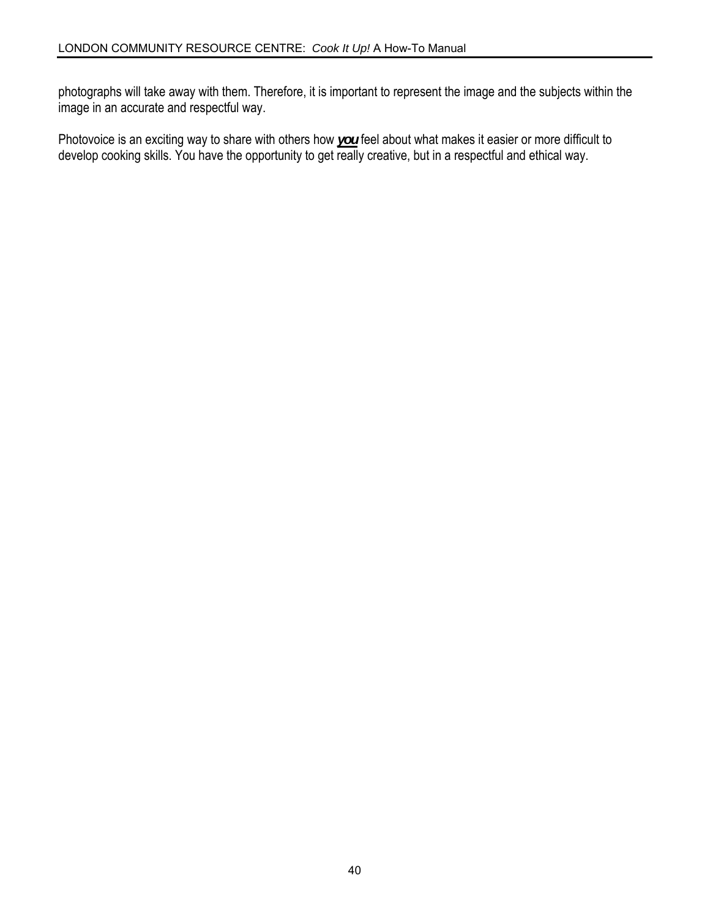photographs will take away with them. Therefore, it is important to represent the image and the subjects within the image in an accurate and respectful way.

Photovoice is an exciting way to share with others how ***you*** feel about what makes it easier or more difficult to develop cooking skills. You have the opportunity to get really creative, but in a respectful and ethical way.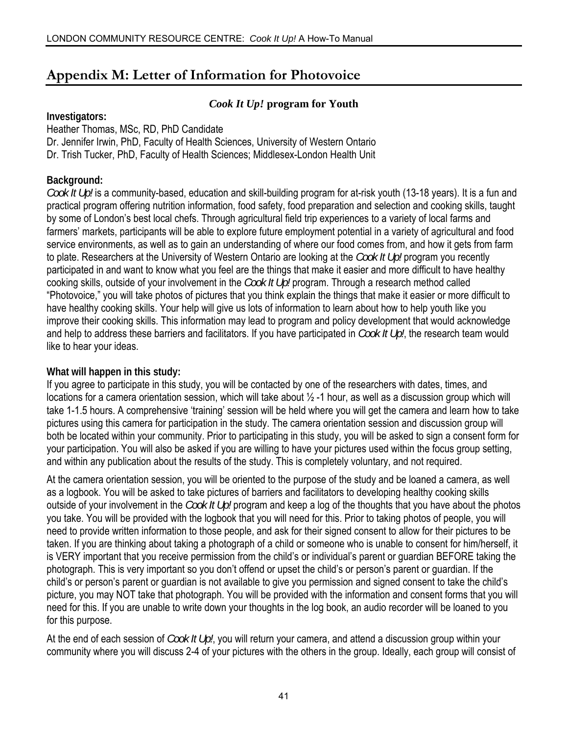## Appendix M: Letter of Information for Photovoice

### *Cook It Up!* program for Youth

**Investigators:**
Heather Thomas, MSc, RD, PhD Candidate
Dr. Jennifer Irwin, PhD, Faculty of Health Sciences, University of Western Ontario
Dr. Trish Tucker, PhD, Faculty of Health Sciences; Middlesex-London Health Unit

**Background:**
*Cook It Up!* is a community-based, education and skill-building program for at-risk youth (13-18 years). It is a fun and practical program offering nutrition information, food safety, food preparation and selection and cooking skills, taught by some of London's best local chefs. Through agricultural field trip experiences to a variety of local farms and farmers' markets, participants will be able to explore future employment potential in a variety of agricultural and food service environments, as well as to gain an understanding of where our food comes from, and how it gets from farm to plate. Researchers at the University of Western Ontario are looking at the *Cook It Up!* program you recently participated in and want to know what you feel are the things that make it easier and more difficult to have healthy cooking skills, outside of your involvement in the *Cook It Up!* program. Through a research method called "Photovoice," you will take photos of pictures that you think explain the things that make it easier or more difficult to have healthy cooking skills. Your help will give us lots of information to learn about how to help youth like you improve their cooking skills. This information may lead to program and policy development that would acknowledge and help to address these barriers and facilitators. If you have participated in *Cook It Up!*, the research team would like to hear your ideas.

**What will happen in this study:**
If you agree to participate in this study, you will be contacted by one of the researchers with dates, times, and locations for a camera orientation session, which will take about ½ -1 hour, as well as a discussion group which will take 1-1.5 hours. A comprehensive 'training' session will be held where you will get the camera and learn how to take pictures using this camera for participation in the study. The camera orientation session and discussion group will both be located within your community. Prior to participating in this study, you will be asked to sign a consent form for your participation. You will also be asked if you are willing to have your pictures used within the focus group setting, and within any publication about the results of the study. This is completely voluntary, and not required.

At the camera orientation session, you will be oriented to the purpose of the study and be loaned a camera, as well as a logbook. You will be asked to take pictures of barriers and facilitators to developing healthy cooking skills outside of your involvement in the *Cook It Up!* program and keep a log of the thoughts that you have about the photos you take. You will be provided with the logbook that you will need for this. Prior to taking photos of people, you will need to provide written information to those people, and ask for their signed consent to allow for their pictures to be taken. If you are thinking about taking a photograph of a child or someone who is unable to consent for him/herself, it is VERY important that you receive permission from the child's or individual's parent or guardian BEFORE taking the photograph. This is very important so you don't offend or upset the child's or person's parent or guardian. If the child's or person's parent or guardian is not available to give you permission and signed consent to take the child's picture, you may NOT take that photograph. You will be provided with the information and consent forms that you will need for this. If you are unable to write down your thoughts in the log book, an audio recorder will be loaned to you for this purpose.

At the end of each session of *Cook It Up!*, you will return your camera, and attend a discussion group within your community where you will discuss 2-4 of your pictures with the others in the group. Ideally, each group will consist of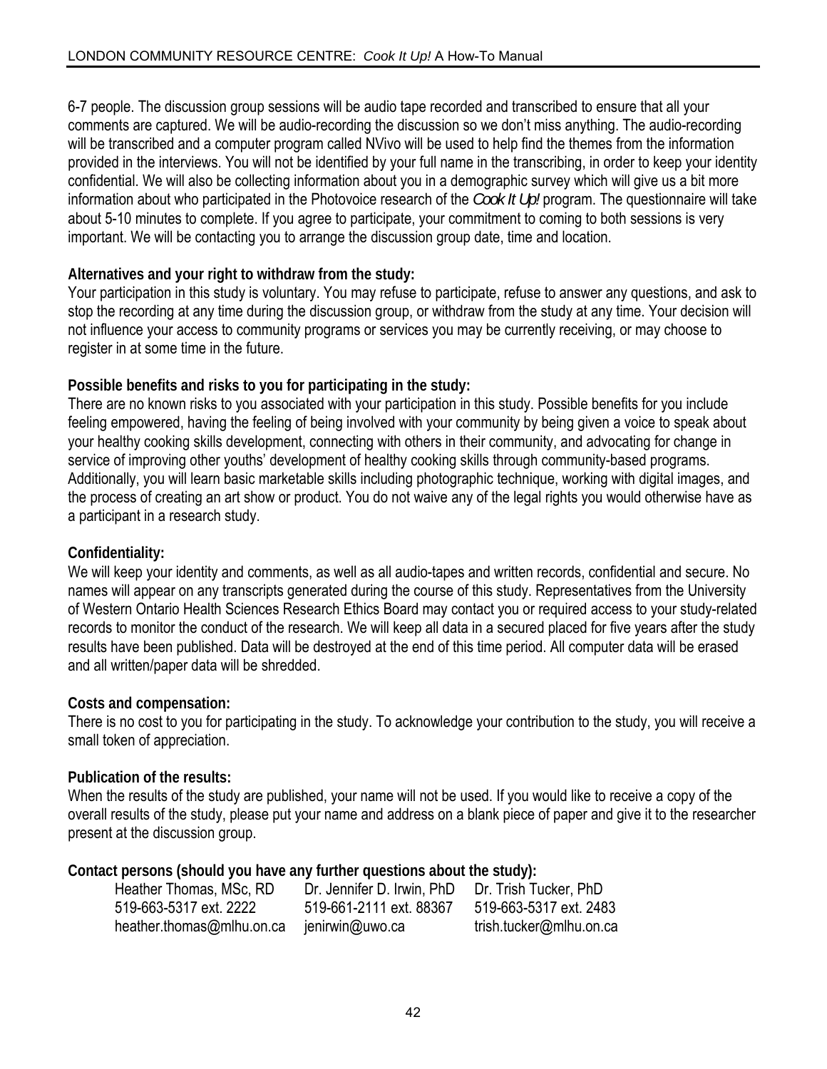6-7 people. The discussion group sessions will be audio tape recorded and transcribed to ensure that all your comments are captured. We will be audio-recording the discussion so we don't miss anything. The audio-recording will be transcribed and a computer program called NVivo will be used to help find the themes from the information provided in the interviews. You will not be identified by your full name in the transcribing, in order to keep your identity confidential. We will also be collecting information about you in a demographic survey which will give us a bit more information about who participated in the Photovoice research of the *Cook It Up!* program. The questionnaire will take about 5-10 minutes to complete. If you agree to participate, your commitment to coming to both sessions is very important. We will be contacting you to arrange the discussion group date, time and location.

**Alternatives and your right to withdraw from the study:**
Your participation in this study is voluntary. You may refuse to participate, refuse to answer any questions, and ask to stop the recording at any time during the discussion group, or withdraw from the study at any time. Your decision will not influence your access to community programs or services you may be currently receiving, or may choose to register in at some time in the future.

**Possible benefits and risks to you for participating in the study:**
There are no known risks to you associated with your participation in this study. Possible benefits for you include feeling empowered, having the feeling of being involved with your community by being given a voice to speak about your healthy cooking skills development, connecting with others in their community, and advocating for change in service of improving other youths' development of healthy cooking skills through community-based programs. Additionally, you will learn basic marketable skills including photographic technique, working with digital images, and the process of creating an art show or product. You do not waive any of the legal rights you would otherwise have as a participant in a research study.

**Confidentiality:**
We will keep your identity and comments, as well as all audio-tapes and written records, confidential and secure. No names will appear on any transcripts generated during the course of this study. Representatives from the University of Western Ontario Health Sciences Research Ethics Board may contact you or required access to your study-related records to monitor the conduct of the research. We will keep all data in a secured placed for five years after the study results have been published. Data will be destroyed at the end of this time period. All computer data will be erased and all written/paper data will be shredded.

**Costs and compensation:**
There is no cost to you for participating in the study. To acknowledge your contribution to the study, you will receive a small token of appreciation.

**Publication of the results:**
When the results of the study are published, your name will not be used. If you would like to receive a copy of the overall results of the study, please put your name and address on a blank piece of paper and give it to the researcher present at the discussion group.

**Contact persons (should you have any further questions about the study):**

| | | |
|---|---|---|
| Heather Thomas, MSc, RD | Dr. Jennifer D. Irwin, PhD | Dr. Trish Tucker, PhD |
| 519-663-5317 ext. 2222 | 519-661-2111 ext. 88367 | 519-663-5317 ext. 2483 |
| heather.thomas@mlhu.on.ca | jenirwin@uwo.ca | trish.tucker@mlhu.on.ca |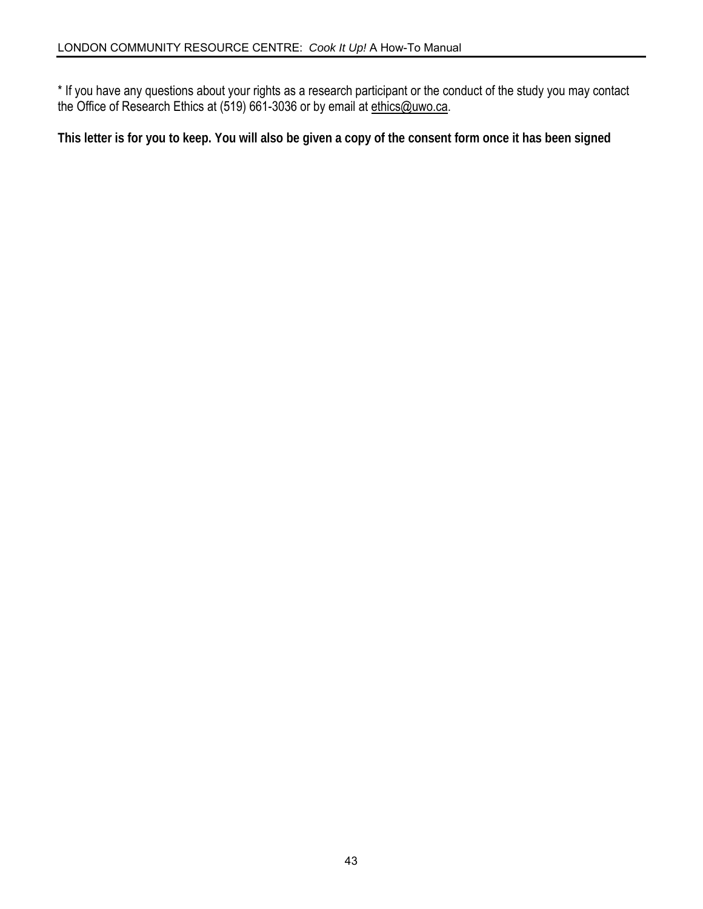* If you have any questions about your rights as a research participant or the conduct of the study you may contact the Office of Research Ethics at (519) 661-3036 or by email at ethics@uwo.ca.

**This letter is for you to keep. You will also be given a copy of the consent form once it has been signed**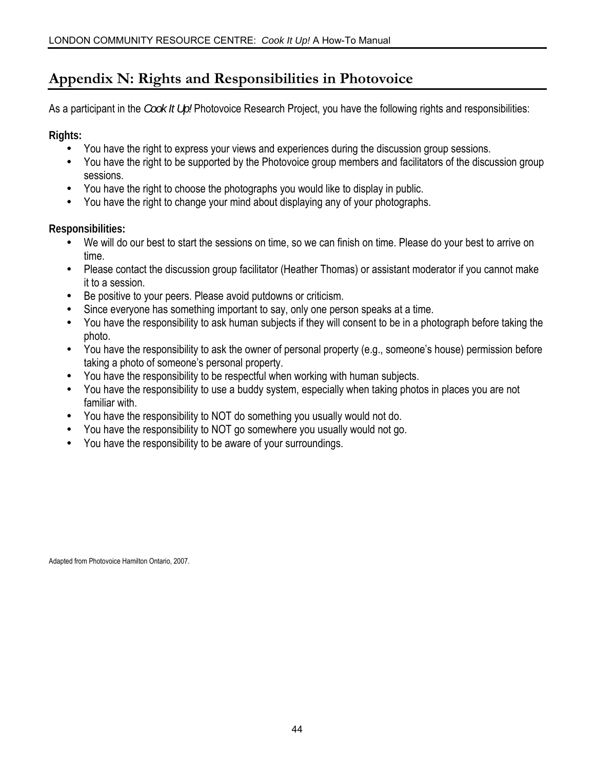## Appendix N: Rights and Responsibilities in Photovoice

As a participant in the *Cook It Up!* Photovoice Research Project, you have the following rights and responsibilities:

**Rights:**

- You have the right to express your views and experiences during the discussion group sessions.
- You have the right to be supported by the Photovoice group members and facilitators of the discussion group sessions.
- You have the right to choose the photographs you would like to display in public.
- You have the right to change your mind about displaying any of your photographs.

**Responsibilities:**

- We will do our best to start the sessions on time, so we can finish on time. Please do your best to arrive on time.
- Please contact the discussion group facilitator (Heather Thomas) or assistant moderator if you cannot make it to a session.
- Be positive to your peers. Please avoid putdowns or criticism.
- Since everyone has something important to say, only one person speaks at a time.
- You have the responsibility to ask human subjects if they will consent to be in a photograph before taking the photo.
- You have the responsibility to ask the owner of personal property (e.g., someone's house) permission before taking a photo of someone's personal property.
- You have the responsibility to be respectful when working with human subjects.
- You have the responsibility to use a buddy system, especially when taking photos in places you are not familiar with.
- You have the responsibility to NOT do something you usually would not do.
- You have the responsibility to NOT go somewhere you usually would not go.
- You have the responsibility to be aware of your surroundings.

Adapted from Photovoice Hamilton Ontario, 2007.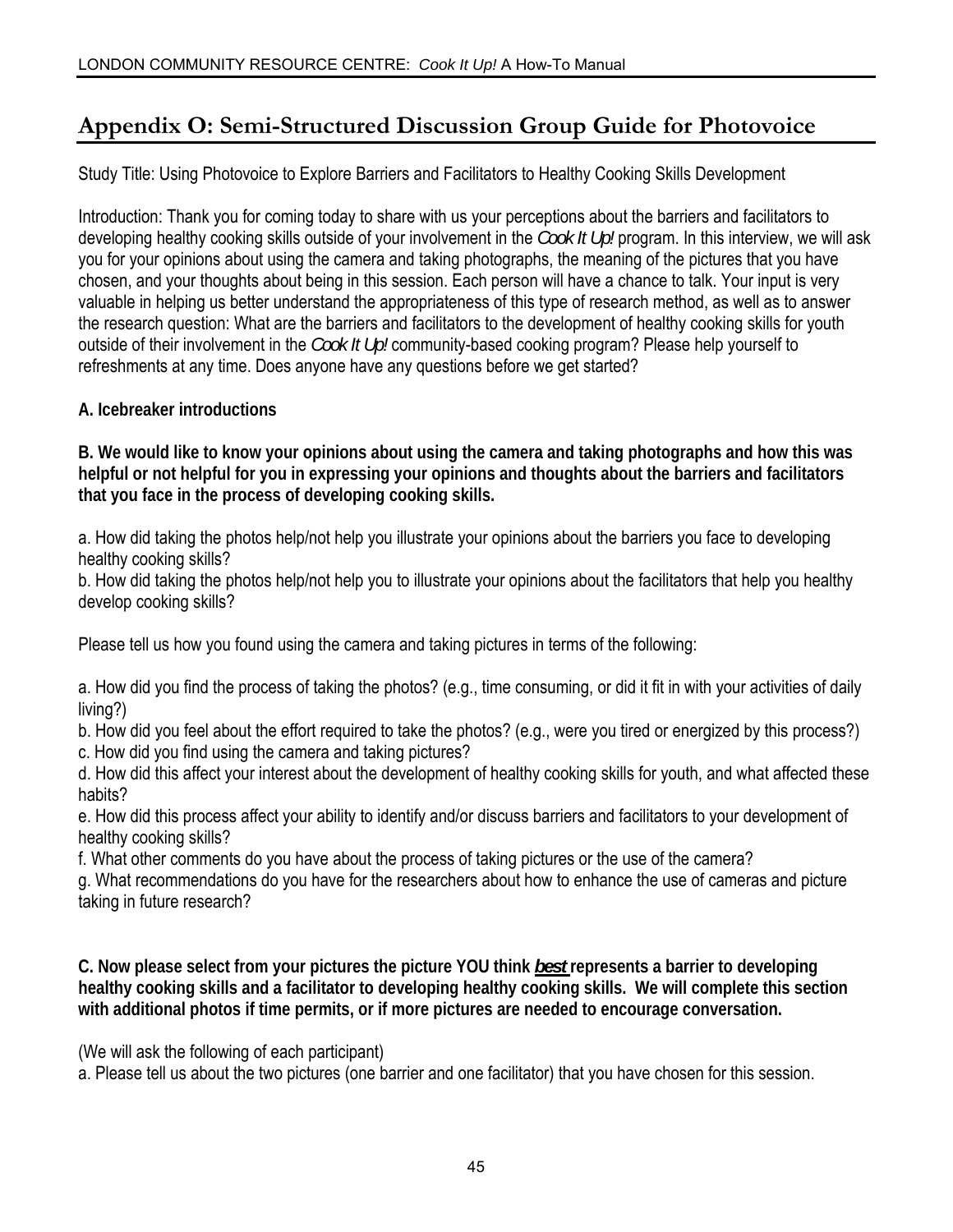# Appendix O: Semi-Structured Discussion Group Guide for Photovoice

Study Title: Using Photovoice to Explore Barriers and Facilitators to Healthy Cooking Skills Development

Introduction: Thank you for coming today to share with us your perceptions about the barriers and facilitators to developing healthy cooking skills outside of your involvement in the *Cook It Up!* program. In this interview, we will ask you for your opinions about using the camera and taking photographs, the meaning of the pictures that you have chosen, and your thoughts about being in this session. Each person will have a chance to talk. Your input is very valuable in helping us better understand the appropriateness of this type of research method, as well as to answer the research question: What are the barriers and facilitators to the development of healthy cooking skills for youth outside of their involvement in the *Cook It Up!* community-based cooking program? Please help yourself to refreshments at any time. Does anyone have any questions before we get started?

**A. Icebreaker introductions**

**B. We would like to know your opinions about using the camera and taking photographs and how this was helpful or not helpful for you in expressing your opinions and thoughts about the barriers and facilitators that you face in the process of developing cooking skills.**

a. How did taking the photos help/not help you illustrate your opinions about the barriers you face to developing healthy cooking skills?
b. How did taking the photos help/not help you to illustrate your opinions about the facilitators that help you healthy develop cooking skills?

Please tell us how you found using the camera and taking pictures in terms of the following:

a. How did you find the process of taking the photos? (e.g., time consuming, or did it fit in with your activities of daily living?)
b. How did you feel about the effort required to take the photos? (e.g., were you tired or energized by this process?)
c. How did you find using the camera and taking pictures?
d. How did this affect your interest about the development of healthy cooking skills for youth, and what affected these habits?
e. How did this process affect your ability to identify and/or discuss barriers and facilitators to your development of healthy cooking skills?
f. What other comments do you have about the process of taking pictures or the use of the camera?
g. What recommendations do you have for the researchers about how to enhance the use of cameras and picture taking in future research?

**C. Now please select from your pictures the picture YOU think *best* represents a barrier to developing healthy cooking skills and a facilitator to developing healthy cooking skills. We will complete this section with additional photos if time permits, or if more pictures are needed to encourage conversation.**

(We will ask the following of each participant)
a. Please tell us about the two pictures (one barrier and one facilitator) that you have chosen for this session.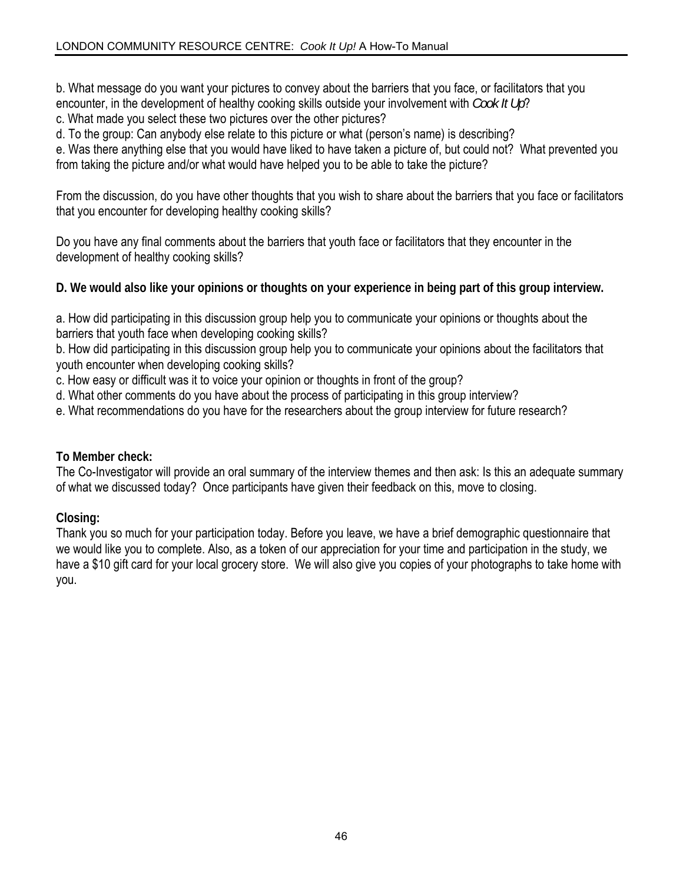b. What message do you want your pictures to convey about the barriers that you face, or facilitators that you encounter, in the development of healthy cooking skills outside your involvement with *Cook It Up*?
c. What made you select these two pictures over the other pictures?
d. To the group: Can anybody else relate to this picture or what (person's name) is describing?
e. Was there anything else that you would have liked to have taken a picture of, but could not? What prevented you from taking the picture and/or what would have helped you to be able to take the picture?

From the discussion, do you have other thoughts that you wish to share about the barriers that you face or facilitators that you encounter for developing healthy cooking skills?

Do you have any final comments about the barriers that youth face or facilitators that they encounter in the development of healthy cooking skills?

**D. We would also like your opinions or thoughts on your experience in being part of this group interview.**

a. How did participating in this discussion group help you to communicate your opinions or thoughts about the barriers that youth face when developing cooking skills?
b. How did participating in this discussion group help you to communicate your opinions about the facilitators that youth encounter when developing cooking skills?
c. How easy or difficult was it to voice your opinion or thoughts in front of the group?
d. What other comments do you have about the process of participating in this group interview?
e. What recommendations do you have for the researchers about the group interview for future research?

**To Member check:**
The Co-Investigator will provide an oral summary of the interview themes and then ask: Is this an adequate summary of what we discussed today? Once participants have given their feedback on this, move to closing.

**Closing:**
Thank you so much for your participation today. Before you leave, we have a brief demographic questionnaire that we would like you to complete. Also, as a token of our appreciation for your time and participation in the study, we have a $10 gift card for your local grocery store. We will also give you copies of your photographs to take home with you.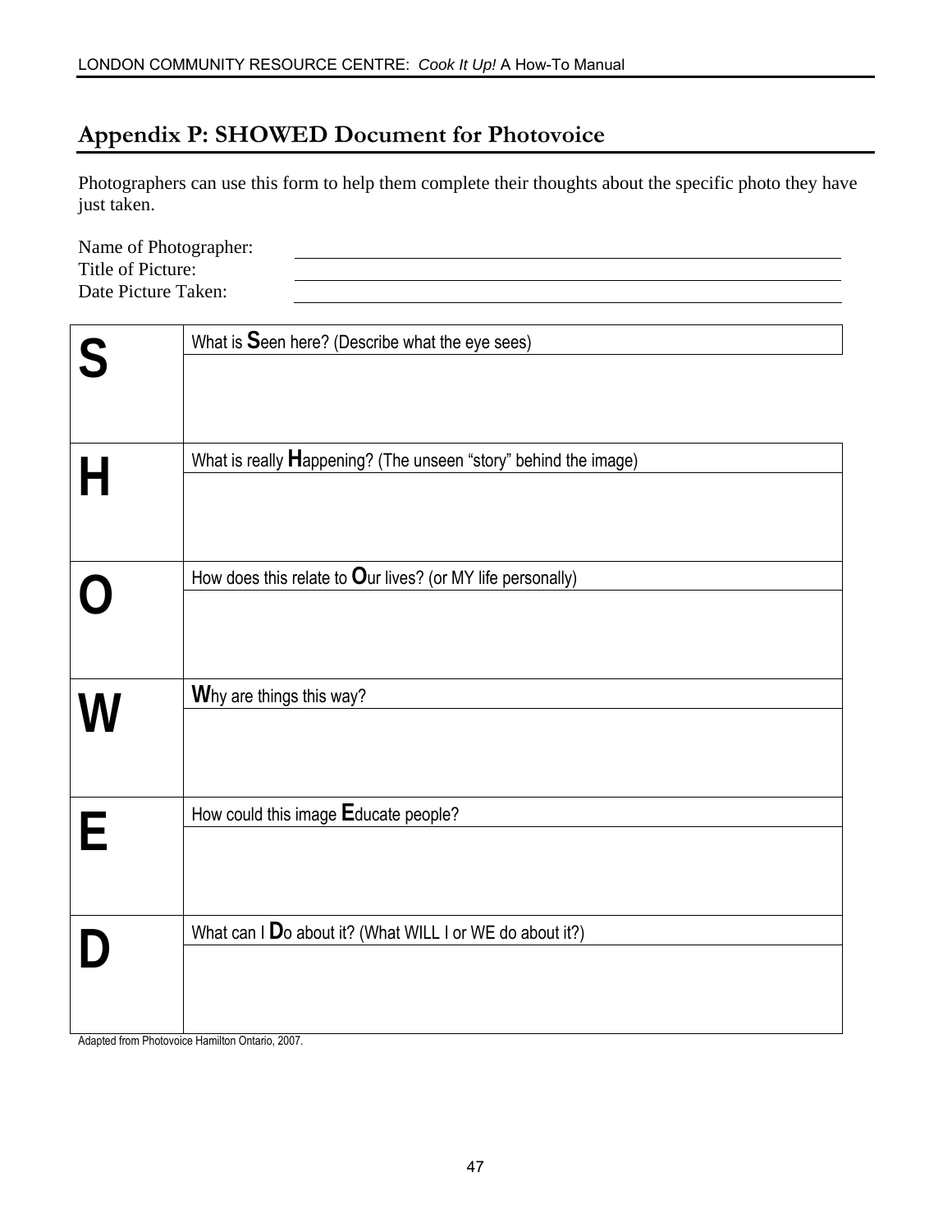## Appendix P: SHOWED Document for Photovoice

Photographers can use this form to help them complete their thoughts about the specific photo they have just taken.

Name of Photographer: \_\_\_\_\_\_\_\_\_\_\_\_\_\_\_\_\_\_\_\_\_\_\_\_\_\_\_\_\_\_\_\_\_\_\_\_\_\_\_\_

Title of Picture: \_\_\_\_\_\_\_\_\_\_\_\_\_\_\_\_\_\_\_\_\_\_\_\_\_\_\_\_\_\_\_\_\_\_\_\_\_\_\_\_

Date Picture Taken: \_\_\_\_\_\_\_\_\_\_\_\_\_\_\_\_\_\_\_\_\_\_\_\_\_\_\_\_\_\_\_\_\_\_\_\_\_\_\_\_

| | |
|---|---|
| **S** | What is **S**een here? (Describe what the eye sees) |
| | |
| **H** | What is really **H**appening? (The unseen "story" behind the image) |
| | |
| **O** | How does this relate to **O**ur lives? (or MY life personally) |
| | |
| **W** | **W**hy are things this way? |
| | |
| **E** | How could this image **E**ducate people? |
| | |
| **D** | What can I **D**o about it? (What WILL I or WE do about it?) |
| | |

Adapted from Photovoice Hamilton Ontario, 2007.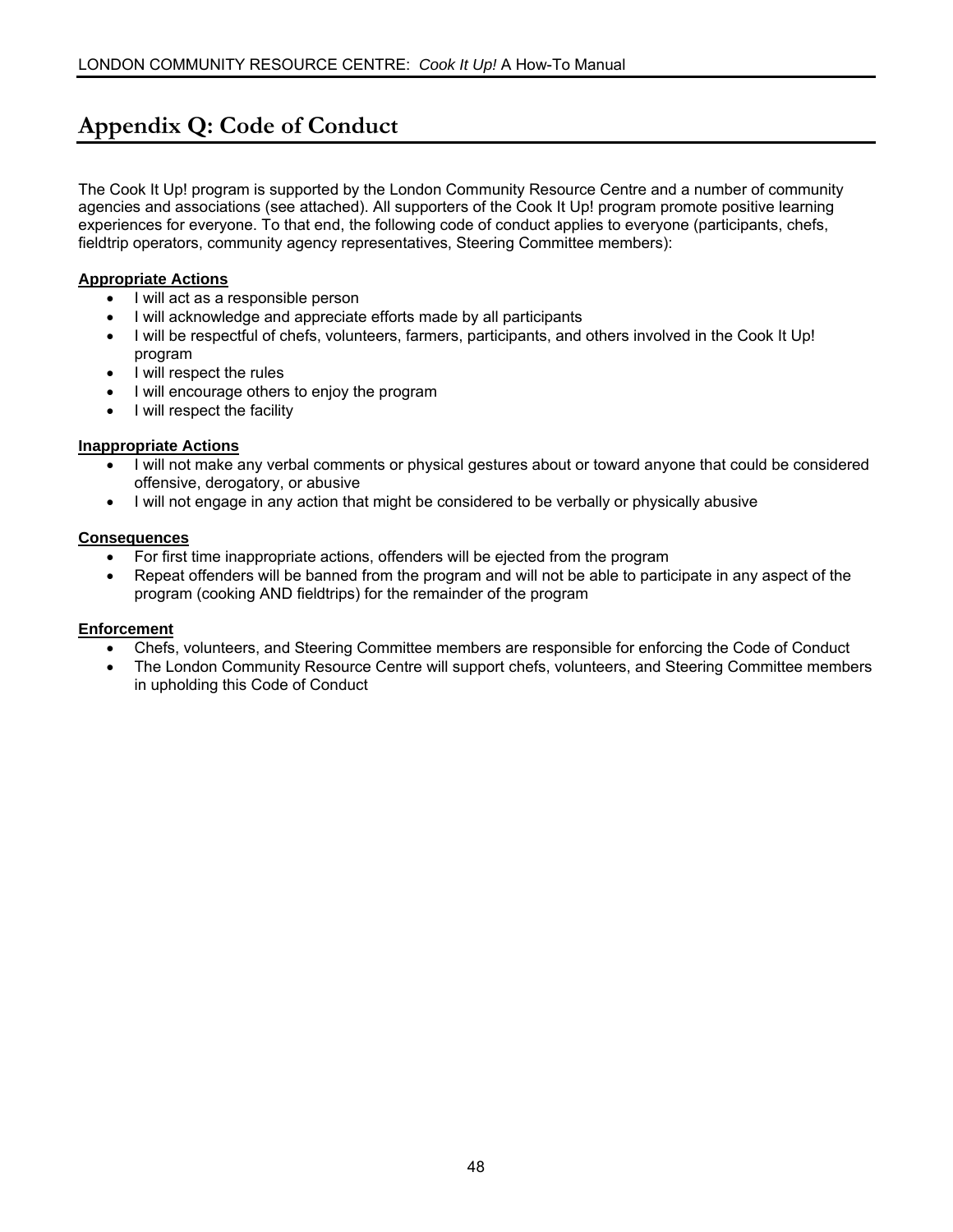# Appendix Q: Code of Conduct

The Cook It Up! program is supported by the London Community Resource Centre and a number of community agencies and associations (see attached). All supporters of the Cook It Up! program promote positive learning experiences for everyone. To that end, the following code of conduct applies to everyone (participants, chefs, fieldtrip operators, community agency representatives, Steering Committee members):

**Appropriate Actions**

- I will act as a responsible person
- I will acknowledge and appreciate efforts made by all participants
- I will be respectful of chefs, volunteers, farmers, participants, and others involved in the Cook It Up! program
- I will respect the rules
- I will encourage others to enjoy the program
- I will respect the facility

**Inappropriate Actions**

- I will not make any verbal comments or physical gestures about or toward anyone that could be considered offensive, derogatory, or abusive
- I will not engage in any action that might be considered to be verbally or physically abusive

**Consequences**

- For first time inappropriate actions, offenders will be ejected from the program
- Repeat offenders will be banned from the program and will not be able to participate in any aspect of the program (cooking AND fieldtrips) for the remainder of the program

**Enforcement**

- Chefs, volunteers, and Steering Committee members are responsible for enforcing the Code of Conduct
- The London Community Resource Centre will support chefs, volunteers, and Steering Committee members in upholding this Code of Conduct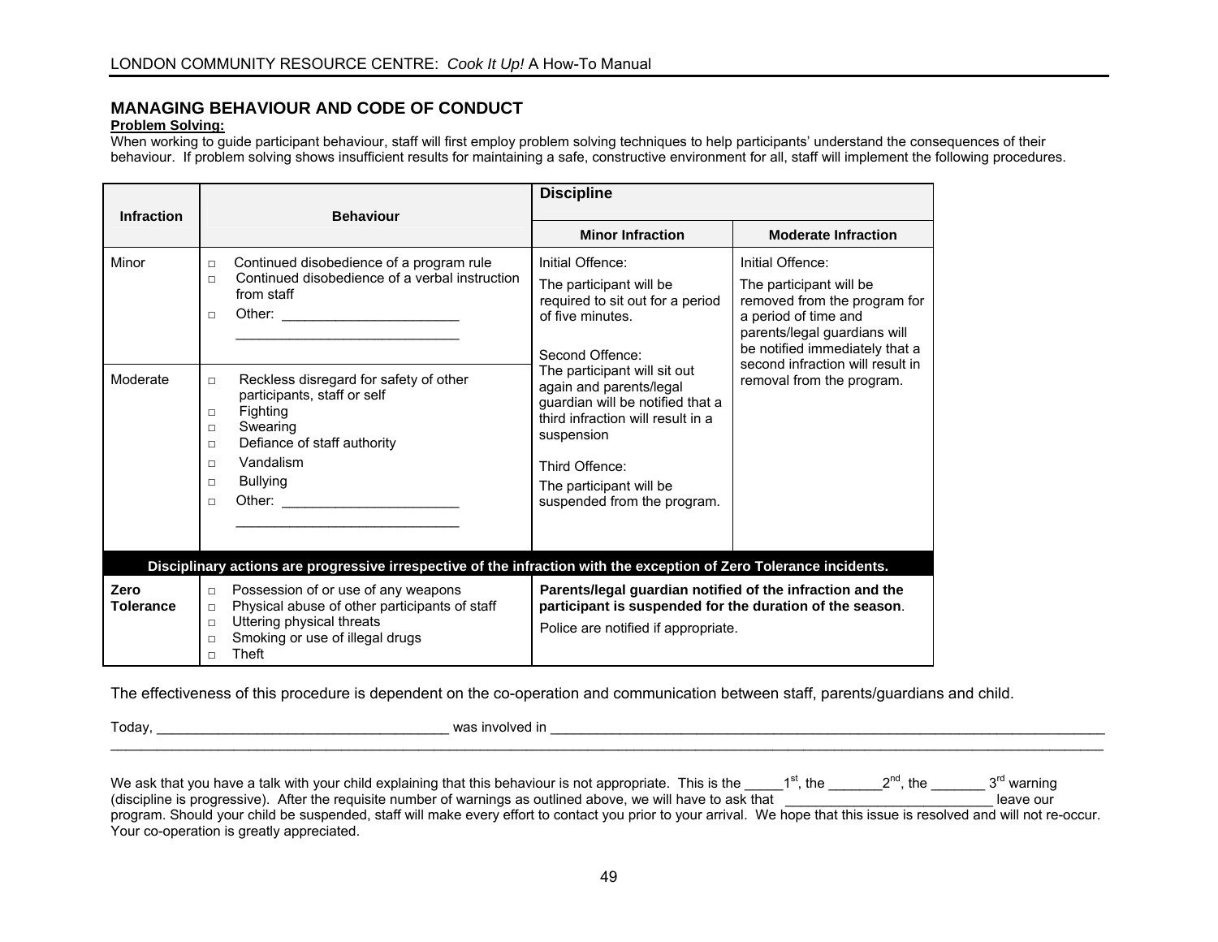## MANAGING BEHAVIOUR AND CODE OF CONDUCT

**Problem Solving:**

When working to guide participant behaviour, staff will first employ problem solving techniques to help participants' understand the consequences of their behaviour. If problem solving shows insufficient results for maintaining a safe, constructive environment for all, staff will implement the following procedures.

| Infraction | Behaviour | Discipline | |
|---|---|---|---|
| | | Minor Infraction | Moderate Infraction |
| Minor | □ Continued disobedience of a program rule<br>□ Continued disobedience of a verbal instruction from staff<br>□ Other: ______________________ ____________________________ | Initial Offence:<br>The participant will be required to sit out for a period of five minutes.<br><br>Second Offence:<br>The participant will sit out again and parents/legal guardian will be notified that a third infraction will result in a suspension<br><br>Third Offence:<br>The participant will be suspended from the program. | Initial Offence:<br>The participant will be removed from the program for a period of time and parents/legal guardians will be notified immediately that a second infraction will result in removal from the program. |
| Moderate | □ Reckless disregard for safety of other participants, staff or self<br>□ Fighting<br>□ Swearing<br>□ Defiance of staff authority<br>□ Vandalism<br>□ Bullying<br>□ Other: ______________________ ____________________________ | | |
| **Disciplinary actions are progressive irrespective of the infraction with the exception of Zero Tolerance incidents.** | | | |
| **Zero Tolerance** | □ Possession of or use of any weapons<br>□ Physical abuse of other participants of staff<br>□ Uttering physical threats<br>□ Smoking or use of illegal drugs<br>□ Theft | **Parents/legal guardian notified of the infraction and the participant is suspended for the duration of the season**.<br>Police are notified if appropriate. | |

The effectiveness of this procedure is dependent on the co-operation and communication between staff, parents/guardians and child.

Today, _____________________________________ was involved in ______________________________________________________________________________
________________________________________________________________________________________________________________________

We ask that you have a talk with your child explaining that this behaviour is not appropriate. This is the _____1st, the _______2nd, the _______ 3rd warning (discipline is progressive). After the requisite number of warnings as outlined above, we will have to ask that ___________________________ leave our program. Should your child be suspended, staff will make every effort to contact you prior to your arrival. We hope that this issue is resolved and will not re-occur. Your co-operation is greatly appreciated.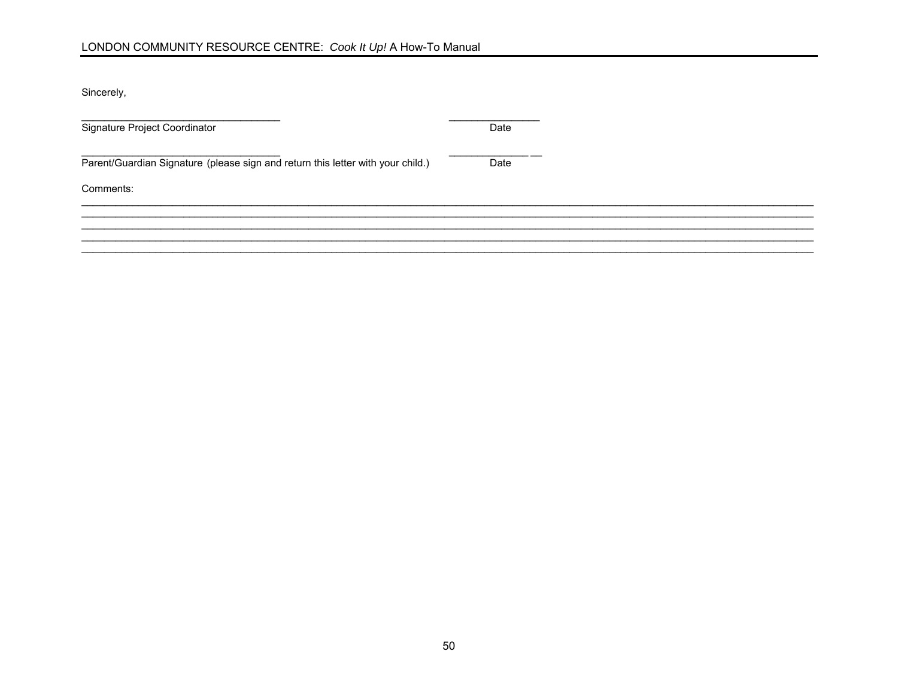Sincerely,

___________________________________ ________________
Signature Project Coordinator Date

___________________________________ ________________
Parent/Guardian Signature (please sign and return this letter with your child.) Date

Comments:

________________________________________________________________________________________________________________________________
________________________________________________________________________________________________________________________________
________________________________________________________________________________________________________________________________
________________________________________________________________________________________________________________________________
________________________________________________________________________________________________________________________________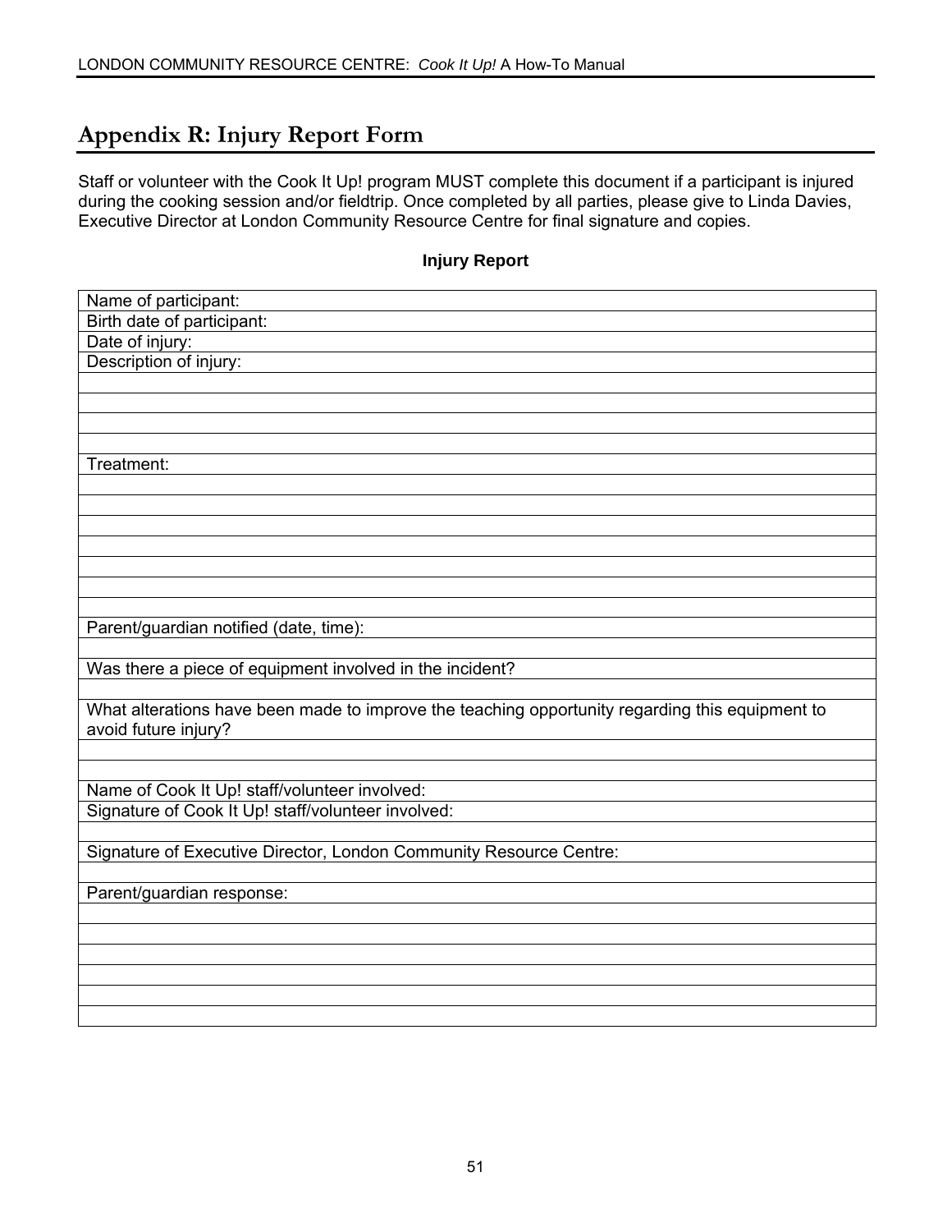# Appendix R: Injury Report Form

Staff or volunteer with the Cook It Up! program MUST complete this document if a participant is injured during the cooking session and/or fieldtrip. Once completed by all parties, please give to Linda Davies, Executive Director at London Community Resource Centre for final signature and copies.

**Injury Report**

| |
|---|
| Name of participant: |
| Birth date of participant: |
| Date of injury: |
| Description of injury: |
| |
| |
| |
| |
| Treatment: |
| |
| |
| |
| |
| |
| |
| |
| Parent/guardian notified (date, time): |
| |
| Was there a piece of equipment involved in the incident? |
| |
| What alterations have been made to improve the teaching opportunity regarding this equipment to avoid future injury? |
| |
| |
| Name of Cook It Up! staff/volunteer involved: |
| Signature of Cook It Up! staff/volunteer involved: |
| |
| Signature of Executive Director, London Community Resource Centre: |
| |
| Parent/guardian response: |
| |
| |
| |
| |
| |
| |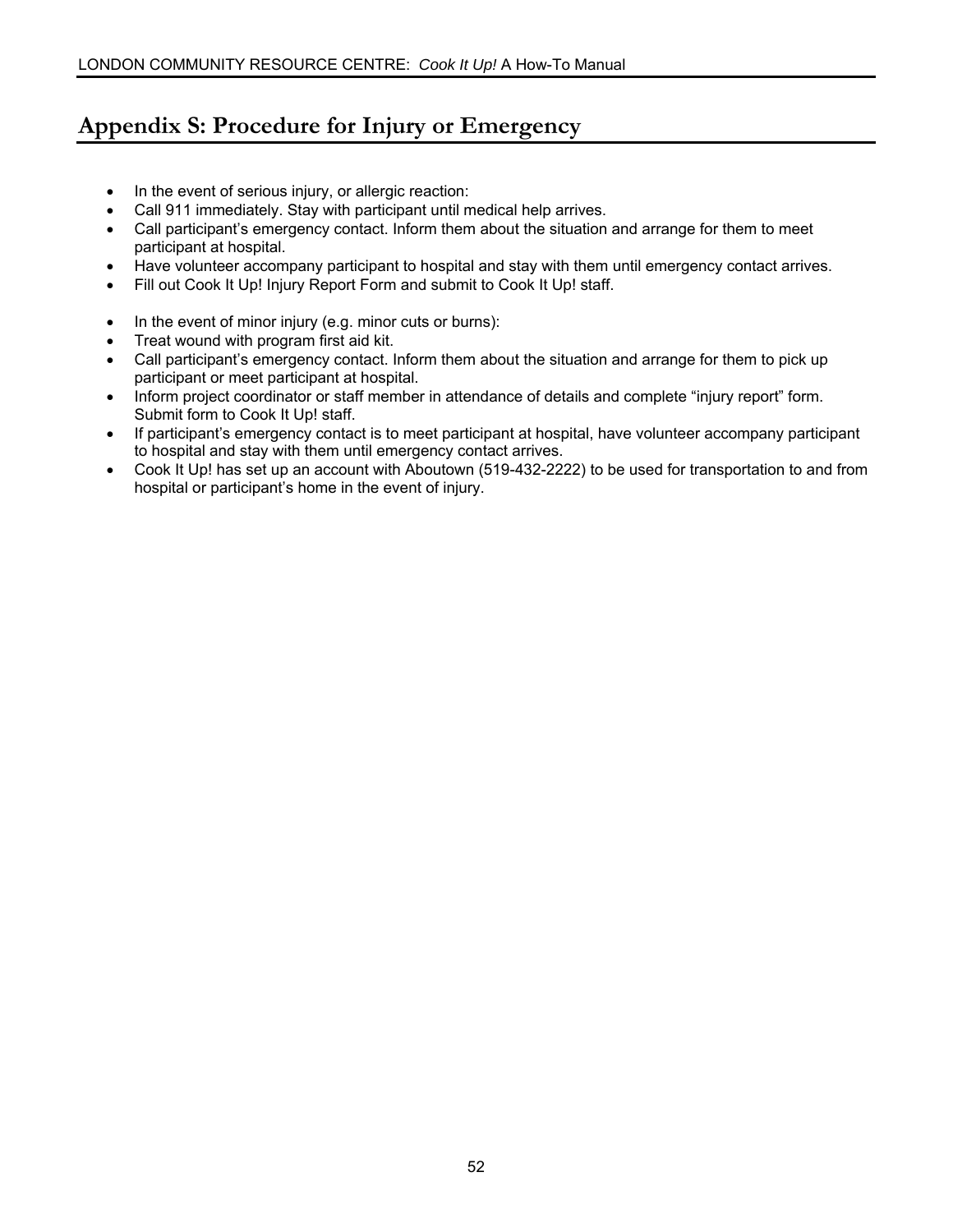## Appendix S: Procedure for Injury or Emergency

- In the event of serious injury, or allergic reaction:
- Call 911 immediately. Stay with participant until medical help arrives.
- Call participant's emergency contact. Inform them about the situation and arrange for them to meet participant at hospital.
- Have volunteer accompany participant to hospital and stay with them until emergency contact arrives.
- Fill out Cook It Up! Injury Report Form and submit to Cook It Up! staff.

- In the event of minor injury (e.g. minor cuts or burns):
- Treat wound with program first aid kit.
- Call participant's emergency contact. Inform them about the situation and arrange for them to pick up participant or meet participant at hospital.
- Inform project coordinator or staff member in attendance of details and complete "injury report" form. Submit form to Cook It Up! staff.
- If participant's emergency contact is to meet participant at hospital, have volunteer accompany participant to hospital and stay with them until emergency contact arrives.
- Cook It Up! has set up an account with Aboutown (519-432-2222) to be used for transportation to and from hospital or participant's home in the event of injury.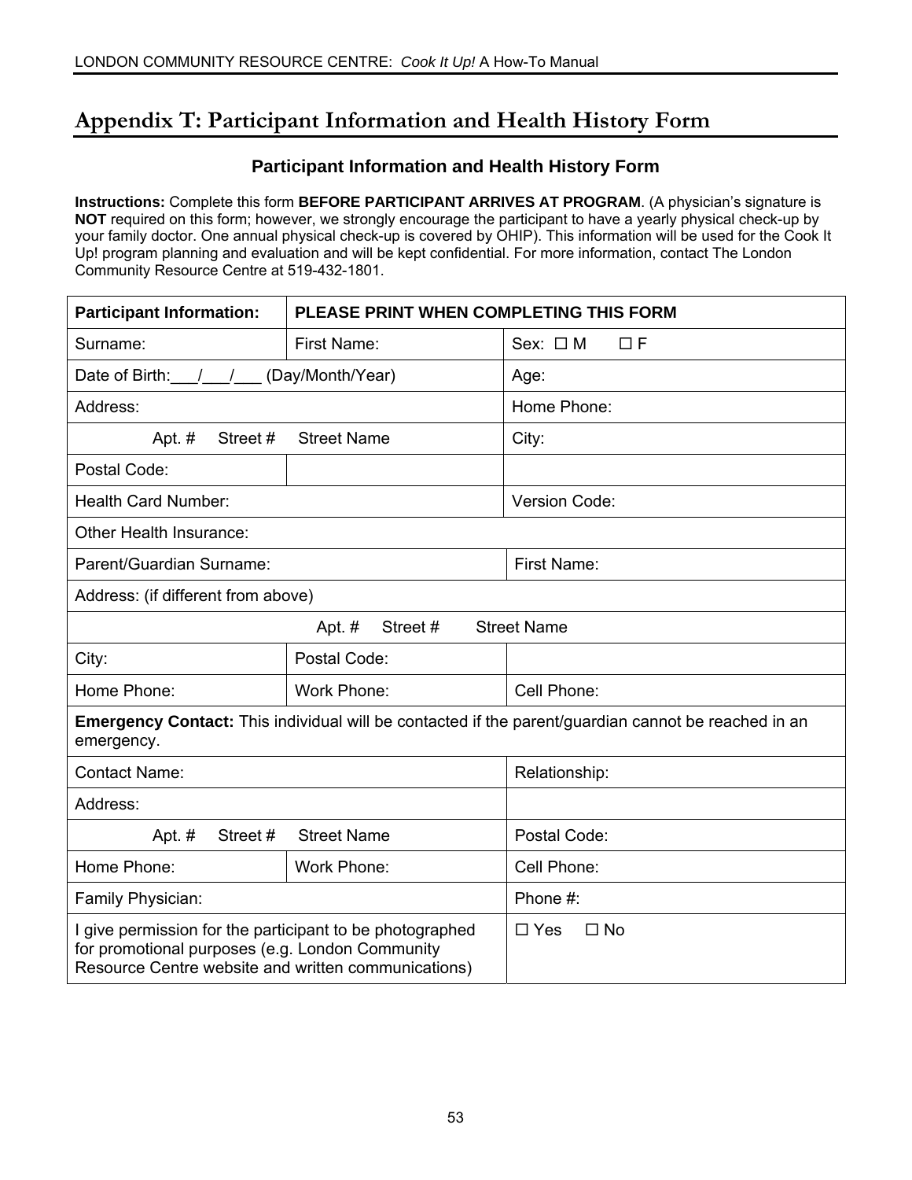# Appendix T: Participant Information and Health History Form

### Participant Information and Health History Form

**Instructions:** Complete this form **BEFORE PARTICIPANT ARRIVES AT PROGRAM**. (A physician's signature is **NOT** required on this form; however, we strongly encourage the participant to have a yearly physical check-up by your family doctor. One annual physical check-up is covered by OHIP). This information will be used for the Cook It Up! program planning and evaluation and will be kept confidential. For more information, contact The London Community Resource Centre at 519-432-1801.

| **Participant Information:** | **PLEASE PRINT WHEN COMPLETING THIS FORM** | |
|---|---|---|
| Surname: | First Name: | Sex: ☐ M ☐ F |
| Date of Birth:___/___/___ (Day/Month/Year) | | Age: |
| Address: | | Home Phone: |
| Apt. # Street # Street Name | | City: |
| Postal Code: | | |
| Health Card Number: | | Version Code: |
| Other Health Insurance: | | |
| Parent/Guardian Surname: | | First Name: |
| Address: (if different from above) | | |
| Apt. # Street # Street Name | | |
| City: | Postal Code: | |
| Home Phone: | Work Phone: | Cell Phone: |
| **Emergency Contact:** This individual will be contacted if the parent/guardian cannot be reached in an emergency. | | |
| Contact Name: | | Relationship: |
| Address: | | |
| Apt. # Street # Street Name | | Postal Code: |
| Home Phone: | Work Phone: | Cell Phone: |
| Family Physician: | | Phone #: |
| I give permission for the participant to be photographed for promotional purposes (e.g. London Community Resource Centre website and written communications) | | ☐ Yes ☐ No |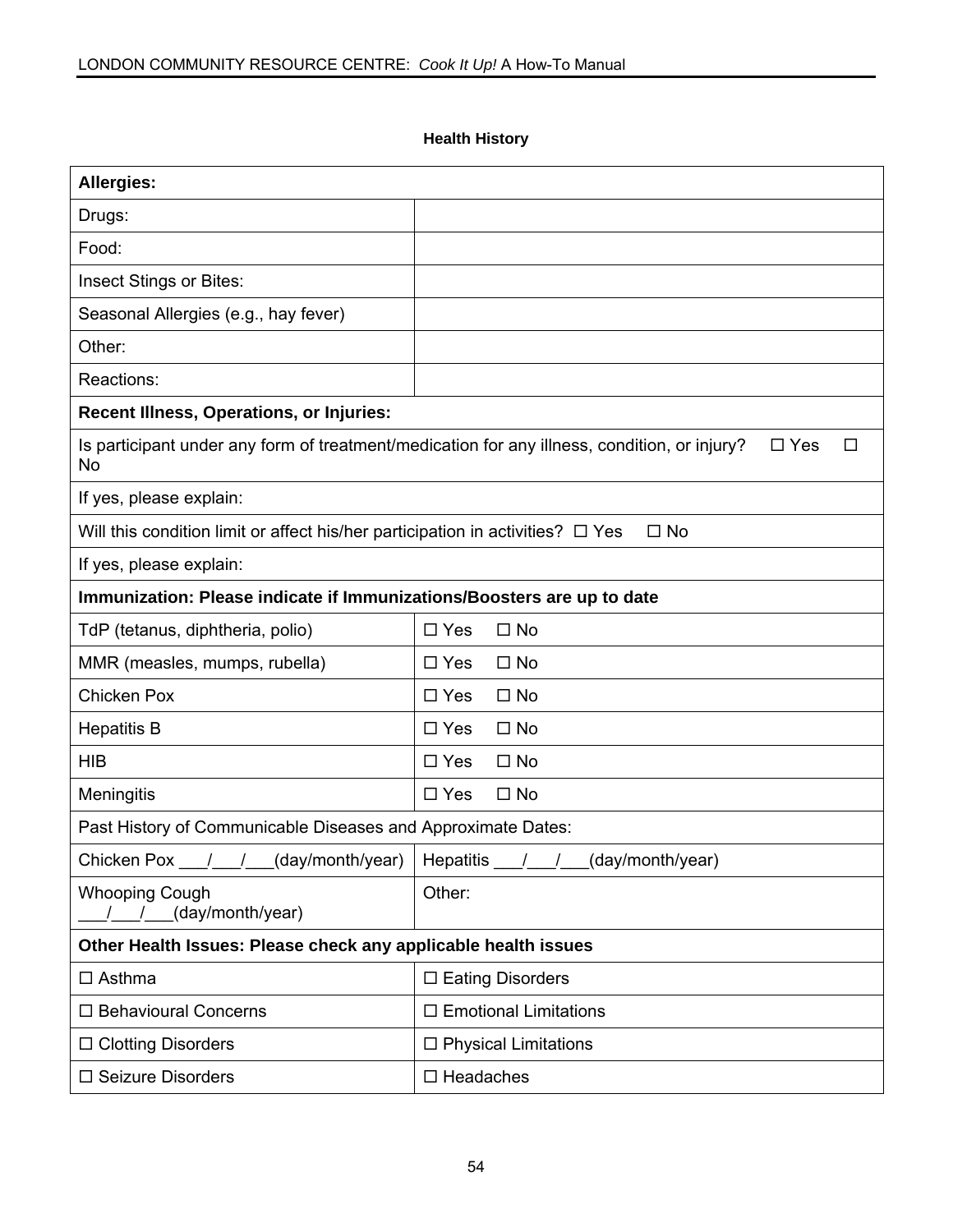**Health History**

| | |
|---|---|
| **Allergies:** | |
| Drugs: | |
| Food: | |
| Insect Stings or Bites: | |
| Seasonal Allergies (e.g., hay fever) | |
| Other: | |
| Reactions: | |
| **Recent Illness, Operations, or Injuries:** | |
| Is participant under any form of treatment/medication for any illness, condition, or injury? ☐ Yes ☐ No | |
| If yes, please explain: | |
| Will this condition limit or affect his/her participation in activities? ☐ Yes ☐ No | |
| If yes, please explain: | |
| **Immunization: Please indicate if Immunizations/Boosters are up to date** | |
| TdP (tetanus, diphtheria, polio) | ☐ Yes ☐ No |
| MMR (measles, mumps, rubella) | ☐ Yes ☐ No |
| Chicken Pox | ☐ Yes ☐ No |
| Hepatitis B | ☐ Yes ☐ No |
| HIB | ☐ Yes ☐ No |
| Meningitis | ☐ Yes ☐ No |
| Past History of Communicable Diseases and Approximate Dates: | |
| Chicken Pox ___/___/___(day/month/year) | Hepatitis ___/___/___(day/month/year) |
| Whooping Cough ___/___/___(day/month/year) | Other: |
| **Other Health Issues: Please check any applicable health issues** | |
| ☐ Asthma | ☐ Eating Disorders |
| ☐ Behavioural Concerns | ☐ Emotional Limitations |
| ☐ Clotting Disorders | ☐ Physical Limitations |
| ☐ Seizure Disorders | ☐ Headaches |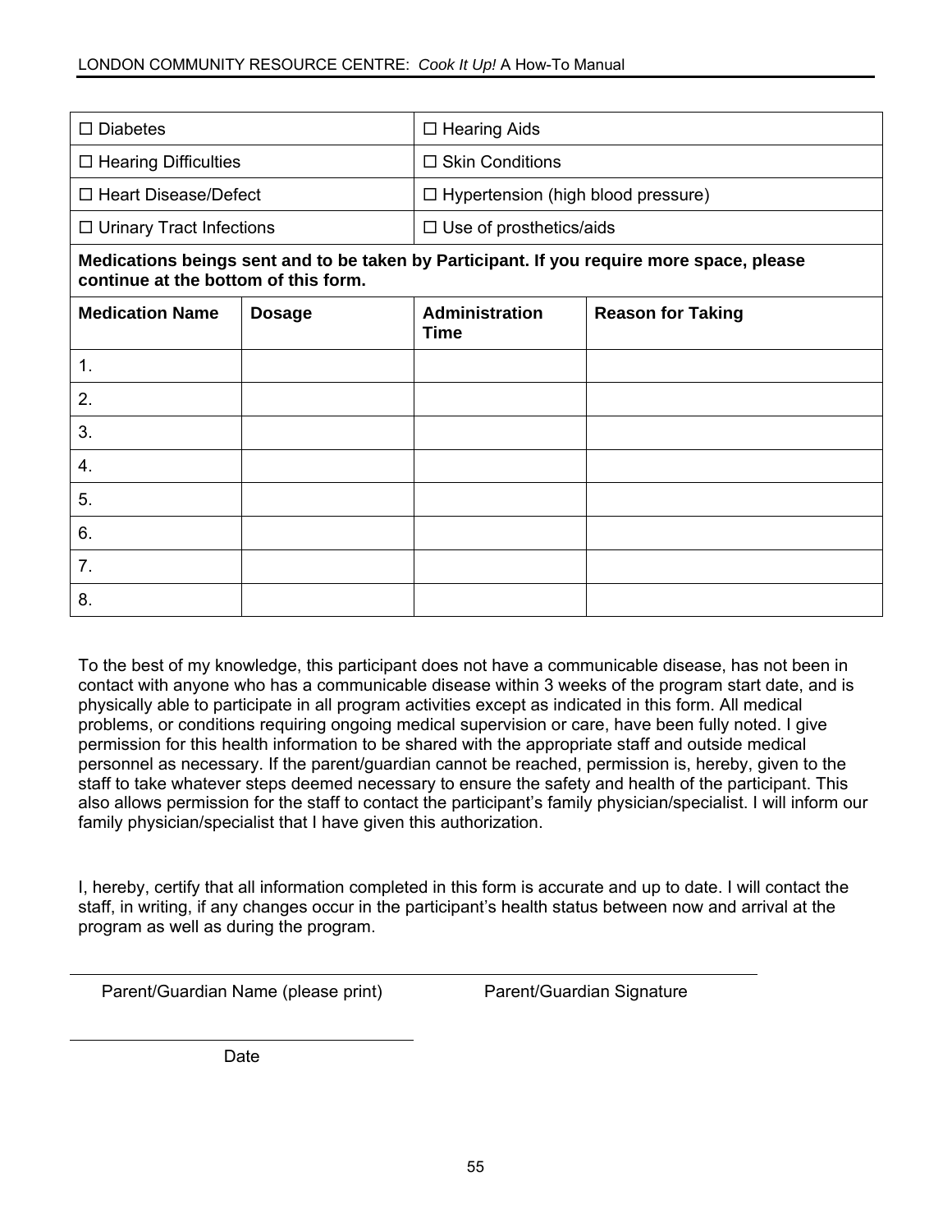| ☐ Diabetes | | ☐ Hearing Aids | |
| --- | --- | --- | --- |
| ☐ Hearing Difficulties | | ☐ Skin Conditions | |
| ☐ Heart Disease/Defect | | ☐ Hypertension (high blood pressure) | |
| ☐ Urinary Tract Infections | | ☐ Use of prosthetics/aids | |
| **Medications beings sent and to be taken by Participant. If you require more space, please continue at the bottom of this form.** | | | |
| **Medication Name** | **Dosage** | **Administration Time** | **Reason for Taking** |
| 1. | | | |
| 2. | | | |
| 3. | | | |
| 4. | | | |
| 5. | | | |
| 6. | | | |
| 7. | | | |
| 8. | | | |

To the best of my knowledge, this participant does not have a communicable disease, has not been in contact with anyone who has a communicable disease within 3 weeks of the program start date, and is physically able to participate in all program activities except as indicated in this form. All medical problems, or conditions requiring ongoing medical supervision or care, have been fully noted. I give permission for this health information to be shared with the appropriate staff and outside medical personnel as necessary. If the parent/guardian cannot be reached, permission is, hereby, given to the staff to take whatever steps deemed necessary to ensure the safety and health of the participant. This also allows permission for the staff to contact the participant's family physician/specialist. I will inform our family physician/specialist that I have given this authorization.

I, hereby, certify that all information completed in this form is accurate and up to date. I will contact the staff, in writing, if any changes occur in the participant's health status between now and arrival at the program as well as during the program.

______________________________________ ______________________________________

Parent/Guardian Name (please print) Parent/Guardian Signature

______________________________________

Date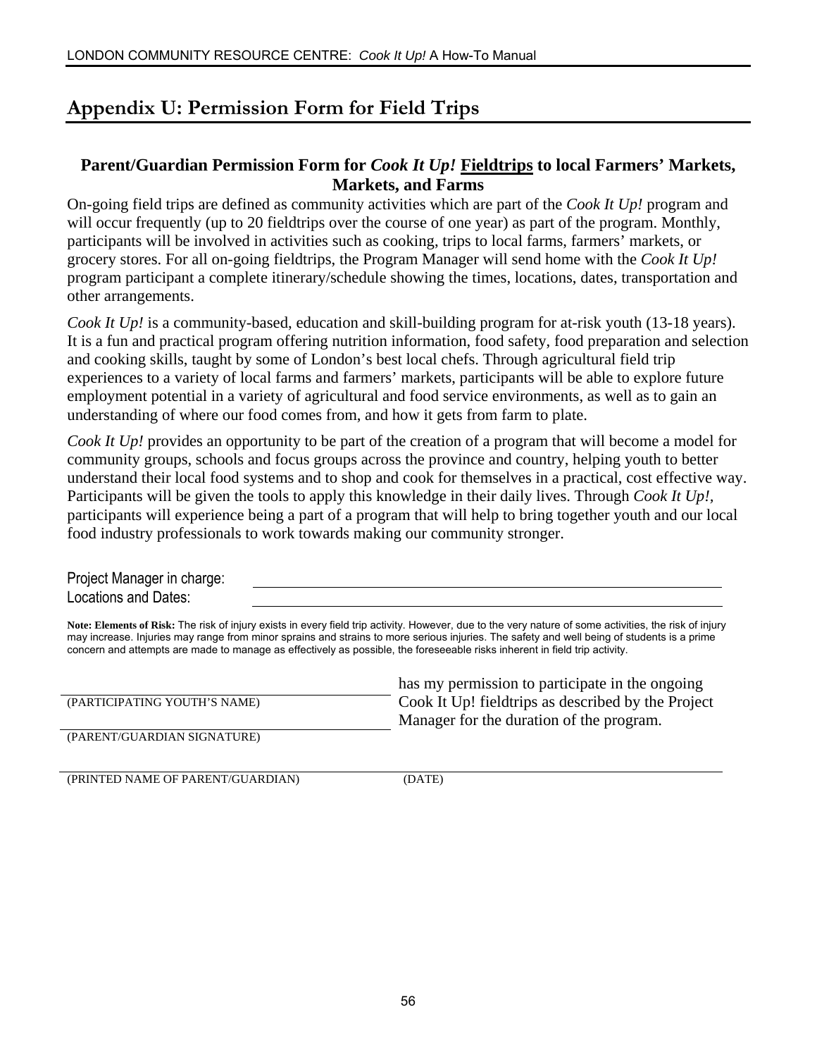## Appendix U: Permission Form for Field Trips

### Parent/Guardian Permission Form for *Cook It Up!* Fieldtrips to local Farmers' Markets, Markets, and Farms

On-going field trips are defined as community activities which are part of the *Cook It Up!* program and will occur frequently (up to 20 fieldtrips over the course of one year) as part of the program. Monthly, participants will be involved in activities such as cooking, trips to local farms, farmers' markets, or grocery stores. For all on-going fieldtrips, the Program Manager will send home with the *Cook It Up!* program participant a complete itinerary/schedule showing the times, locations, dates, transportation and other arrangements.

*Cook It Up!* is a community-based, education and skill-building program for at-risk youth (13-18 years). It is a fun and practical program offering nutrition information, food safety, food preparation and selection and cooking skills, taught by some of London's best local chefs. Through agricultural field trip experiences to a variety of local farms and farmers' markets, participants will be able to explore future employment potential in a variety of agricultural and food service environments, as well as to gain an understanding of where our food comes from, and how it gets from farm to plate.

*Cook It Up!* provides an opportunity to be part of the creation of a program that will become a model for community groups, schools and focus groups across the province and country, helping youth to better understand their local food systems and to shop and cook for themselves in a practical, cost effective way. Participants will be given the tools to apply this knowledge in their daily lives. Through *Cook It Up!*, participants will experience being a part of a program that will help to bring together youth and our local food industry professionals to work towards making our community stronger.

Project Manager in charge: ______________________________

Locations and Dates: ______________________________

**Note: Elements of Risk:** The risk of injury exists in every field trip activity. However, due to the very nature of some activities, the risk of injury may increase. Injuries may range from minor sprains and strains to more serious injuries. The safety and well being of students is a prime concern and attempts are made to manage as effectively as possible, the foreseeable risks inherent in field trip activity.

______________________________ has my permission to participate in the ongoing Cook It Up! fieldtrips as described by the Project Manager for the duration of the program.

(PARTICIPATING YOUTH'S NAME)

______________________________

(PARENT/GUARDIAN SIGNATURE)

______________________________

(PRINTED NAME OF PARENT/GUARDIAN) (DATE)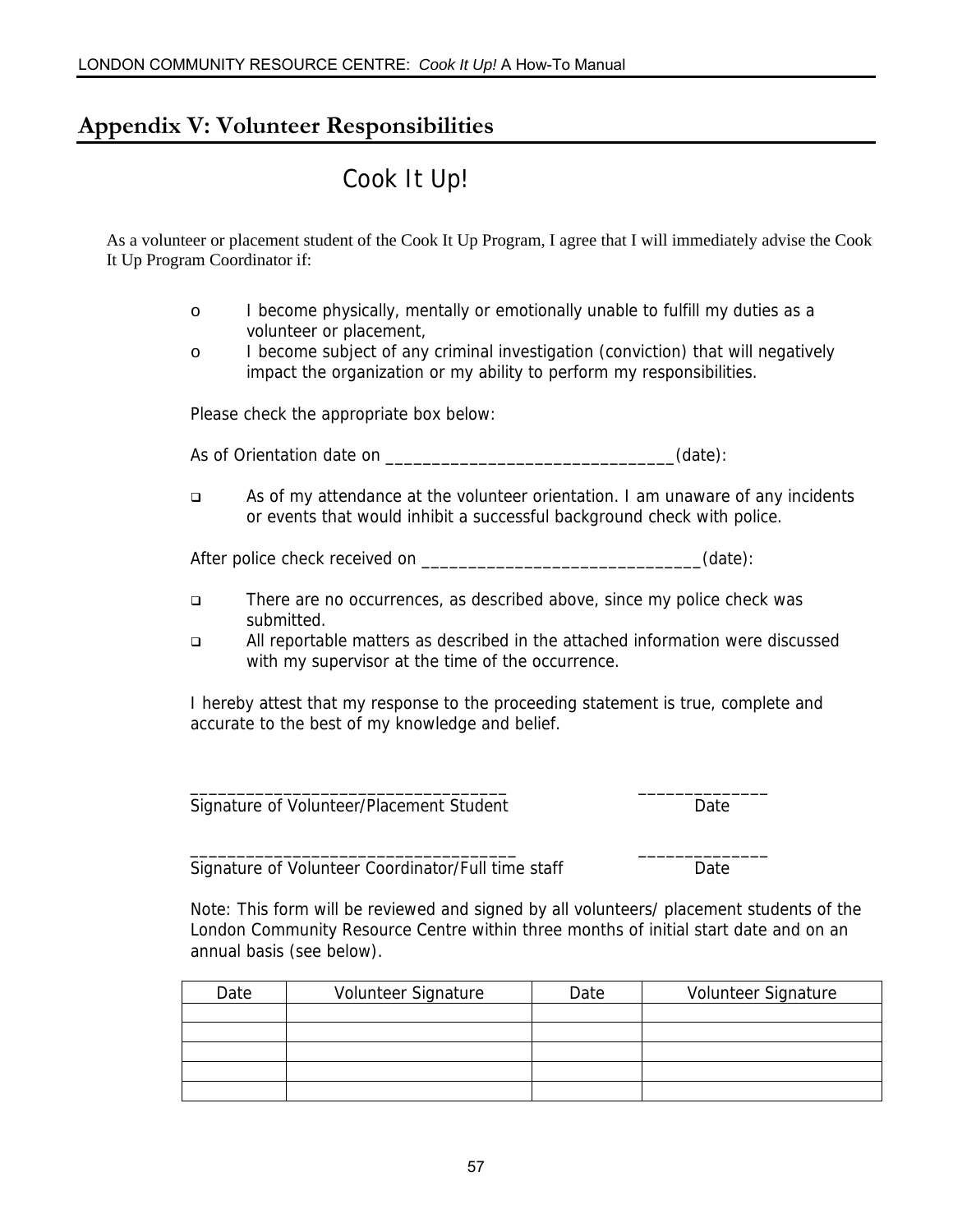## Appendix V: Volunteer Responsibilities

# Cook It Up!

As a volunteer or placement student of the Cook It Up Program, I agree that I will immediately advise the Cook It Up Program Coordinator if:

- o I become physically, mentally or emotionally unable to fulfill my duties as a volunteer or placement,
- o I become subject of any criminal investigation (conviction) that will negatively impact the organization or my ability to perform my responsibilities.

Please check the appropriate box below:

As of Orientation date on _______________________________(date):

- ❑ As of my attendance at the volunteer orientation. I am unaware of any incidents or events that would inhibit a successful background check with police.

After police check received on _____________________________(date):

- ❑ There are no occurrences, as described above, since my police check was submitted.
- ❑ All reportable matters as described in the attached information were discussed with my supervisor at the time of the occurrence.

I hereby attest that my response to the proceeding statement is true, complete and accurate to the best of my knowledge and belief.

___________________________________ ______________
Signature of Volunteer/Placement Student Date

___________________________________ ______________
Signature of Volunteer Coordinator/Full time staff Date

Note: This form will be reviewed and signed by all volunteers/ placement students of the London Community Resource Centre within three months of initial start date and on an annual basis (see below).

| Date | Volunteer Signature | Date | Volunteer Signature |
| --- | --- | --- | --- |
| | | | |
| | | | |
| | | | |
| | | | |
| | | | |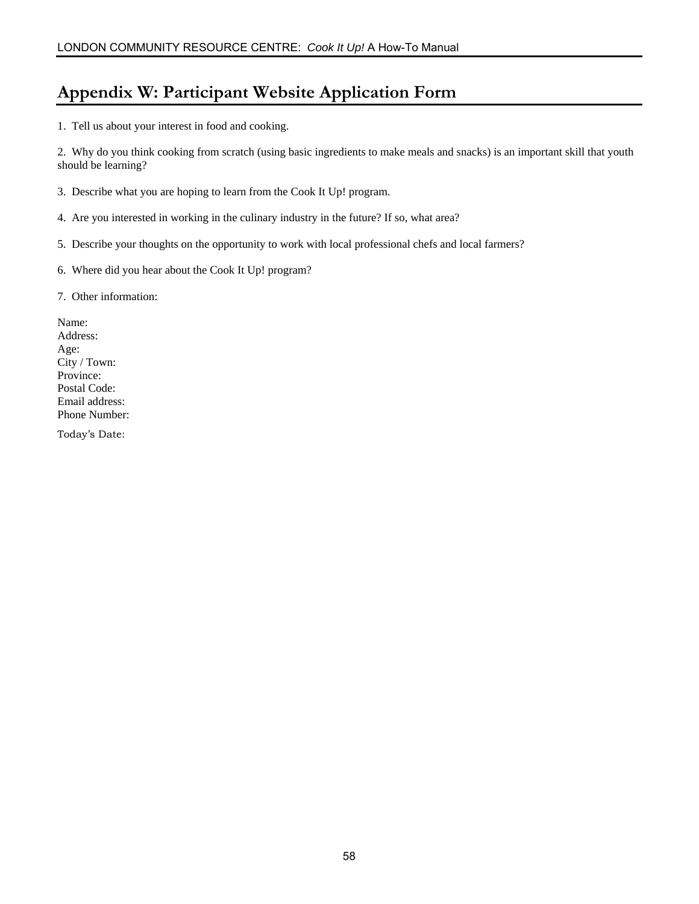# Appendix W: Participant Website Application Form

1. Tell us about your interest in food and cooking.

2. Why do you think cooking from scratch (using basic ingredients to make meals and snacks) is an important skill that youth should be learning?

3. Describe what you are hoping to learn from the Cook It Up! program.

4. Are you interested in working in the culinary industry in the future? If so, what area?

5. Describe your thoughts on the opportunity to work with local professional chefs and local farmers?

6. Where did you hear about the Cook It Up! program?

7. Other information:

Name:
Address:
Age:
City / Town:
Province:
Postal Code:
Email address:
Phone Number:

Today's Date: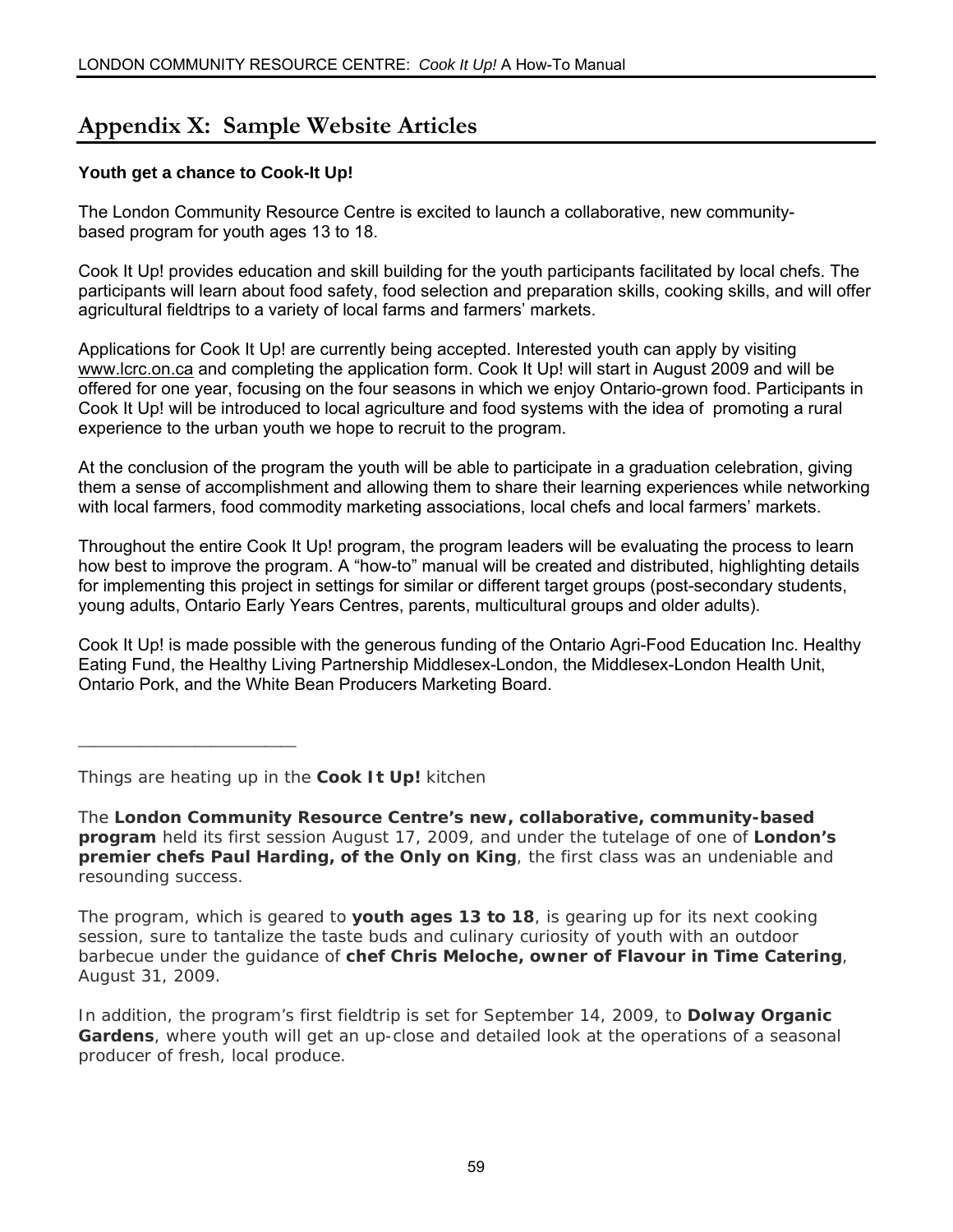# Appendix X: Sample Website Articles

**Youth get a chance to Cook-It Up!**

The London Community Resource Centre is excited to launch a collaborative, new community-based program for youth ages 13 to 18.

Cook It Up! provides education and skill building for the youth participants facilitated by local chefs. The participants will learn about food safety, food selection and preparation skills, cooking skills, and will offer agricultural fieldtrips to a variety of local farms and farmers' markets.

Applications for Cook It Up! are currently being accepted. Interested youth can apply by visiting www.lcrc.on.ca and completing the application form. Cook It Up! will start in August 2009 and will be offered for one year, focusing on the four seasons in which we enjoy Ontario-grown food. Participants in Cook It Up! will be introduced to local agriculture and food systems with the idea of promoting a rural experience to the urban youth we hope to recruit to the program.

At the conclusion of the program the youth will be able to participate in a graduation celebration, giving them a sense of accomplishment and allowing them to share their learning experiences while networking with local farmers, food commodity marketing associations, local chefs and local farmers' markets.

Throughout the entire Cook It Up! program, the program leaders will be evaluating the process to learn how best to improve the program. A "how-to" manual will be created and distributed, highlighting details for implementing this project in settings for similar or different target groups (post-secondary students, young adults, Ontario Early Years Centres, parents, multicultural groups and older adults).

Cook It Up! is made possible with the generous funding of the Ontario Agri-Food Education Inc. Healthy Eating Fund, the Healthy Living Partnership Middlesex-London, the Middlesex-London Health Unit, Ontario Pork, and the White Bean Producers Marketing Board.

---

Things are heating up in the **Cook It Up!** kitchen

The **London Community Resource Centre's new, collaborative, community-based program** held its first session August 17, 2009, and under the tutelage of one of **London's premier chefs Paul Harding, of the Only on King**, the first class was an undeniable and resounding success.

The program, which is geared to **youth ages 13 to 18**, is gearing up for its next cooking session, sure to tantalize the taste buds and culinary curiosity of youth with an outdoor barbecue under the guidance of **chef Chris Meloche, owner of Flavour in Time Catering**, August 31, 2009.

In addition, the program's first fieldtrip is set for September 14, 2009, to **Dolway Organic Gardens**, where youth will get an up-close and detailed look at the operations of a seasonal producer of fresh, local produce.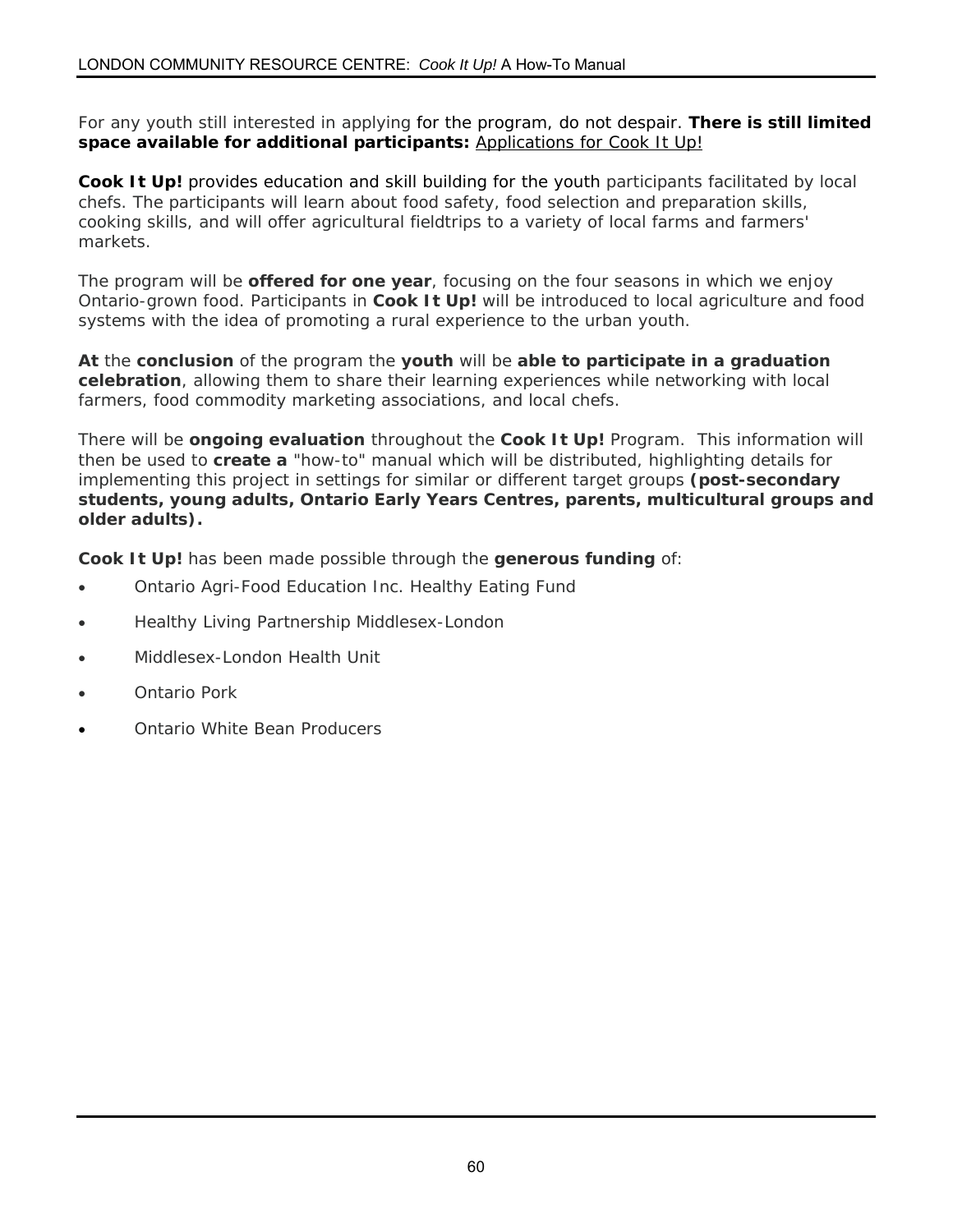For any youth still interested in applying for the program, do not despair. **There is still limited space available for additional participants:** Applications for Cook It Up!

**Cook It Up!** provides education and skill building for the youth participants facilitated by local chefs. The participants will learn about food safety, food selection and preparation skills, cooking skills, and will offer agricultural fieldtrips to a variety of local farms and farmers' markets.

The program will be **offered for one year**, focusing on the four seasons in which we enjoy Ontario-grown food. Participants in **Cook It Up!** will be introduced to local agriculture and food systems with the idea of promoting a rural experience to the urban youth.

**At** the **conclusion** of the program the **youth** will be **able to participate in a graduation celebration**, allowing them to share their learning experiences while networking with local farmers, food commodity marketing associations, and local chefs.

There will be **ongoing evaluation** throughout the **Cook It Up!** Program. This information will then be used to **create a** "how-to" manual which will be distributed, highlighting details for implementing this project in settings for similar or different target groups **(post-secondary students, young adults, Ontario Early Years Centres, parents, multicultural groups and older adults).**

**Cook It Up!** has been made possible through the **generous funding** of:

- Ontario Agri-Food Education Inc. Healthy Eating Fund
- Healthy Living Partnership Middlesex-London
- Middlesex-London Health Unit
- Ontario Pork
- Ontario White Bean Producers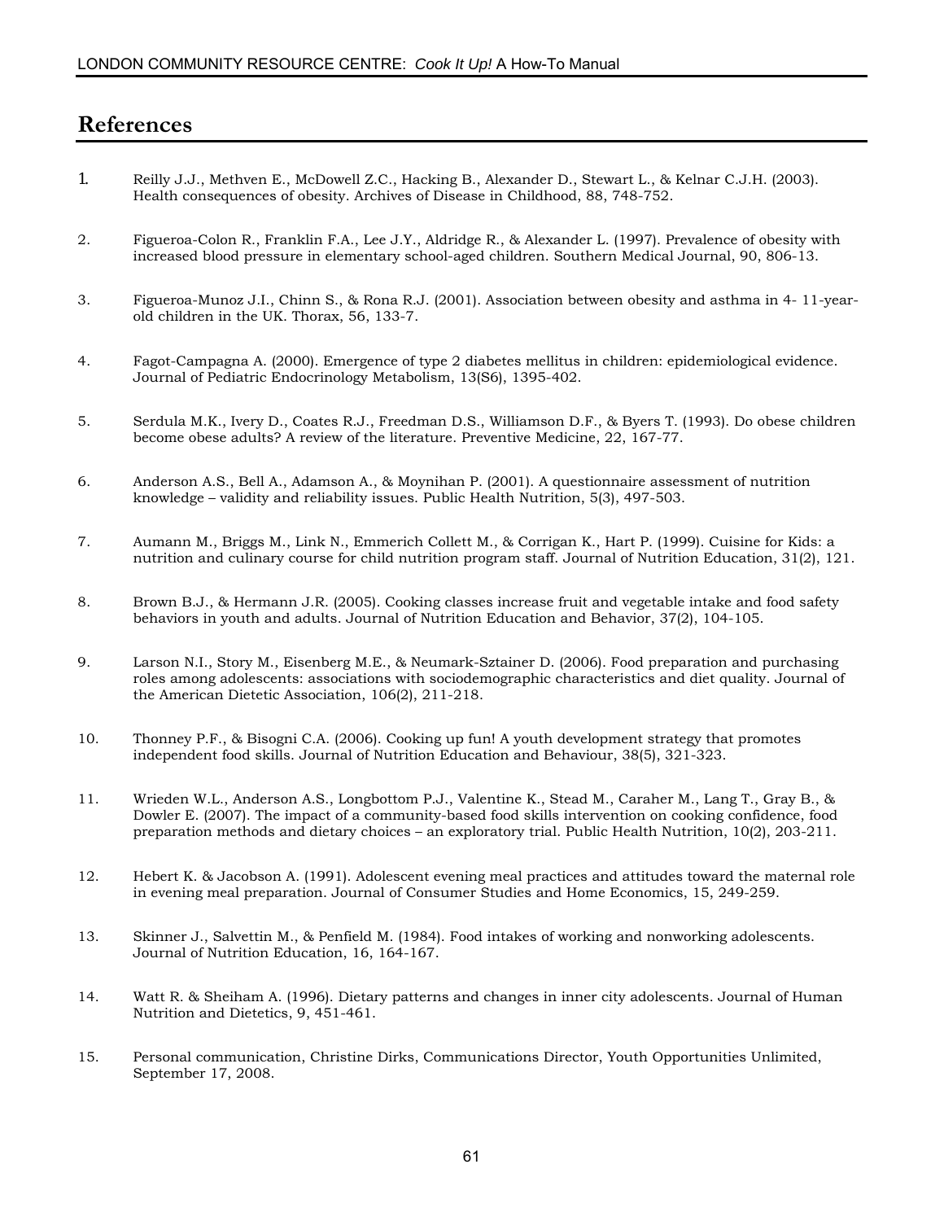# References

1. Reilly J.J., Methven E., McDowell Z.C., Hacking B., Alexander D., Stewart L., & Kelnar C.J.H. (2003). Health consequences of obesity. Archives of Disease in Childhood, 88, 748-752.

2. Figueroa-Colon R., Franklin F.A., Lee J.Y., Aldridge R., & Alexander L. (1997). Prevalence of obesity with increased blood pressure in elementary school-aged children. Southern Medical Journal, 90, 806-13.

3. Figueroa-Munoz J.I., Chinn S., & Rona R.J. (2001). Association between obesity and asthma in 4- 11-year-old children in the UK. Thorax, 56, 133-7.

4. Fagot-Campagna A. (2000). Emergence of type 2 diabetes mellitus in children: epidemiological evidence. Journal of Pediatric Endocrinology Metabolism, 13(S6), 1395-402.

5. Serdula M.K., Ivery D., Coates R.J., Freedman D.S., Williamson D.F., & Byers T. (1993). Do obese children become obese adults? A review of the literature. Preventive Medicine, 22, 167-77.

6. Anderson A.S., Bell A., Adamson A., & Moynihan P. (2001). A questionnaire assessment of nutrition knowledge – validity and reliability issues. Public Health Nutrition, 5(3), 497-503.

7. Aumann M., Briggs M., Link N., Emmerich Collett M., & Corrigan K., Hart P. (1999). Cuisine for Kids: a nutrition and culinary course for child nutrition program staff. Journal of Nutrition Education, 31(2), 121.

8. Brown B.J., & Hermann J.R. (2005). Cooking classes increase fruit and vegetable intake and food safety behaviors in youth and adults. Journal of Nutrition Education and Behavior, 37(2), 104-105.

9. Larson N.I., Story M., Eisenberg M.E., & Neumark-Sztainer D. (2006). Food preparation and purchasing roles among adolescents: associations with sociodemographic characteristics and diet quality. Journal of the American Dietetic Association, 106(2), 211-218.

10. Thonney P.F., & Bisogni C.A. (2006). Cooking up fun! A youth development strategy that promotes independent food skills. Journal of Nutrition Education and Behaviour, 38(5), 321-323.

11. Wrieden W.L., Anderson A.S., Longbottom P.J., Valentine K., Stead M., Caraher M., Lang T., Gray B., & Dowler E. (2007). The impact of a community-based food skills intervention on cooking confidence, food preparation methods and dietary choices – an exploratory trial. Public Health Nutrition, 10(2), 203-211.

12. Hebert K. & Jacobson A. (1991). Adolescent evening meal practices and attitudes toward the maternal role in evening meal preparation. Journal of Consumer Studies and Home Economics, 15, 249-259.

13. Skinner J., Salvettin M., & Penfield M. (1984). Food intakes of working and nonworking adolescents. Journal of Nutrition Education, 16, 164-167.

14. Watt R. & Sheiham A. (1996). Dietary patterns and changes in inner city adolescents. Journal of Human Nutrition and Dietetics, 9, 451-461.

15. Personal communication, Christine Dirks, Communications Director, Youth Opportunities Unlimited, September 17, 2008.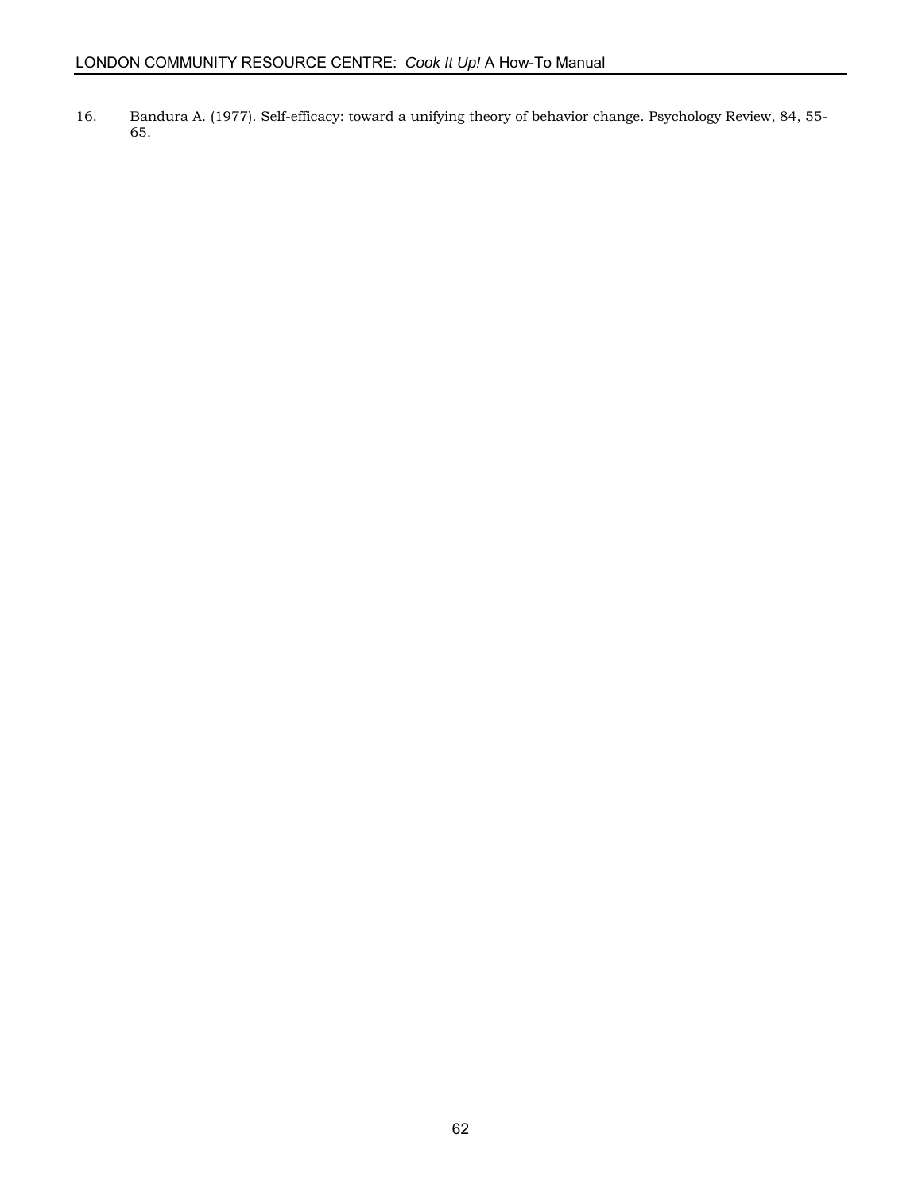16. Bandura A. (1977). Self-efficacy: toward a unifying theory of behavior change. Psychology Review, 84, 55-65.